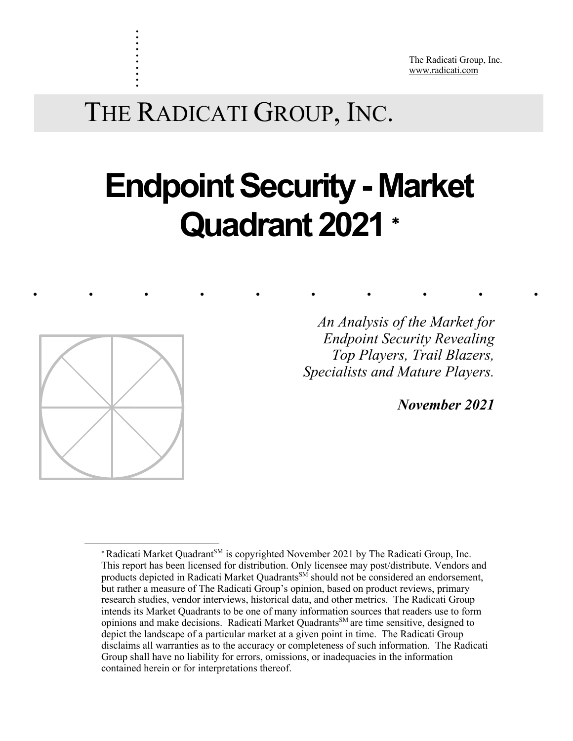The Radicati Group, Inc.
www.radicati.com

THE RADICATI GROUP, INC.

# Endpoint Security - Market Quadrant 2021 *

*An Analysis of the Market for Endpoint Security Revealing Top Players, Trail Blazers, Specialists and Mature Players.*

***November 2021***

* Radicati Market Quadrant[SM] is copyrighted November 2021 by The Radicati Group, Inc. This report has been licensed for distribution. Only licensee may post/distribute. Vendors and products depicted in Radicati Market Quadrants[SM] should not be considered an endorsement, but rather a measure of The Radicati Group's opinion, based on product reviews, primary research studies, vendor interviews, historical data, and other metrics. The Radicati Group intends its Market Quadrants to be one of many information sources that readers use to form opinions and make decisions. Radicati Market Quadrants[SM] are time sensitive, designed to depict the landscape of a particular market at a given point in time. The Radicati Group disclaims all warranties as to the accuracy or completeness of such information. The Radicati Group shall have no liability for errors, omissions, or inadequacies in the information contained herein or for interpretations thereof.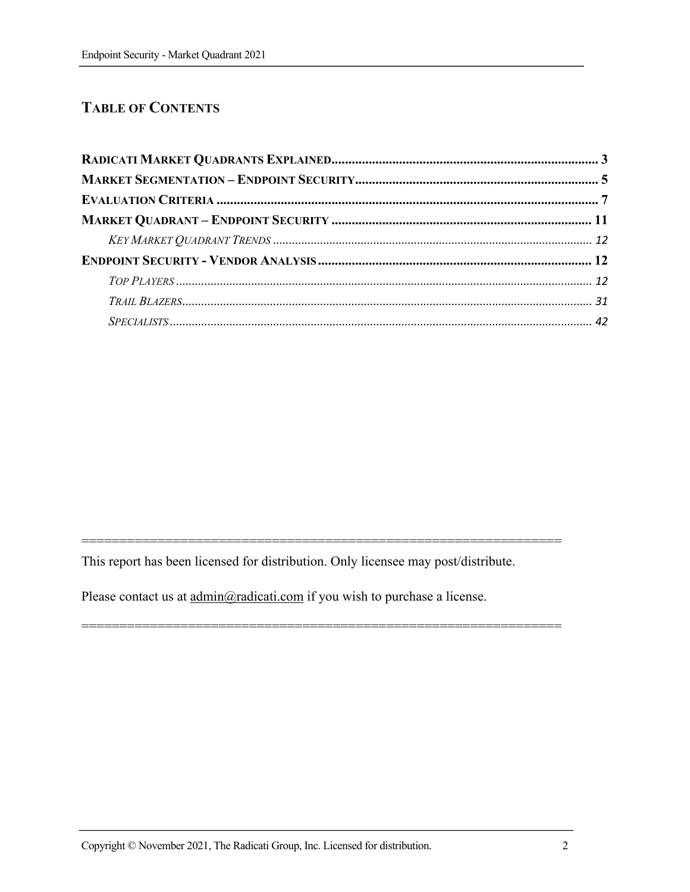## TABLE OF CONTENTS

**RADICATI MARKET QUADRANTS EXPLAINED** ............................................................................ 3

**MARKET SEGMENTATION – ENDPOINT SECURITY** ....................................................................... 5

**EVALUATION CRITERIA** ................................................................................................................ 7

**MARKET QUADRANT – ENDPOINT SECURITY** ........................................................................... 11

*KEY MARKET QUADRANT TRENDS* ................................................................................................ 12

**ENDPOINT SECURITY - VENDOR ANALYSIS** ................................................................................ 12

*TOP PLAYERS* .................................................................................................................................. 12

*TRAIL BLAZERS* ............................................................................................................................... 31

*SPECIALISTS* .................................................................................................................................... 42

=================================================================

This report has been licensed for distribution. Only licensee may post/distribute.

Please contact us at admin@radicati.com if you wish to purchase a license.

=================================================================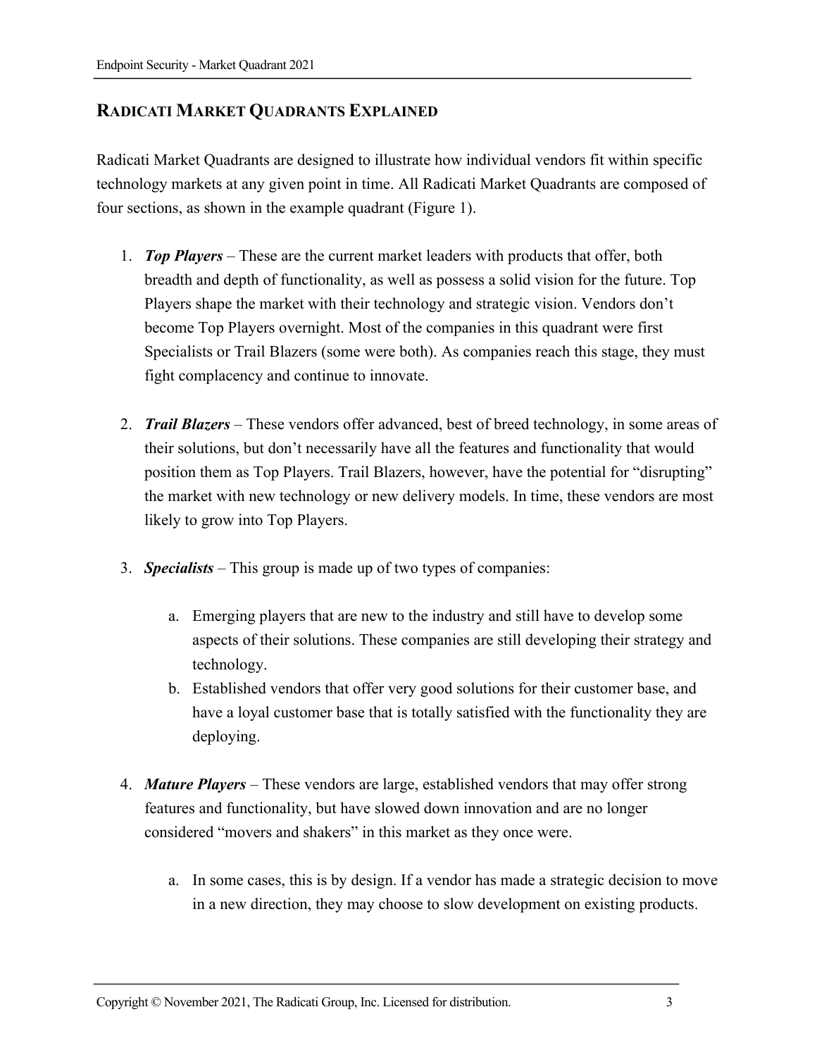## Radicati Market Quadrants Explained

Radicati Market Quadrants are designed to illustrate how individual vendors fit within specific technology markets at any given point in time. All Radicati Market Quadrants are composed of four sections, as shown in the example quadrant (Figure 1).

1. ***Top Players*** – These are the current market leaders with products that offer, both breadth and depth of functionality, as well as possess a solid vision for the future. Top Players shape the market with their technology and strategic vision. Vendors don't become Top Players overnight. Most of the companies in this quadrant were first Specialists or Trail Blazers (some were both). As companies reach this stage, they must fight complacency and continue to innovate.

2. ***Trail Blazers*** – These vendors offer advanced, best of breed technology, in some areas of their solutions, but don't necessarily have all the features and functionality that would position them as Top Players. Trail Blazers, however, have the potential for "disrupting" the market with new technology or new delivery models. In time, these vendors are most likely to grow into Top Players.

3. ***Specialists*** – This group is made up of two types of companies:

   a. Emerging players that are new to the industry and still have to develop some aspects of their solutions. These companies are still developing their strategy and technology.
   
   b. Established vendors that offer very good solutions for their customer base, and have a loyal customer base that is totally satisfied with the functionality they are deploying.

4. ***Mature Players*** – These vendors are large, established vendors that may offer strong features and functionality, but have slowed down innovation and are no longer considered "movers and shakers" in this market as they once were.

   a. In some cases, this is by design. If a vendor has made a strategic decision to move in a new direction, they may choose to slow development on existing products.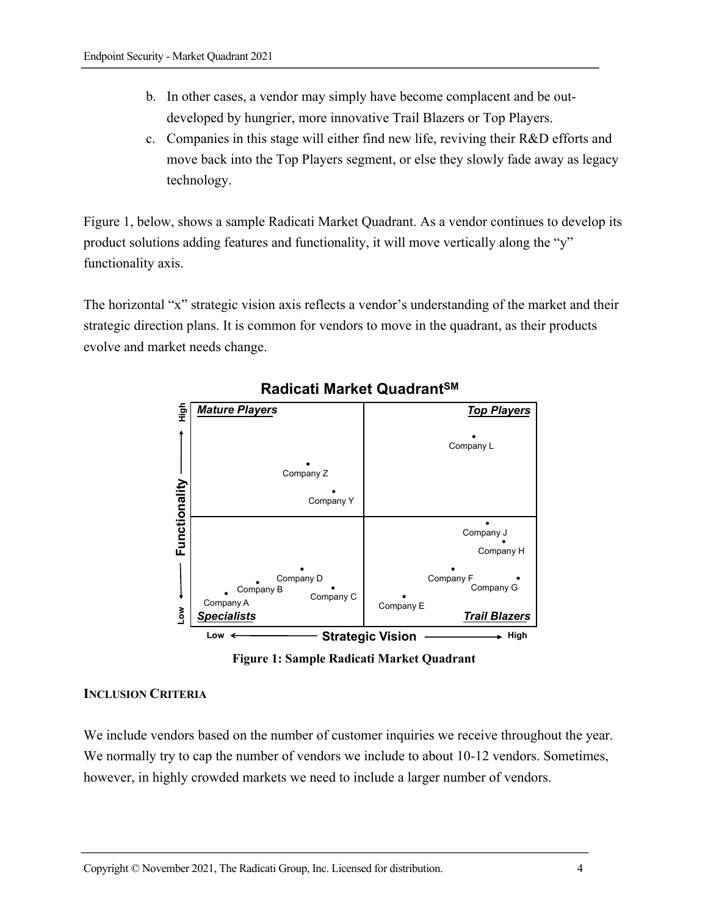b. In other cases, a vendor may simply have become complacent and be out-developed by hungrier, more innovative Trail Blazers or Top Players.

c. Companies in this stage will either find new life, reviving their R&D efforts and move back into the Top Players segment, or else they slowly fade away as legacy technology.

Figure 1, below, shows a sample Radicati Market Quadrant. As a vendor continues to develop its product solutions adding features and functionality, it will move vertically along the "y" functionality axis.

The horizontal "x" strategic vision axis reflects a vendor's understanding of the market and their strategic direction plans. It is common for vendors to move in the quadrant, as their products evolve and market needs change.

**Figure 1: Sample Radicati Market Quadrant**

**INCLUSION CRITERIA**

We include vendors based on the number of customer inquiries we receive throughout the year. We normally try to cap the number of vendors we include to about 10-12 vendors. Sometimes, however, in highly crowded markets we need to include a larger number of vendors.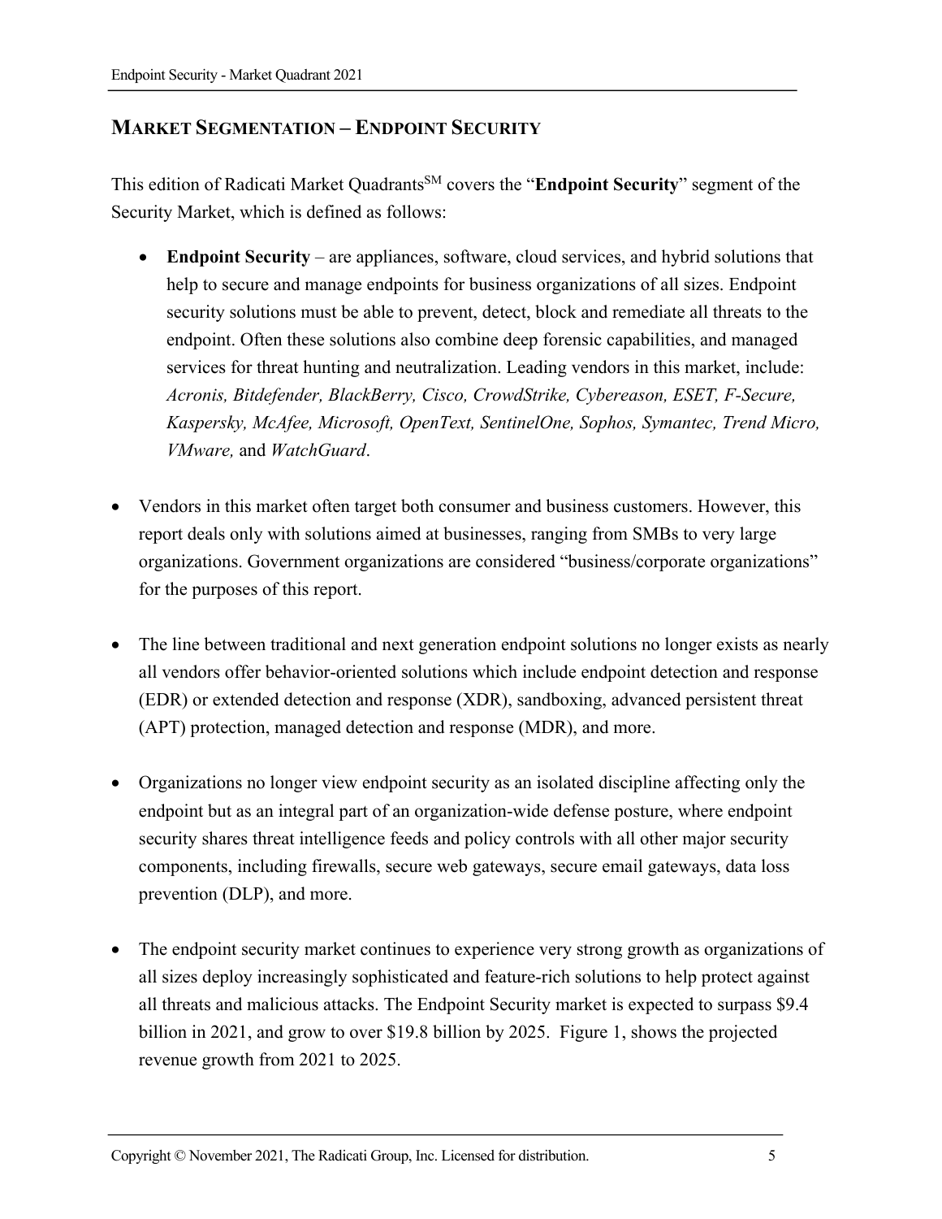## Market Segmentation – Endpoint Security

This edition of Radicati Market Quadrants[SM] covers the "**Endpoint Security**" segment of the Security Market, which is defined as follows:

- **Endpoint Security** – are appliances, software, cloud services, and hybrid solutions that help to secure and manage endpoints for business organizations of all sizes. Endpoint security solutions must be able to prevent, detect, block and remediate all threats to the endpoint. Often these solutions also combine deep forensic capabilities, and managed services for threat hunting and neutralization. Leading vendors in this market, include: *Acronis, Bitdefender, BlackBerry, Cisco, CrowdStrike, Cybereason, ESET, F-Secure, Kaspersky, McAfee, Microsoft, OpenText, SentinelOne, Sophos, Symantec, Trend Micro, VMware,* and *WatchGuard*.

- Vendors in this market often target both consumer and business customers. However, this report deals only with solutions aimed at businesses, ranging from SMBs to very large organizations. Government organizations are considered "business/corporate organizations" for the purposes of this report.

- The line between traditional and next generation endpoint solutions no longer exists as nearly all vendors offer behavior-oriented solutions which include endpoint detection and response (EDR) or extended detection and response (XDR), sandboxing, advanced persistent threat (APT) protection, managed detection and response (MDR), and more.

- Organizations no longer view endpoint security as an isolated discipline affecting only the endpoint but as an integral part of an organization-wide defense posture, where endpoint security shares threat intelligence feeds and policy controls with all other major security components, including firewalls, secure web gateways, secure email gateways, data loss prevention (DLP), and more.

- The endpoint security market continues to experience very strong growth as organizations of all sizes deploy increasingly sophisticated and feature-rich solutions to help protect against all threats and malicious attacks. The Endpoint Security market is expected to surpass $9.4 billion in 2021, and grow to over $19.8 billion by 2025. Figure 1, shows the projected revenue growth from 2021 to 2025.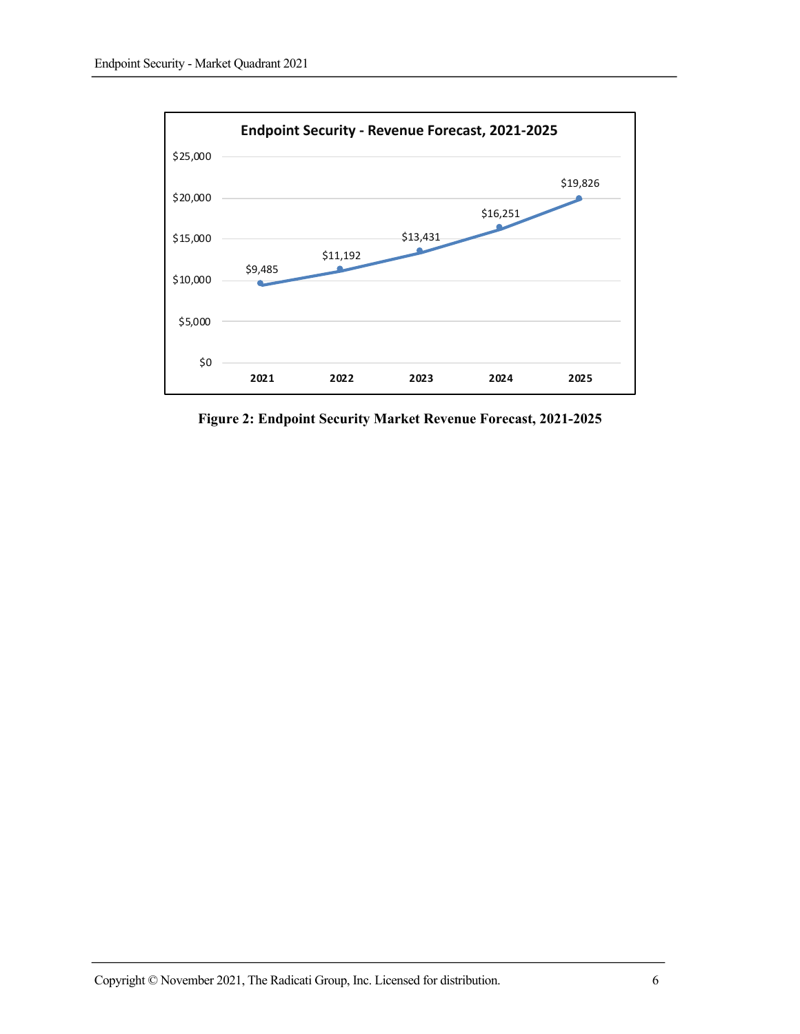**Endpoint Security - Revenue Forecast, 2021-2025**

| Year | Revenue |
|---|---|
| 2021 | $9,485 |
| 2022 | $11,192 |
| 2023 | $13,431 |
| 2024 | $16,251 |
| 2025 | $19,826 |

**Figure 2: Endpoint Security Market Revenue Forecast, 2021-2025**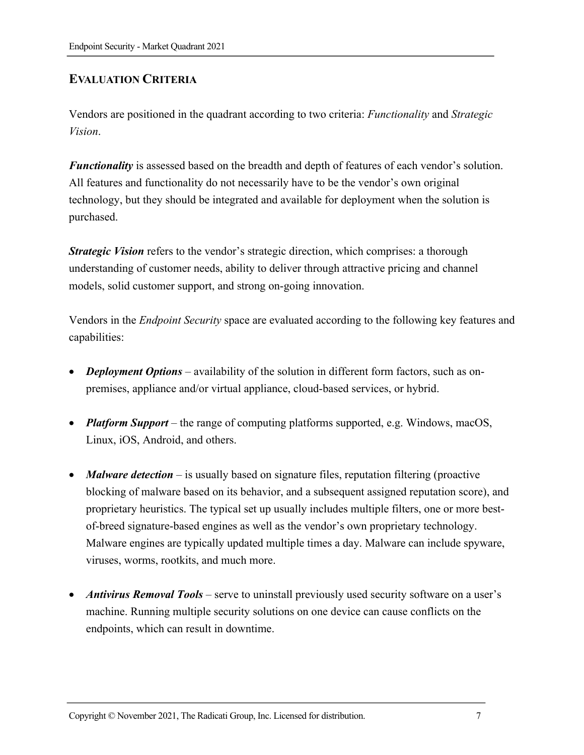## EVALUATION CRITERIA

Vendors are positioned in the quadrant according to two criteria: *Functionality* and *Strategic Vision*.

***Functionality*** is assessed based on the breadth and depth of features of each vendor's solution. All features and functionality do not necessarily have to be the vendor's own original technology, but they should be integrated and available for deployment when the solution is purchased.

***Strategic Vision*** refers to the vendor's strategic direction, which comprises: a thorough understanding of customer needs, ability to deliver through attractive pricing and channel models, solid customer support, and strong on-going innovation.

Vendors in the *Endpoint Security* space are evaluated according to the following key features and capabilities:

- ***Deployment Options*** – availability of the solution in different form factors, such as on-premises, appliance and/or virtual appliance, cloud-based services, or hybrid.
- ***Platform Support*** – the range of computing platforms supported, e.g. Windows, macOS, Linux, iOS, Android, and others.
- ***Malware detection*** – is usually based on signature files, reputation filtering (proactive blocking of malware based on its behavior, and a subsequent assigned reputation score), and proprietary heuristics. The typical set up usually includes multiple filters, one or more best-of-breed signature-based engines as well as the vendor's own proprietary technology. Malware engines are typically updated multiple times a day. Malware can include spyware, viruses, worms, rootkits, and much more.
- ***Antivirus Removal Tools*** – serve to uninstall previously used security software on a user's machine. Running multiple security solutions on one device can cause conflicts on the endpoints, which can result in downtime.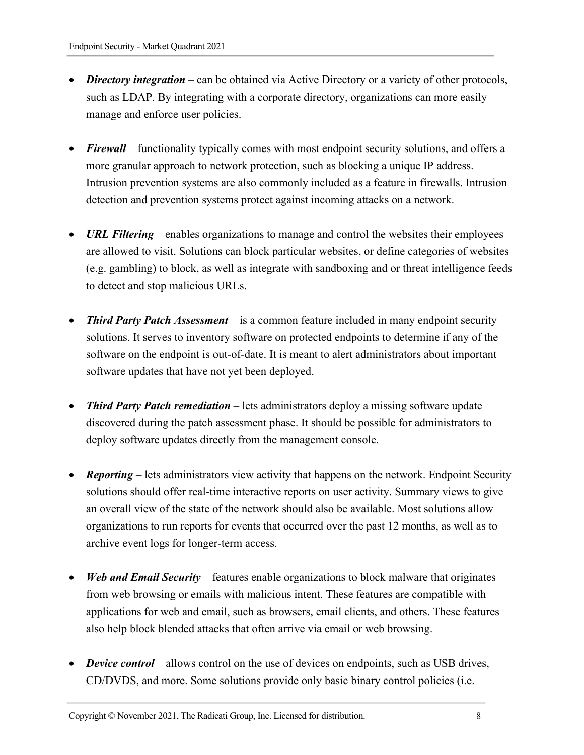- ***Directory integration*** – can be obtained via Active Directory or a variety of other protocols, such as LDAP. By integrating with a corporate directory, organizations can more easily manage and enforce user policies.

- ***Firewall*** – functionality typically comes with most endpoint security solutions, and offers a more granular approach to network protection, such as blocking a unique IP address. Intrusion prevention systems are also commonly included as a feature in firewalls. Intrusion detection and prevention systems protect against incoming attacks on a network.

- ***URL Filtering*** – enables organizations to manage and control the websites their employees are allowed to visit. Solutions can block particular websites, or define categories of websites (e.g. gambling) to block, as well as integrate with sandboxing and or threat intelligence feeds to detect and stop malicious URLs.

- ***Third Party Patch Assessment*** – is a common feature included in many endpoint security solutions. It serves to inventory software on protected endpoints to determine if any of the software on the endpoint is out-of-date. It is meant to alert administrators about important software updates that have not yet been deployed.

- ***Third Party Patch remediation*** – lets administrators deploy a missing software update discovered during the patch assessment phase. It should be possible for administrators to deploy software updates directly from the management console.

- ***Reporting*** – lets administrators view activity that happens on the network. Endpoint Security solutions should offer real-time interactive reports on user activity. Summary views to give an overall view of the state of the network should also be available. Most solutions allow organizations to run reports for events that occurred over the past 12 months, as well as to archive event logs for longer-term access.

- ***Web and Email Security*** – features enable organizations to block malware that originates from web browsing or emails with malicious intent. These features are compatible with applications for web and email, such as browsers, email clients, and others. These features also help block blended attacks that often arrive via email or web browsing.

- ***Device control*** – allows control on the use of devices on endpoints, such as USB drives, CD/DVDS, and more. Some solutions provide only basic binary control policies (i.e.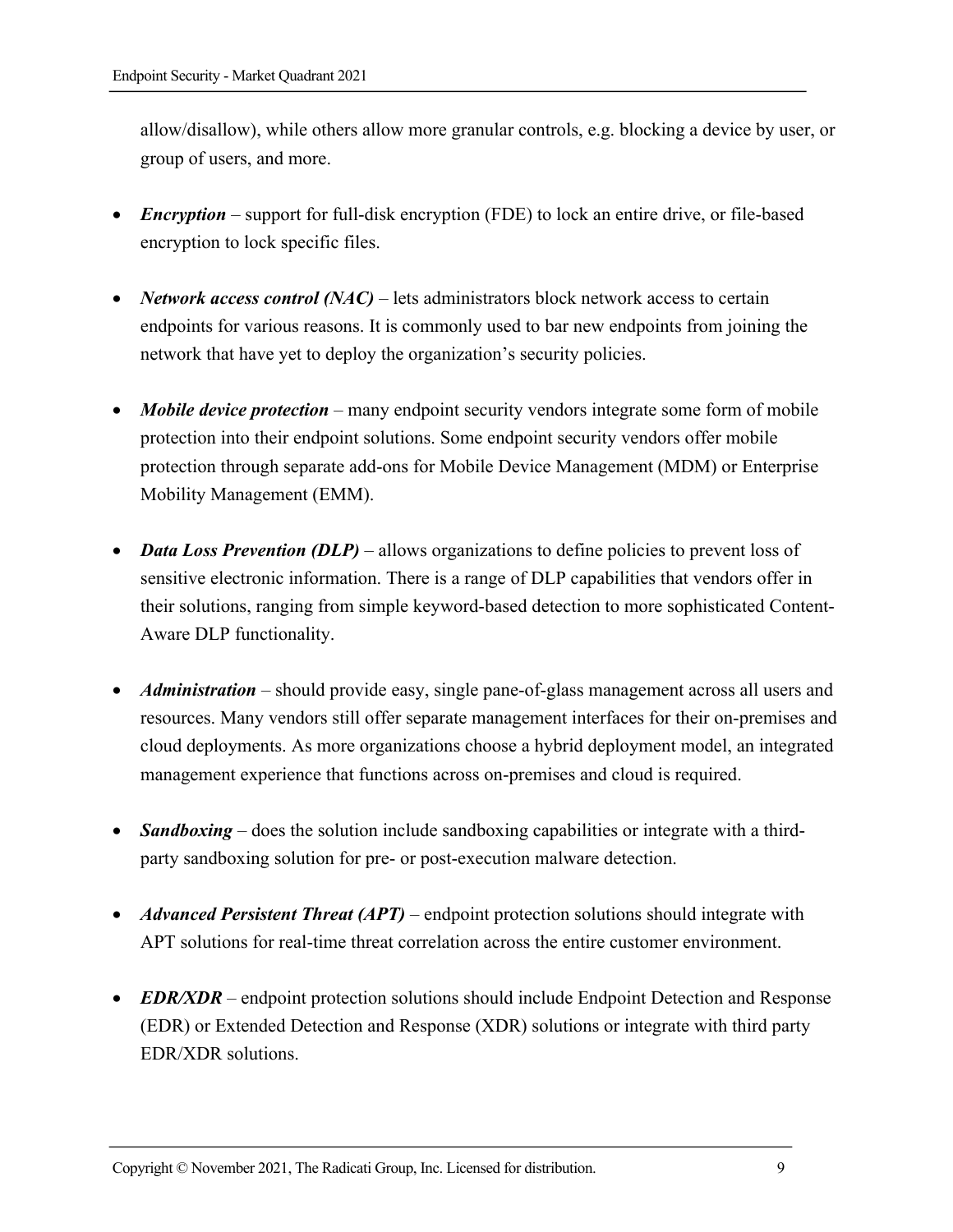allow/disallow), while others allow more granular controls, e.g. blocking a device by user, or group of users, and more.

- ***Encryption*** – support for full-disk encryption (FDE) to lock an entire drive, or file-based encryption to lock specific files.

- ***Network access control (NAC)*** – lets administrators block network access to certain endpoints for various reasons. It is commonly used to bar new endpoints from joining the network that have yet to deploy the organization's security policies.

- ***Mobile device protection*** – many endpoint security vendors integrate some form of mobile protection into their endpoint solutions. Some endpoint security vendors offer mobile protection through separate add-ons for Mobile Device Management (MDM) or Enterprise Mobility Management (EMM).

- ***Data Loss Prevention (DLP)*** – allows organizations to define policies to prevent loss of sensitive electronic information. There is a range of DLP capabilities that vendors offer in their solutions, ranging from simple keyword-based detection to more sophisticated Content-Aware DLP functionality.

- ***Administration*** – should provide easy, single pane-of-glass management across all users and resources. Many vendors still offer separate management interfaces for their on-premises and cloud deployments. As more organizations choose a hybrid deployment model, an integrated management experience that functions across on-premises and cloud is required.

- ***Sandboxing*** – does the solution include sandboxing capabilities or integrate with a third-party sandboxing solution for pre- or post-execution malware detection.

- ***Advanced Persistent Threat (APT)*** – endpoint protection solutions should integrate with APT solutions for real-time threat correlation across the entire customer environment.

- ***EDR/XDR*** – endpoint protection solutions should include Endpoint Detection and Response (EDR) or Extended Detection and Response (XDR) solutions or integrate with third party EDR/XDR solutions.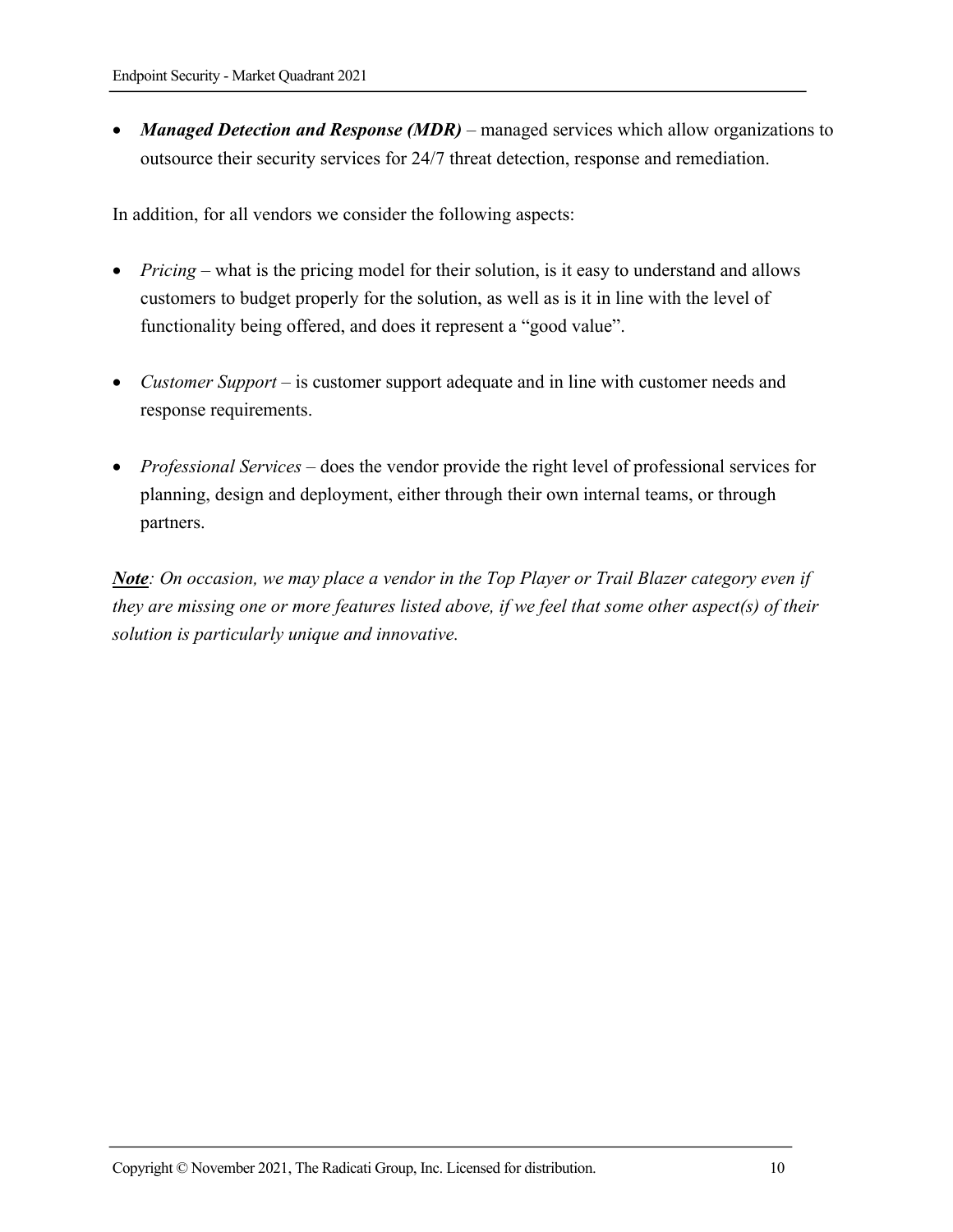- ***Managed Detection and Response (MDR)*** – managed services which allow organizations to outsource their security services for 24/7 threat detection, response and remediation.

In addition, for all vendors we consider the following aspects:

- *Pricing* – what is the pricing model for their solution, is it easy to understand and allows customers to budget properly for the solution, as well as is it in line with the level of functionality being offered, and does it represent a "good value".

- *Customer Support* – is customer support adequate and in line with customer needs and response requirements.

- *Professional Services* – does the vendor provide the right level of professional services for planning, design and deployment, either through their own internal teams, or through partners.

***<u>Note</u>****: On occasion, we may place a vendor in the Top Player or Trail Blazer category even if they are missing one or more features listed above, if we feel that some other aspect(s) of their solution is particularly unique and innovative.*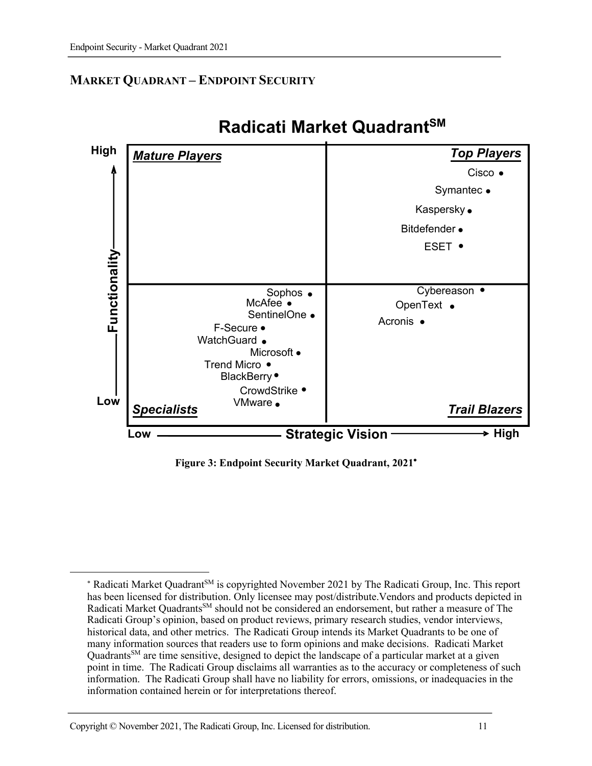## MARKET QUADRANT – ENDPOINT SECURITY

**Radicati Market Quadrant[SM]**

| Quadrant | Vendors |
| --- | --- |
| Top Players | Cisco, Symantec, Kaspersky, Bitdefender, ESET |
| Trail Blazers | Cybereason, OpenText, Acronis |
| Specialists | Sophos, McAfee, SentinelOne, F-Secure, WatchGuard, Microsoft, Trend Micro, BlackBerry, CrowdStrike, VMware |
| Mature Players | |

Vertical axis: Functionality (Low → High). Horizontal axis: Strategic Vision (Low → High).

**Figure 3: Endpoint Security Market Quadrant, 2021***

---

* Radicati Market Quadrant[SM] is copyrighted November 2021 by The Radicati Group, Inc. This report has been licensed for distribution. Only licensee may post/distribute.Vendors and products depicted in Radicati Market Quadrants[SM] should not be considered an endorsement, but rather a measure of The Radicati Group's opinion, based on product reviews, primary research studies, vendor interviews, historical data, and other metrics. The Radicati Group intends its Market Quadrants to be one of many information sources that readers use to form opinions and make decisions. Radicati Market Quadrants[SM] are time sensitive, designed to depict the landscape of a particular market at a given point in time. The Radicati Group disclaims all warranties as to the accuracy or completeness of such information. The Radicati Group shall have no liability for errors, omissions, or inadequacies in the information contained herein or for interpretations thereof.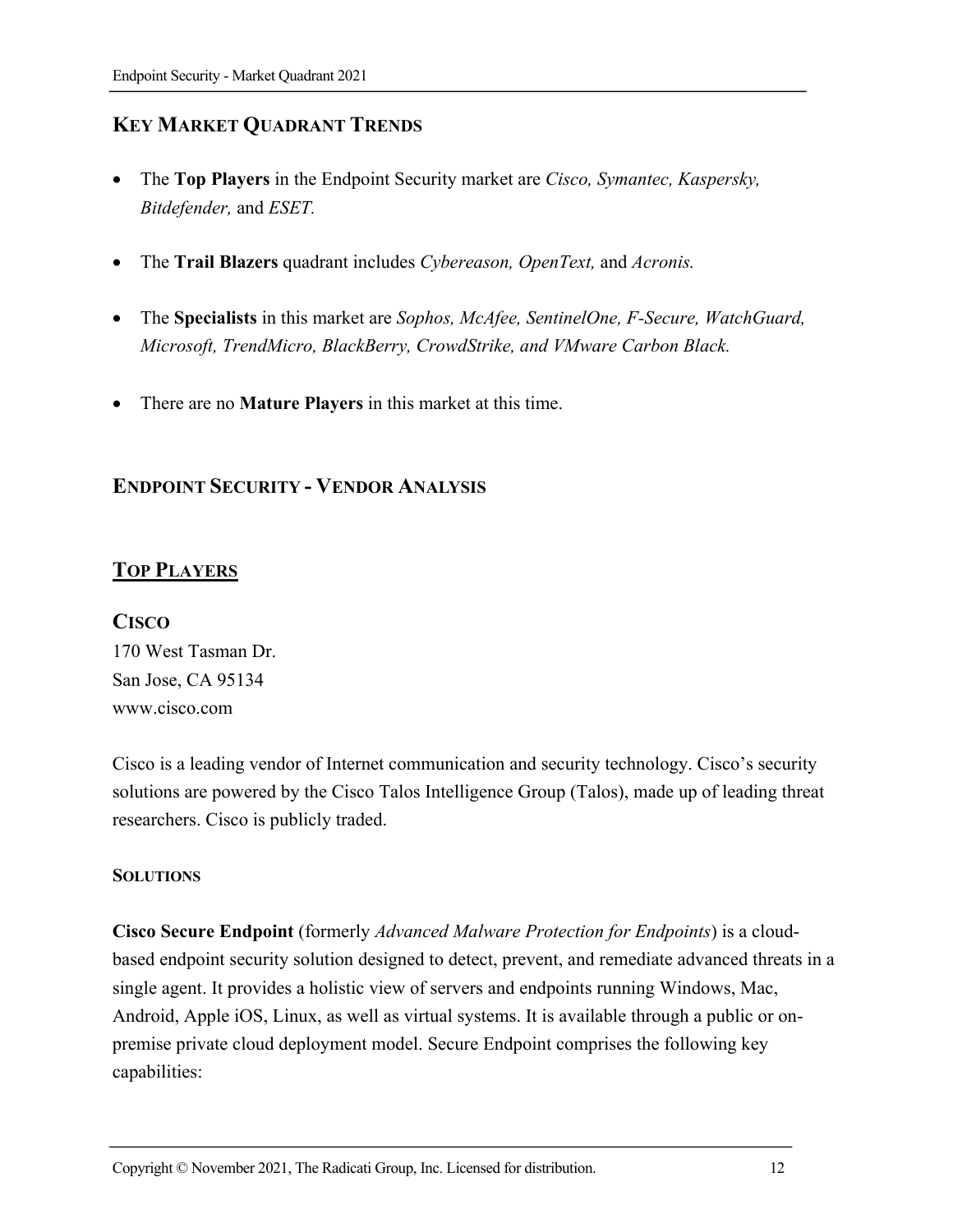## KEY MARKET QUADRANT TRENDS

- The **Top Players** in the Endpoint Security market are *Cisco, Symantec, Kaspersky, Bitdefender,* and *ESET.*
- The **Trail Blazers** quadrant includes *Cybereason, OpenText,* and *Acronis.*
- The **Specialists** in this market are *Sophos, McAfee, SentinelOne, F-Secure, WatchGuard, Microsoft, TrendMicro, BlackBerry, CrowdStrike, and VMware Carbon Black.*
- There are no **Mature Players** in this market at this time.

## ENDPOINT SECURITY - VENDOR ANALYSIS

## TOP PLAYERS

### CISCO

170 West Tasman Dr.
San Jose, CA 95134
www.cisco.com

Cisco is a leading vendor of Internet communication and security technology. Cisco's security solutions are powered by the Cisco Talos Intelligence Group (Talos), made up of leading threat researchers. Cisco is publicly traded.

#### SOLUTIONS

**Cisco Secure Endpoint** (formerly *Advanced Malware Protection for Endpoints*) is a cloud-based endpoint security solution designed to detect, prevent, and remediate advanced threats in a single agent. It provides a holistic view of servers and endpoints running Windows, Mac, Android, Apple iOS, Linux, as well as virtual systems. It is available through a public or on-premise private cloud deployment model. Secure Endpoint comprises the following key capabilities: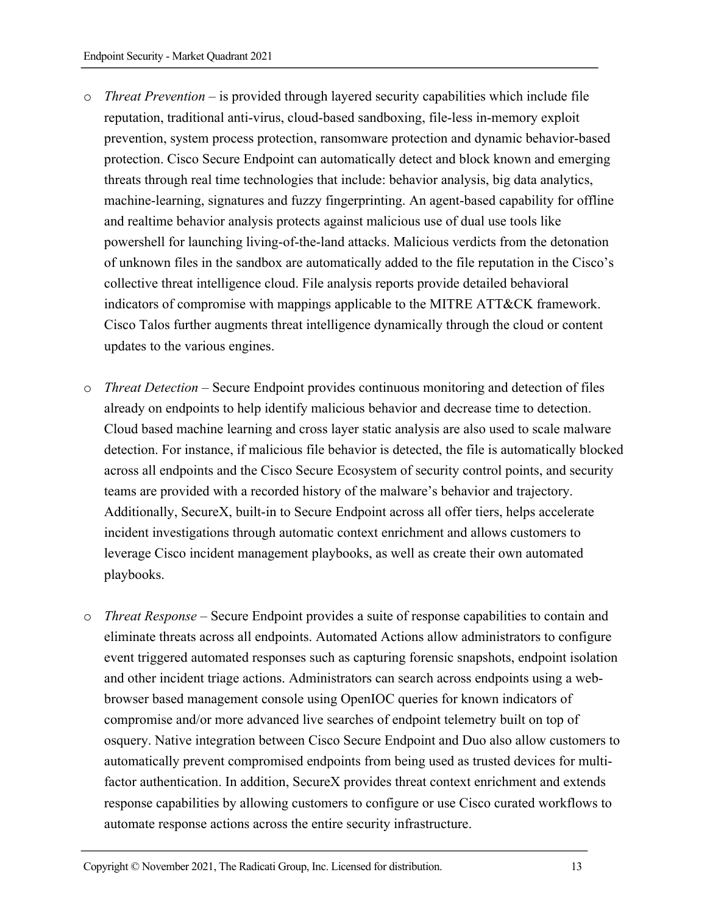- *Threat Prevention* – is provided through layered security capabilities which include file reputation, traditional anti-virus, cloud-based sandboxing, file-less in-memory exploit prevention, system process protection, ransomware protection and dynamic behavior-based protection. Cisco Secure Endpoint can automatically detect and block known and emerging threats through real time technologies that include: behavior analysis, big data analytics, machine-learning, signatures and fuzzy fingerprinting. An agent-based capability for offline and realtime behavior analysis protects against malicious use of dual use tools like powershell for launching living-of-the-land attacks. Malicious verdicts from the detonation of unknown files in the sandbox are automatically added to the file reputation in the Cisco's collective threat intelligence cloud. File analysis reports provide detailed behavioral indicators of compromise with mappings applicable to the MITRE ATT&CK framework. Cisco Talos further augments threat intelligence dynamically through the cloud or content updates to the various engines.

- *Threat Detection* – Secure Endpoint provides continuous monitoring and detection of files already on endpoints to help identify malicious behavior and decrease time to detection. Cloud based machine learning and cross layer static analysis are also used to scale malware detection. For instance, if malicious file behavior is detected, the file is automatically blocked across all endpoints and the Cisco Secure Ecosystem of security control points, and security teams are provided with a recorded history of the malware's behavior and trajectory. Additionally, SecureX, built-in to Secure Endpoint across all offer tiers, helps accelerate incident investigations through automatic context enrichment and allows customers to leverage Cisco incident management playbooks, as well as create their own automated playbooks.

- *Threat Response* – Secure Endpoint provides a suite of response capabilities to contain and eliminate threats across all endpoints. Automated Actions allow administrators to configure event triggered automated responses such as capturing forensic snapshots, endpoint isolation and other incident triage actions. Administrators can search across endpoints using a web-browser based management console using OpenIOC queries for known indicators of compromise and/or more advanced live searches of endpoint telemetry built on top of osquery. Native integration between Cisco Secure Endpoint and Duo also allow customers to automatically prevent compromised endpoints from being used as trusted devices for multi-factor authentication. In addition, SecureX provides threat context enrichment and extends response capabilities by allowing customers to configure or use Cisco curated workflows to automate response actions across the entire security infrastructure.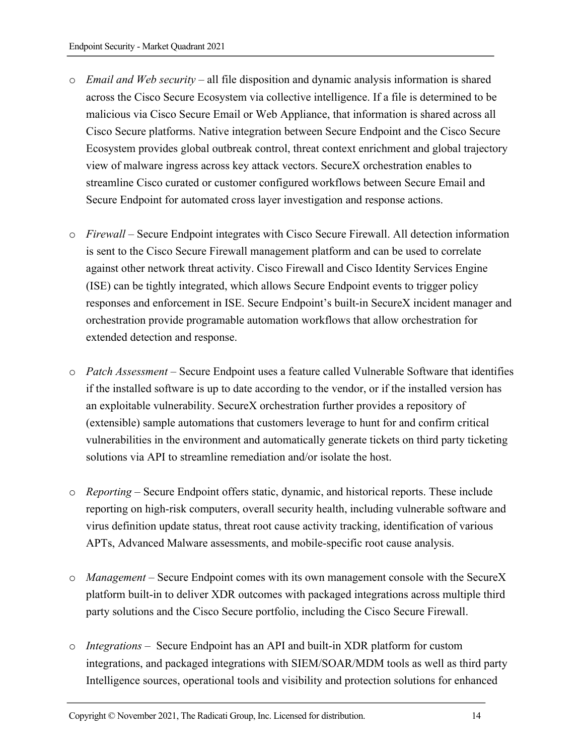- *Email and Web security* – all file disposition and dynamic analysis information is shared across the Cisco Secure Ecosystem via collective intelligence. If a file is determined to be malicious via Cisco Secure Email or Web Appliance, that information is shared across all Cisco Secure platforms. Native integration between Secure Endpoint and the Cisco Secure Ecosystem provides global outbreak control, threat context enrichment and global trajectory view of malware ingress across key attack vectors. SecureX orchestration enables to streamline Cisco curated or customer configured workflows between Secure Email and Secure Endpoint for automated cross layer investigation and response actions.

- *Firewall* – Secure Endpoint integrates with Cisco Secure Firewall. All detection information is sent to the Cisco Secure Firewall management platform and can be used to correlate against other network threat activity. Cisco Firewall and Cisco Identity Services Engine (ISE) can be tightly integrated, which allows Secure Endpoint events to trigger policy responses and enforcement in ISE. Secure Endpoint's built-in SecureX incident manager and orchestration provide programable automation workflows that allow orchestration for extended detection and response.

- *Patch Assessment* – Secure Endpoint uses a feature called Vulnerable Software that identifies if the installed software is up to date according to the vendor, or if the installed version has an exploitable vulnerability. SecureX orchestration further provides a repository of (extensible) sample automations that customers leverage to hunt for and confirm critical vulnerabilities in the environment and automatically generate tickets on third party ticketing solutions via API to streamline remediation and/or isolate the host.

- *Reporting* – Secure Endpoint offers static, dynamic, and historical reports. These include reporting on high-risk computers, overall security health, including vulnerable software and virus definition update status, threat root cause activity tracking, identification of various APTs, Advanced Malware assessments, and mobile-specific root cause analysis.

- *Management* – Secure Endpoint comes with its own management console with the SecureX platform built-in to deliver XDR outcomes with packaged integrations across multiple third party solutions and the Cisco Secure portfolio, including the Cisco Secure Firewall.

- *Integrations* – Secure Endpoint has an API and built-in XDR platform for custom integrations, and packaged integrations with SIEM/SOAR/MDM tools as well as third party Intelligence sources, operational tools and visibility and protection solutions for enhanced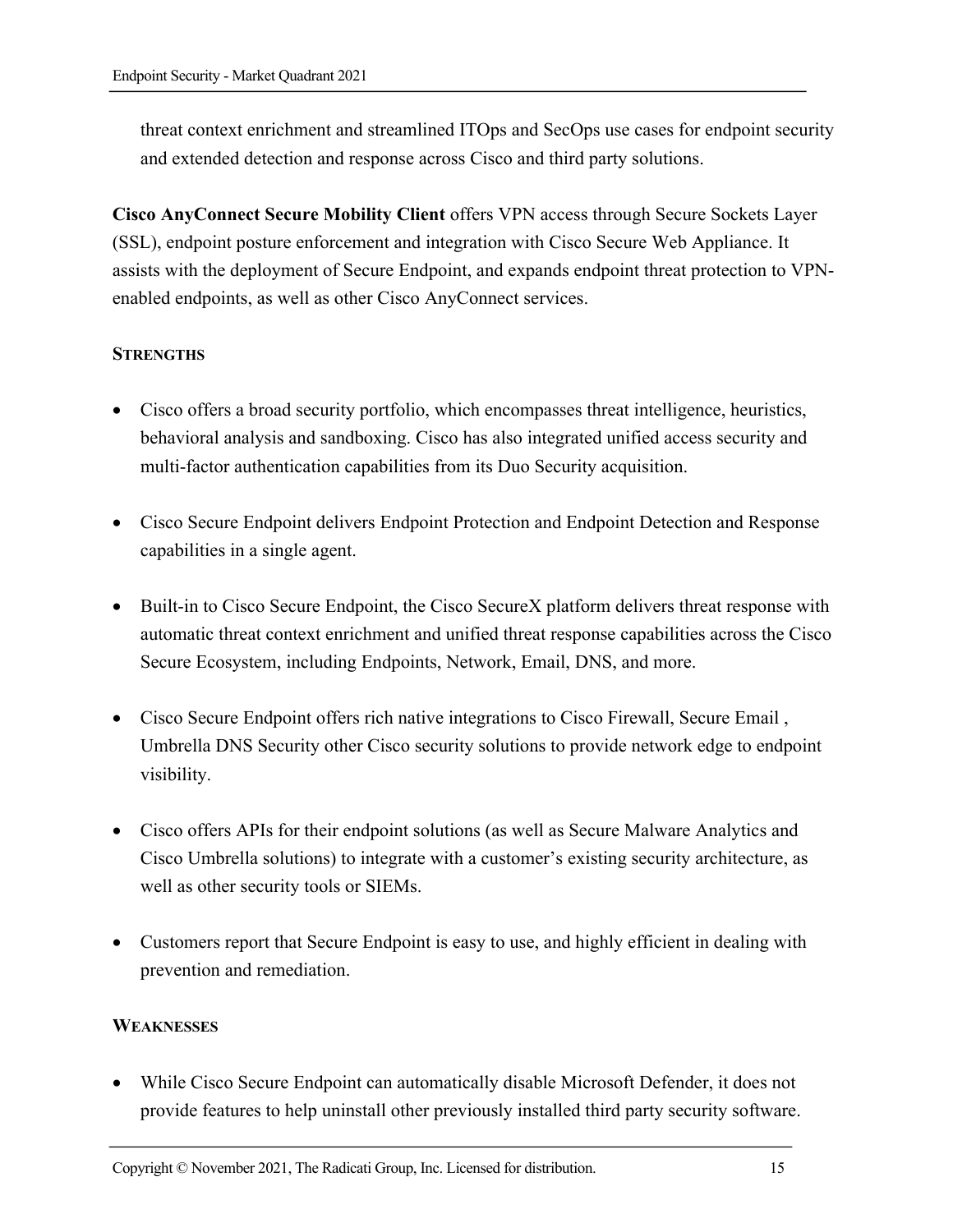threat context enrichment and streamlined ITOps and SecOps use cases for endpoint security and extended detection and response across Cisco and third party solutions.

**Cisco AnyConnect Secure Mobility Client** offers VPN access through Secure Sockets Layer (SSL), endpoint posture enforcement and integration with Cisco Secure Web Appliance. It assists with the deployment of Secure Endpoint, and expands endpoint threat protection to VPN-enabled endpoints, as well as other Cisco AnyConnect services.

**STRENGTHS**

- Cisco offers a broad security portfolio, which encompasses threat intelligence, heuristics, behavioral analysis and sandboxing. Cisco has also integrated unified access security and multi-factor authentication capabilities from its Duo Security acquisition.

- Cisco Secure Endpoint delivers Endpoint Protection and Endpoint Detection and Response capabilities in a single agent.

- Built-in to Cisco Secure Endpoint, the Cisco SecureX platform delivers threat response with automatic threat context enrichment and unified threat response capabilities across the Cisco Secure Ecosystem, including Endpoints, Network, Email, DNS, and more.

- Cisco Secure Endpoint offers rich native integrations to Cisco Firewall, Secure Email , Umbrella DNS Security other Cisco security solutions to provide network edge to endpoint visibility.

- Cisco offers APIs for their endpoint solutions (as well as Secure Malware Analytics and Cisco Umbrella solutions) to integrate with a customer's existing security architecture, as well as other security tools or SIEMs.

- Customers report that Secure Endpoint is easy to use, and highly efficient in dealing with prevention and remediation.

**WEAKNESSES**

- While Cisco Secure Endpoint can automatically disable Microsoft Defender, it does not provide features to help uninstall other previously installed third party security software.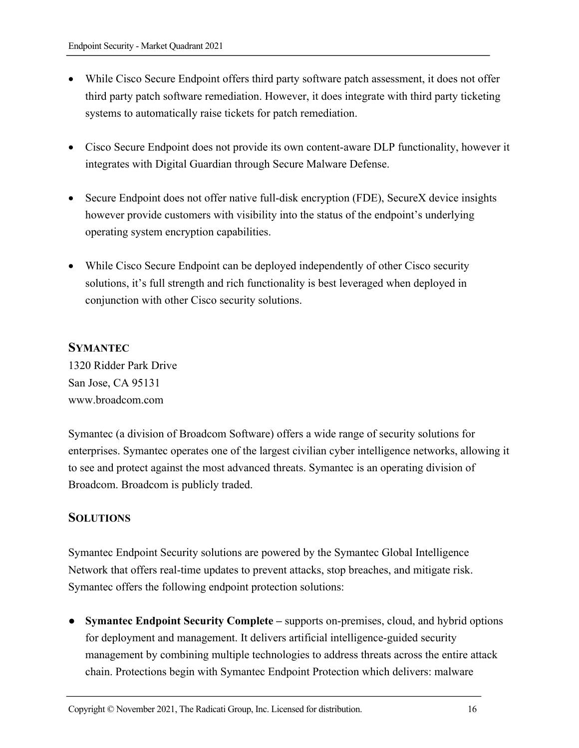- While Cisco Secure Endpoint offers third party software patch assessment, it does not offer third party patch software remediation. However, it does integrate with third party ticketing systems to automatically raise tickets for patch remediation.

- Cisco Secure Endpoint does not provide its own content-aware DLP functionality, however it integrates with Digital Guardian through Secure Malware Defense.

- Secure Endpoint does not offer native full-disk encryption (FDE), SecureX device insights however provide customers with visibility into the status of the endpoint's underlying operating system encryption capabilities.

- While Cisco Secure Endpoint can be deployed independently of other Cisco security solutions, it's full strength and rich functionality is best leveraged when deployed in conjunction with other Cisco security solutions.

## SYMANTEC

1320 Ridder Park Drive
San Jose, CA 95131
www.broadcom.com

Symantec (a division of Broadcom Software) offers a wide range of security solutions for enterprises. Symantec operates one of the largest civilian cyber intelligence networks, allowing it to see and protect against the most advanced threats. Symantec is an operating division of Broadcom. Broadcom is publicly traded.

### SOLUTIONS

Symantec Endpoint Security solutions are powered by the Symantec Global Intelligence Network that offers real-time updates to prevent attacks, stop breaches, and mitigate risk. Symantec offers the following endpoint protection solutions:

- **Symantec Endpoint Security Complete –** supports on-premises, cloud, and hybrid options for deployment and management. It delivers artificial intelligence-guided security management by combining multiple technologies to address threats across the entire attack chain. Protections begin with Symantec Endpoint Protection which delivers: malware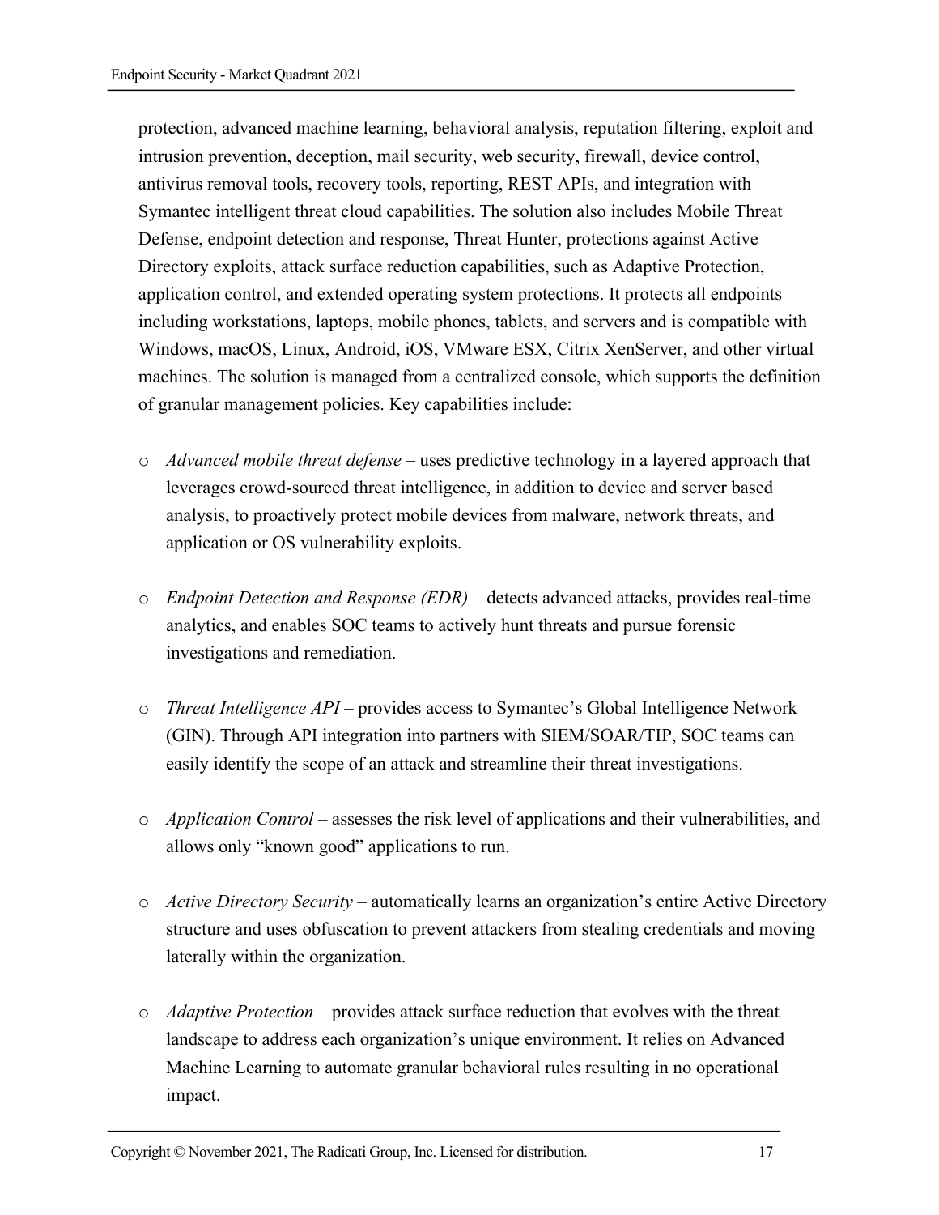protection, advanced machine learning, behavioral analysis, reputation filtering, exploit and intrusion prevention, deception, mail security, web security, firewall, device control, antivirus removal tools, recovery tools, reporting, REST APIs, and integration with Symantec intelligent threat cloud capabilities. The solution also includes Mobile Threat Defense, endpoint detection and response, Threat Hunter, protections against Active Directory exploits, attack surface reduction capabilities, such as Adaptive Protection, application control, and extended operating system protections. It protects all endpoints including workstations, laptops, mobile phones, tablets, and servers and is compatible with Windows, macOS, Linux, Android, iOS, VMware ESX, Citrix XenServer, and other virtual machines. The solution is managed from a centralized console, which supports the definition of granular management policies. Key capabilities include:

- *Advanced mobile threat defense* – uses predictive technology in a layered approach that leverages crowd-sourced threat intelligence, in addition to device and server based analysis, to proactively protect mobile devices from malware, network threats, and application or OS vulnerability exploits.

- *Endpoint Detection and Response (EDR)* – detects advanced attacks, provides real-time analytics, and enables SOC teams to actively hunt threats and pursue forensic investigations and remediation.

- *Threat Intelligence API* – provides access to Symantec's Global Intelligence Network (GIN). Through API integration into partners with SIEM/SOAR/TIP, SOC teams can easily identify the scope of an attack and streamline their threat investigations.

- *Application Control* – assesses the risk level of applications and their vulnerabilities, and allows only "known good" applications to run.

- *Active Directory Security* – automatically learns an organization's entire Active Directory structure and uses obfuscation to prevent attackers from stealing credentials and moving laterally within the organization.

- *Adaptive Protection* – provides attack surface reduction that evolves with the threat landscape to address each organization's unique environment. It relies on Advanced Machine Learning to automate granular behavioral rules resulting in no operational impact.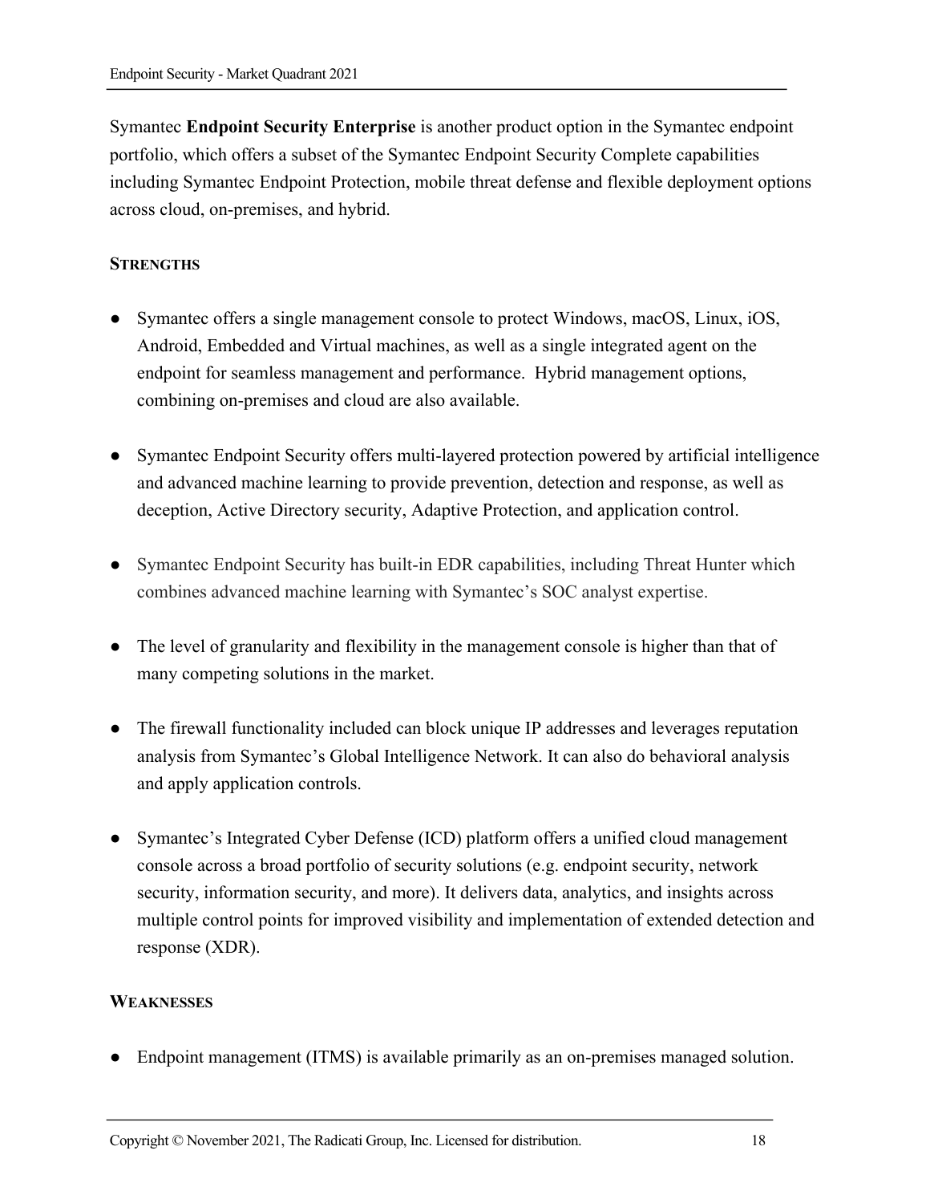Symantec **Endpoint Security Enterprise** is another product option in the Symantec endpoint portfolio, which offers a subset of the Symantec Endpoint Security Complete capabilities including Symantec Endpoint Protection, mobile threat defense and flexible deployment options across cloud, on-premises, and hybrid.

**STRENGTHS**

- Symantec offers a single management console to protect Windows, macOS, Linux, iOS, Android, Embedded and Virtual machines, as well as a single integrated agent on the endpoint for seamless management and performance. Hybrid management options, combining on-premises and cloud are also available.
- Symantec Endpoint Security offers multi-layered protection powered by artificial intelligence and advanced machine learning to provide prevention, detection and response, as well as deception, Active Directory security, Adaptive Protection, and application control.
- Symantec Endpoint Security has built-in EDR capabilities, including Threat Hunter which combines advanced machine learning with Symantec's SOC analyst expertise.
- The level of granularity and flexibility in the management console is higher than that of many competing solutions in the market.
- The firewall functionality included can block unique IP addresses and leverages reputation analysis from Symantec's Global Intelligence Network. It can also do behavioral analysis and apply application controls.
- Symantec's Integrated Cyber Defense (ICD) platform offers a unified cloud management console across a broad portfolio of security solutions (e.g. endpoint security, network security, information security, and more). It delivers data, analytics, and insights across multiple control points for improved visibility and implementation of extended detection and response (XDR).

**WEAKNESSES**

- Endpoint management (ITMS) is available primarily as an on-premises managed solution.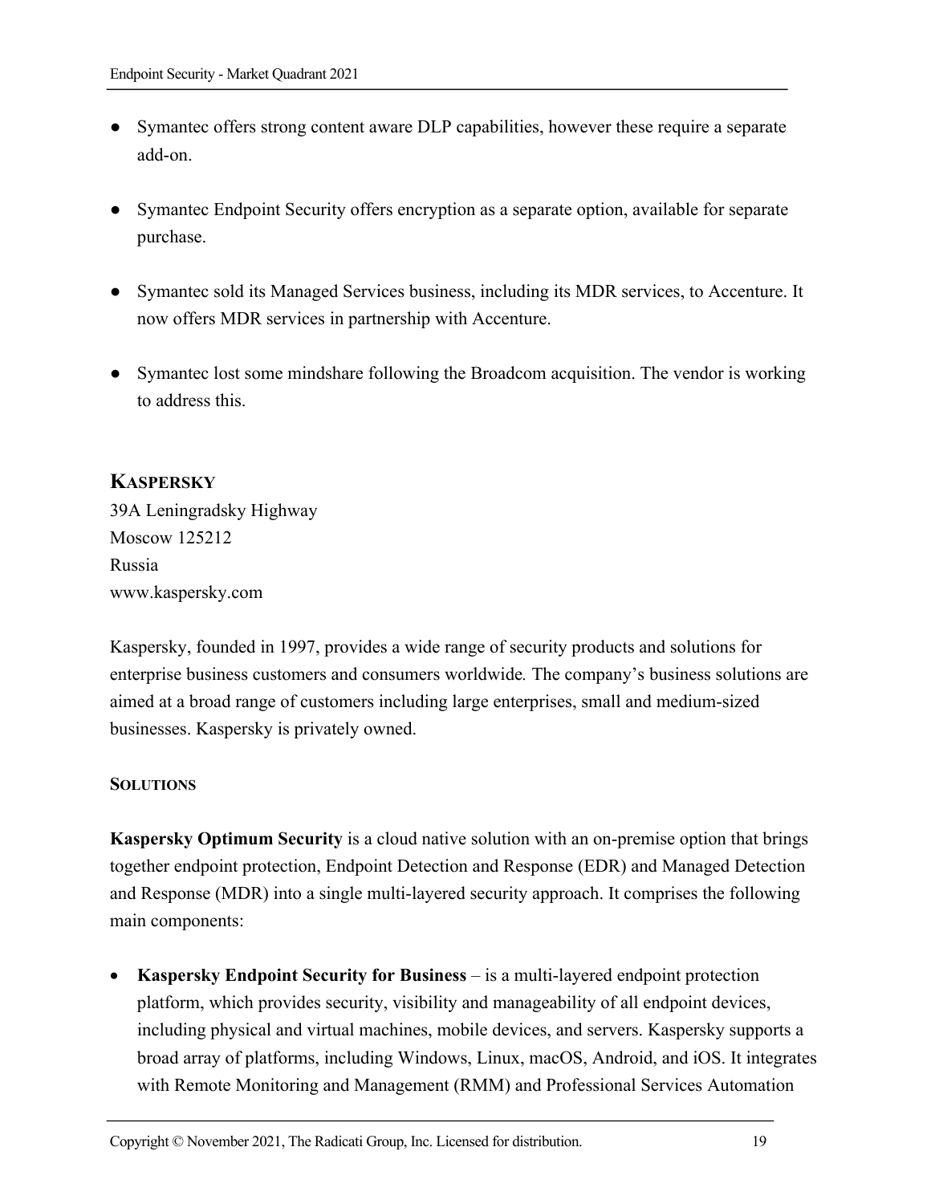- Symantec offers strong content aware DLP capabilities, however these require a separate add-on.

- Symantec Endpoint Security offers encryption as a separate option, available for separate purchase.

- Symantec sold its Managed Services business, including its MDR services, to Accenture. It now offers MDR services in partnership with Accenture.

- Symantec lost some mindshare following the Broadcom acquisition. The vendor is working to address this.

## KASPERSKY

39A Leningradsky Highway
Moscow 125212
Russia
www.kaspersky.com

Kaspersky, founded in 1997, provides a wide range of security products and solutions for enterprise business customers and consumers worldwide*.* The company's business solutions are aimed at a broad range of customers including large enterprises, small and medium-sized businesses. Kaspersky is privately owned.

### SOLUTIONS

**Kaspersky Optimum Security** is a cloud native solution with an on-premise option that brings together endpoint protection, Endpoint Detection and Response (EDR) and Managed Detection and Response (MDR) into a single multi-layered security approach. It comprises the following main components:

- **Kaspersky Endpoint Security for Business** – is a multi-layered endpoint protection platform, which provides security, visibility and manageability of all endpoint devices, including physical and virtual machines, mobile devices, and servers. Kaspersky supports a broad array of platforms, including Windows, Linux, macOS, Android, and iOS. It integrates with Remote Monitoring and Management (RMM) and Professional Services Automation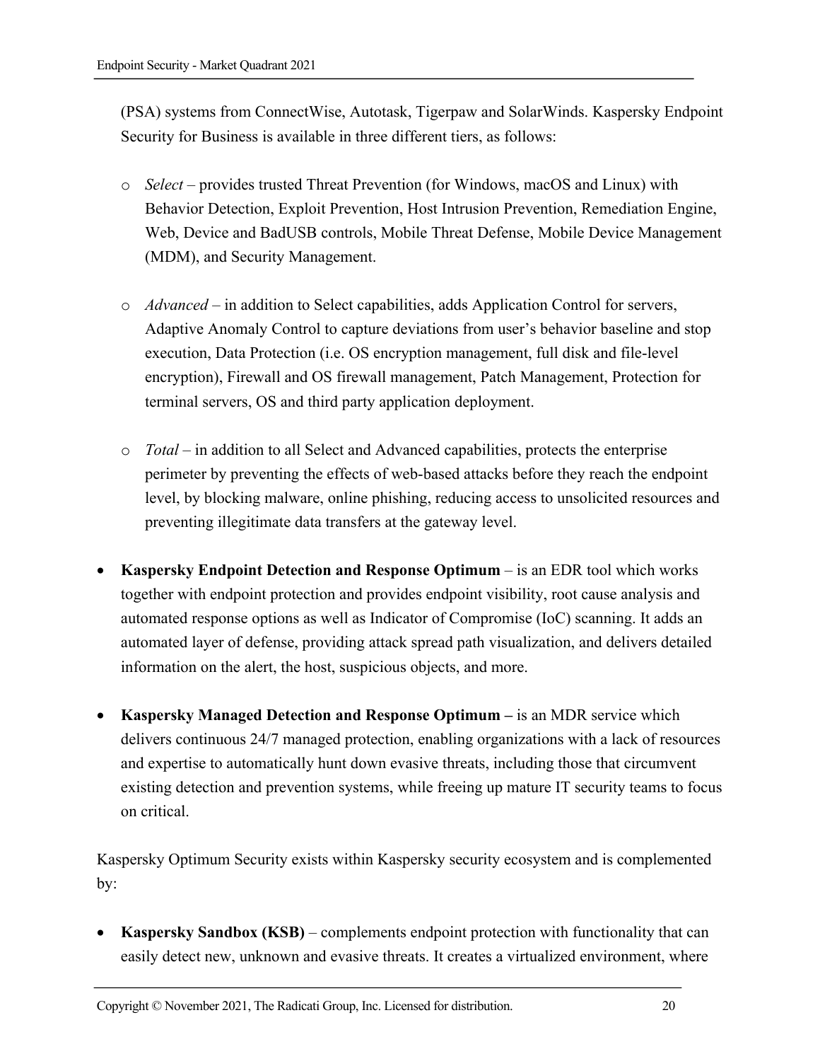(PSA) systems from ConnectWise, Autotask, Tigerpaw and SolarWinds. Kaspersky Endpoint Security for Business is available in three different tiers, as follows:

- *Select* – provides trusted Threat Prevention (for Windows, macOS and Linux) with Behavior Detection, Exploit Prevention, Host Intrusion Prevention, Remediation Engine, Web, Device and BadUSB controls, Mobile Threat Defense, Mobile Device Management (MDM), and Security Management.

- *Advanced* – in addition to Select capabilities, adds Application Control for servers, Adaptive Anomaly Control to capture deviations from user's behavior baseline and stop execution, Data Protection (i.e. OS encryption management, full disk and file-level encryption), Firewall and OS firewall management, Patch Management, Protection for terminal servers, OS and third party application deployment.

- *Total* – in addition to all Select and Advanced capabilities, protects the enterprise perimeter by preventing the effects of web-based attacks before they reach the endpoint level, by blocking malware, online phishing, reducing access to unsolicited resources and preventing illegitimate data transfers at the gateway level.

- **Kaspersky Endpoint Detection and Response Optimum** – is an EDR tool which works together with endpoint protection and provides endpoint visibility, root cause analysis and automated response options as well as Indicator of Compromise (IoC) scanning. It adds an automated layer of defense, providing attack spread path visualization, and delivers detailed information on the alert, the host, suspicious objects, and more.

- **Kaspersky Managed Detection and Response Optimum –** is an MDR service which delivers continuous 24/7 managed protection, enabling organizations with a lack of resources and expertise to automatically hunt down evasive threats, including those that circumvent existing detection and prevention systems, while freeing up mature IT security teams to focus on critical.

Kaspersky Optimum Security exists within Kaspersky security ecosystem and is complemented by:

- **Kaspersky Sandbox (KSB)** – complements endpoint protection with functionality that can easily detect new, unknown and evasive threats. It creates a virtualized environment, where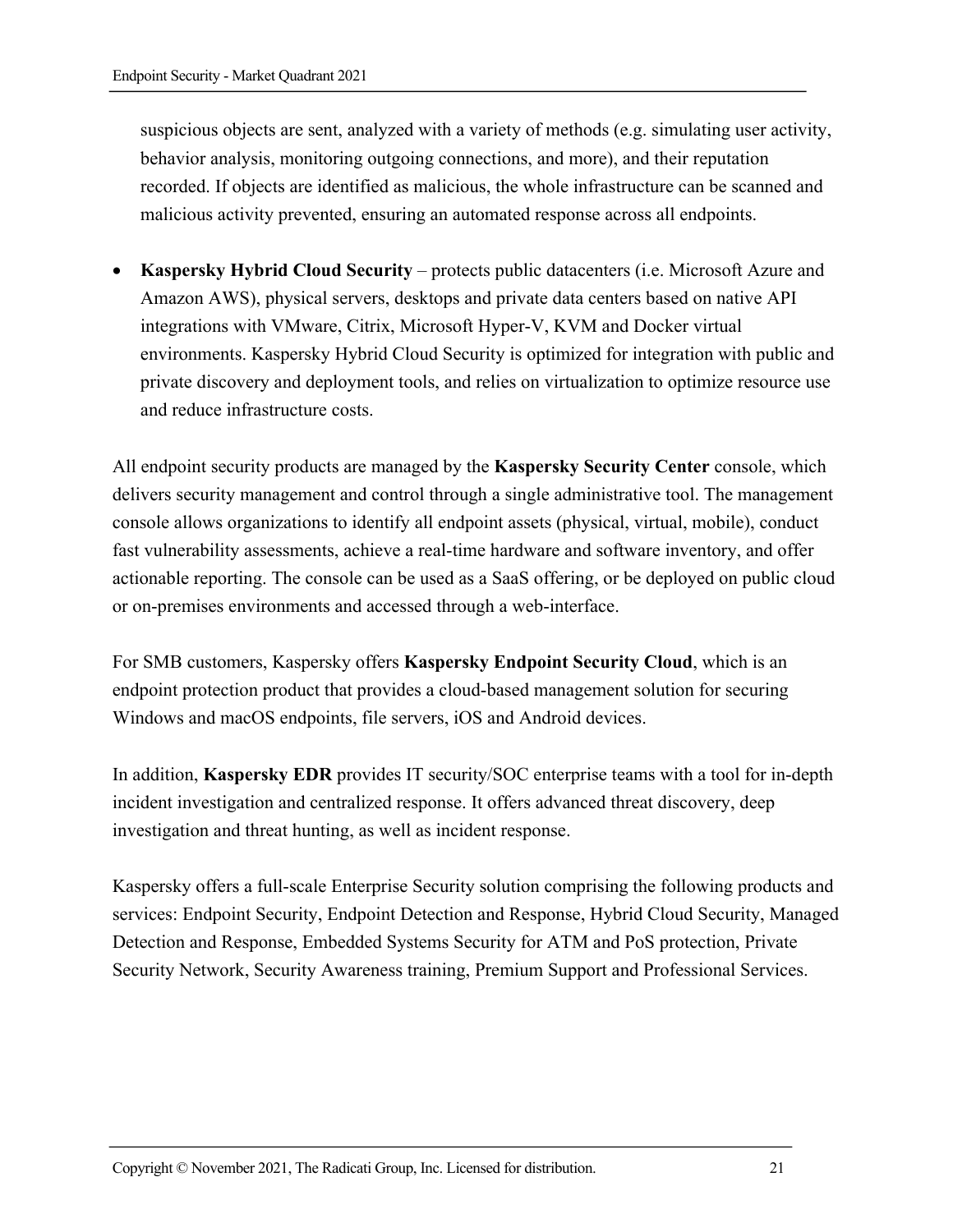suspicious objects are sent, analyzed with a variety of methods (e.g. simulating user activity, behavior analysis, monitoring outgoing connections, and more), and their reputation recorded. If objects are identified as malicious, the whole infrastructure can be scanned and malicious activity prevented, ensuring an automated response across all endpoints.

- **Kaspersky Hybrid Cloud Security** – protects public datacenters (i.e. Microsoft Azure and Amazon AWS), physical servers, desktops and private data centers based on native API integrations with VMware, Citrix, Microsoft Hyper-V, KVM and Docker virtual environments. Kaspersky Hybrid Cloud Security is optimized for integration with public and private discovery and deployment tools, and relies on virtualization to optimize resource use and reduce infrastructure costs.

All endpoint security products are managed by the **Kaspersky Security Center** console, which delivers security management and control through a single administrative tool. The management console allows organizations to identify all endpoint assets (physical, virtual, mobile), conduct fast vulnerability assessments, achieve a real-time hardware and software inventory, and offer actionable reporting. The console can be used as a SaaS offering, or be deployed on public cloud or on-premises environments and accessed through a web-interface.

For SMB customers, Kaspersky offers **Kaspersky Endpoint Security Cloud**, which is an endpoint protection product that provides a cloud-based management solution for securing Windows and macOS endpoints, file servers, iOS and Android devices.

In addition, **Kaspersky EDR** provides IT security/SOC enterprise teams with a tool for in-depth incident investigation and centralized response. It offers advanced threat discovery, deep investigation and threat hunting, as well as incident response.

Kaspersky offers a full-scale Enterprise Security solution comprising the following products and services: Endpoint Security, Endpoint Detection and Response, Hybrid Cloud Security, Managed Detection and Response, Embedded Systems Security for ATM and PoS protection, Private Security Network, Security Awareness training, Premium Support and Professional Services.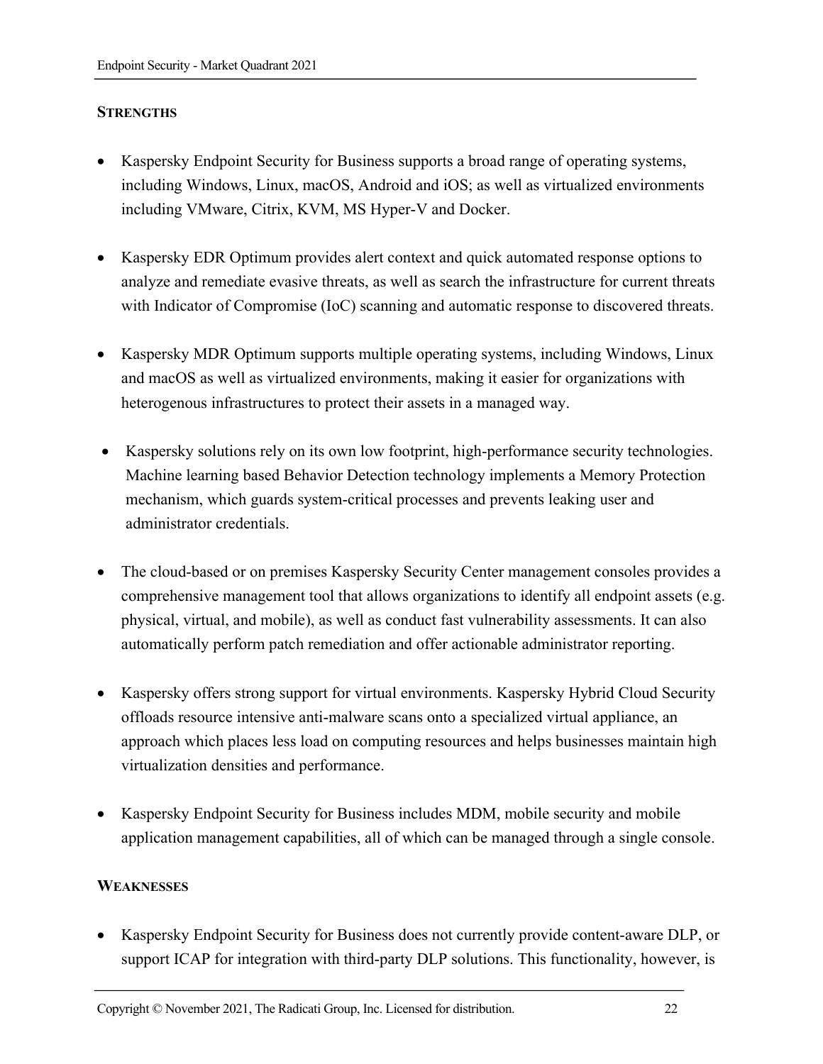**STRENGTHS**

- Kaspersky Endpoint Security for Business supports a broad range of operating systems, including Windows, Linux, macOS, Android and iOS; as well as virtualized environments including VMware, Citrix, KVM, MS Hyper-V and Docker.

- Kaspersky EDR Optimum provides alert context and quick automated response options to analyze and remediate evasive threats, as well as search the infrastructure for current threats with Indicator of Compromise (IoC) scanning and automatic response to discovered threats.

- Kaspersky MDR Optimum supports multiple operating systems, including Windows, Linux and macOS as well as virtualized environments, making it easier for organizations with heterogenous infrastructures to protect their assets in a managed way.

- Kaspersky solutions rely on its own low footprint, high-performance security technologies. Machine learning based Behavior Detection technology implements a Memory Protection mechanism, which guards system-critical processes and prevents leaking user and administrator credentials.

- The cloud-based or on premises Kaspersky Security Center management consoles provides a comprehensive management tool that allows organizations to identify all endpoint assets (e.g. physical, virtual, and mobile), as well as conduct fast vulnerability assessments. It can also automatically perform patch remediation and offer actionable administrator reporting.

- Kaspersky offers strong support for virtual environments. Kaspersky Hybrid Cloud Security offloads resource intensive anti-malware scans onto a specialized virtual appliance, an approach which places less load on computing resources and helps businesses maintain high virtualization densities and performance.

- Kaspersky Endpoint Security for Business includes MDM, mobile security and mobile application management capabilities, all of which can be managed through a single console.

**WEAKNESSES**

- Kaspersky Endpoint Security for Business does not currently provide content-aware DLP, or support ICAP for integration with third-party DLP solutions. This functionality, however, is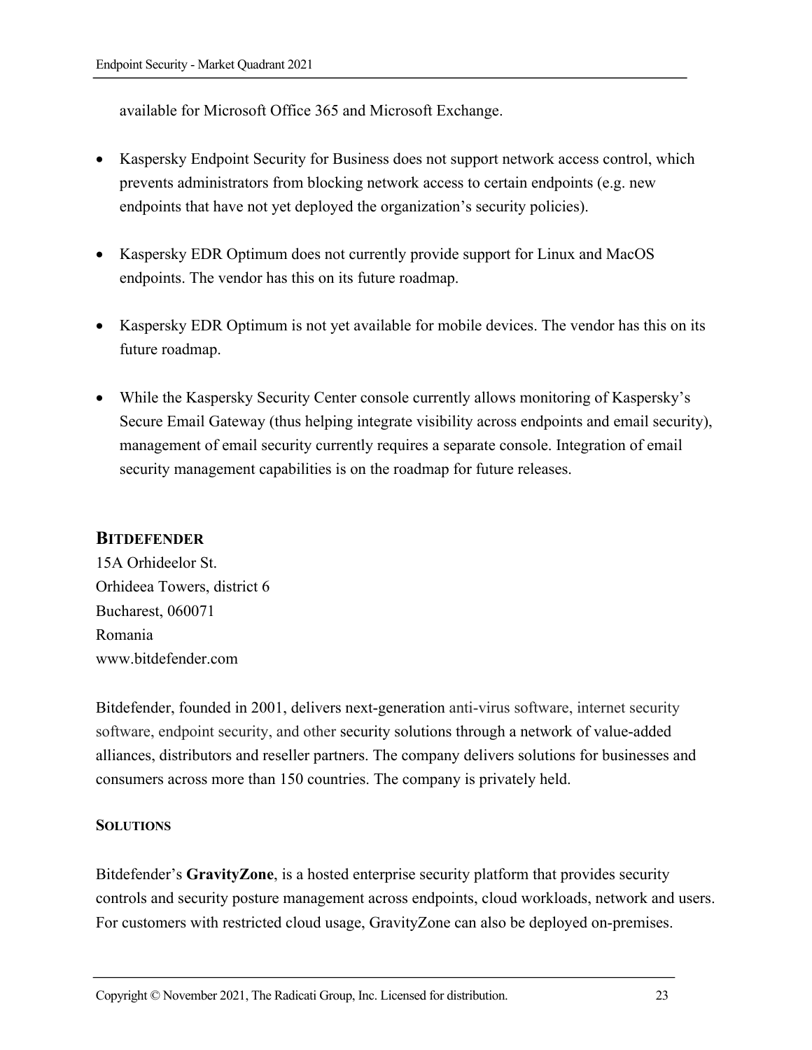available for Microsoft Office 365 and Microsoft Exchange.

- Kaspersky Endpoint Security for Business does not support network access control, which prevents administrators from blocking network access to certain endpoints (e.g. new endpoints that have not yet deployed the organization's security policies).

- Kaspersky EDR Optimum does not currently provide support for Linux and MacOS endpoints. The vendor has this on its future roadmap.

- Kaspersky EDR Optimum is not yet available for mobile devices. The vendor has this on its future roadmap.

- While the Kaspersky Security Center console currently allows monitoring of Kaspersky's Secure Email Gateway (thus helping integrate visibility across endpoints and email security), management of email security currently requires a separate console. Integration of email security management capabilities is on the roadmap for future releases.

## BITDEFENDER

15A Orhideelor St.
Orhideea Towers, district 6
Bucharest, 060071
Romania
www.bitdefender.com

Bitdefender, founded in 2001, delivers next-generation anti-virus software, internet security software, endpoint security, and other security solutions through a network of value-added alliances, distributors and reseller partners. The company delivers solutions for businesses and consumers across more than 150 countries. The company is privately held.

### SOLUTIONS

Bitdefender's **GravityZone**, is a hosted enterprise security platform that provides security controls and security posture management across endpoints, cloud workloads, network and users. For customers with restricted cloud usage, GravityZone can also be deployed on-premises.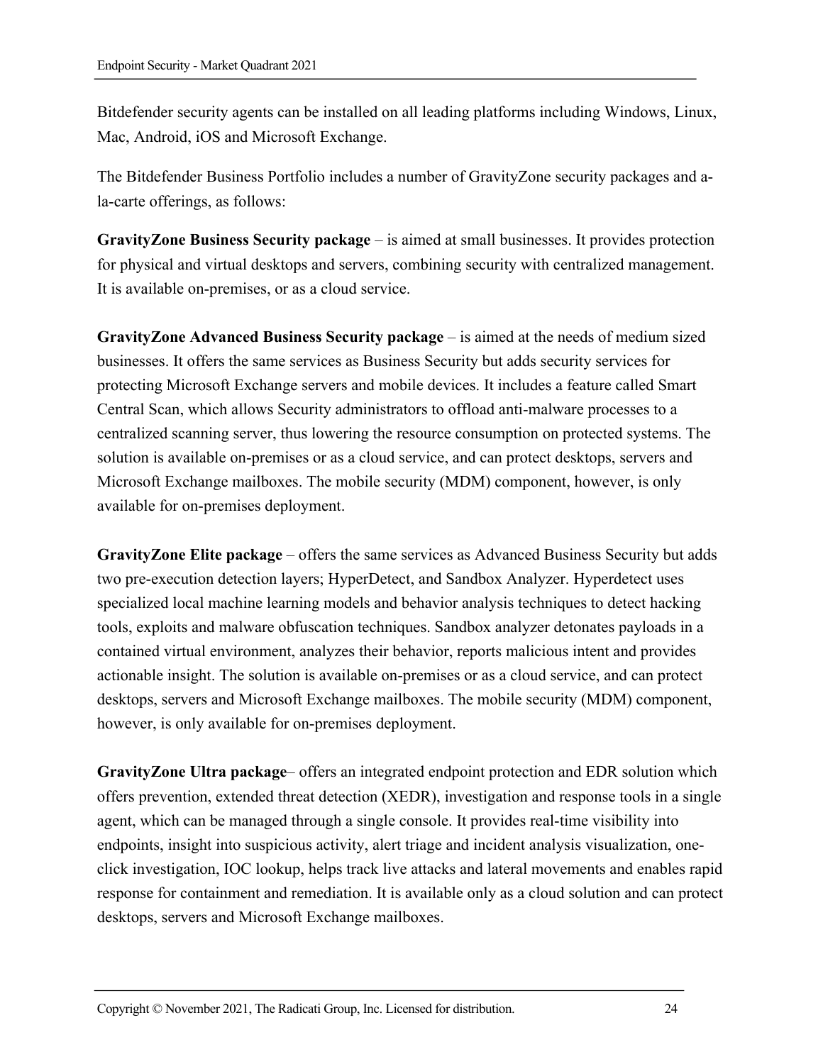Bitdefender security agents can be installed on all leading platforms including Windows, Linux, Mac, Android, iOS and Microsoft Exchange.

The Bitdefender Business Portfolio includes a number of GravityZone security packages and a-la-carte offerings, as follows:

**GravityZone Business Security package** – is aimed at small businesses. It provides protection for physical and virtual desktops and servers, combining security with centralized management. It is available on-premises, or as a cloud service.

**GravityZone Advanced Business Security package** – is aimed at the needs of medium sized businesses. It offers the same services as Business Security but adds security services for protecting Microsoft Exchange servers and mobile devices. It includes a feature called Smart Central Scan, which allows Security administrators to offload anti-malware processes to a centralized scanning server, thus lowering the resource consumption on protected systems. The solution is available on-premises or as a cloud service, and can protect desktops, servers and Microsoft Exchange mailboxes. The mobile security (MDM) component, however, is only available for on-premises deployment.

**GravityZone Elite package** – offers the same services as Advanced Business Security but adds two pre-execution detection layers; HyperDetect, and Sandbox Analyzer. Hyperdetect uses specialized local machine learning models and behavior analysis techniques to detect hacking tools, exploits and malware obfuscation techniques. Sandbox analyzer detonates payloads in a contained virtual environment, analyzes their behavior, reports malicious intent and provides actionable insight. The solution is available on-premises or as a cloud service, and can protect desktops, servers and Microsoft Exchange mailboxes. The mobile security (MDM) component, however, is only available for on-premises deployment.

**GravityZone Ultra package**– offers an integrated endpoint protection and EDR solution which offers prevention, extended threat detection (XEDR), investigation and response tools in a single agent, which can be managed through a single console. It provides real-time visibility into endpoints, insight into suspicious activity, alert triage and incident analysis visualization, one-click investigation, IOC lookup, helps track live attacks and lateral movements and enables rapid response for containment and remediation. It is available only as a cloud solution and can protect desktops, servers and Microsoft Exchange mailboxes.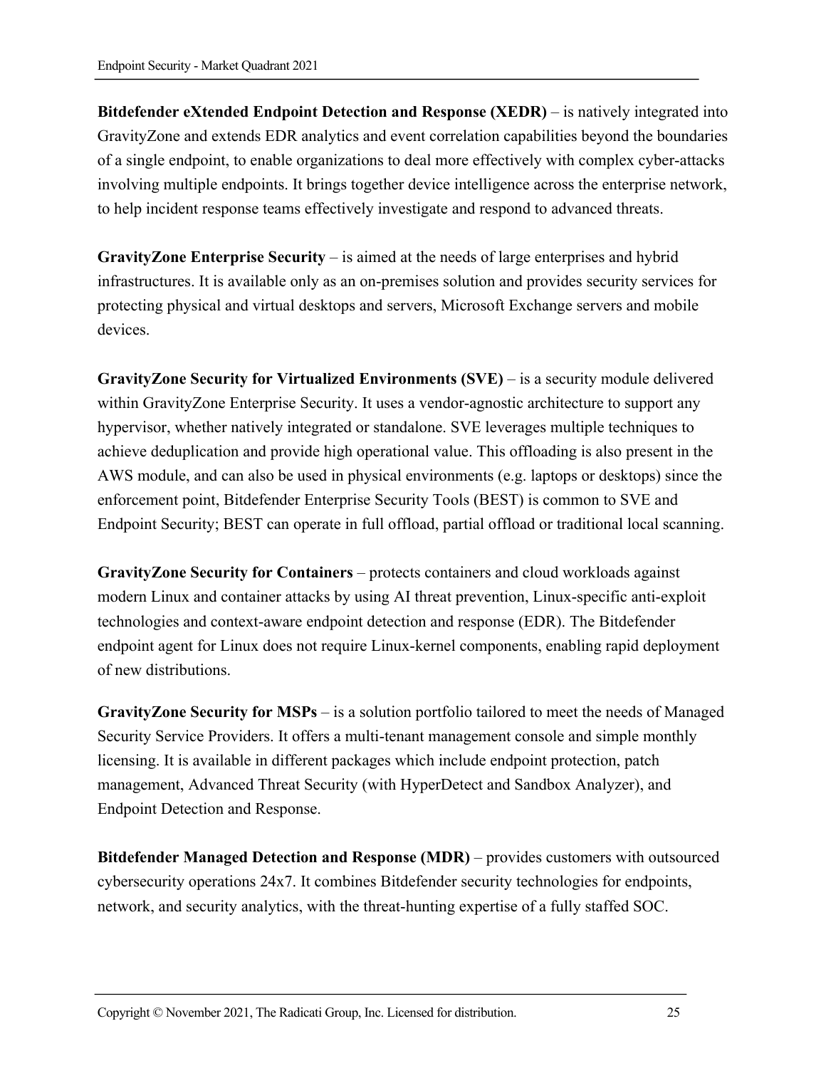**Bitdefender eXtended Endpoint Detection and Response (XEDR)** – is natively integrated into GravityZone and extends EDR analytics and event correlation capabilities beyond the boundaries of a single endpoint, to enable organizations to deal more effectively with complex cyber-attacks involving multiple endpoints. It brings together device intelligence across the enterprise network, to help incident response teams effectively investigate and respond to advanced threats.

**GravityZone Enterprise Security** – is aimed at the needs of large enterprises and hybrid infrastructures. It is available only as an on-premises solution and provides security services for protecting physical and virtual desktops and servers, Microsoft Exchange servers and mobile devices.

**GravityZone Security for Virtualized Environments (SVE)** – is a security module delivered within GravityZone Enterprise Security. It uses a vendor-agnostic architecture to support any hypervisor, whether natively integrated or standalone. SVE leverages multiple techniques to achieve deduplication and provide high operational value. This offloading is also present in the AWS module, and can also be used in physical environments (e.g. laptops or desktops) since the enforcement point, Bitdefender Enterprise Security Tools (BEST) is common to SVE and Endpoint Security; BEST can operate in full offload, partial offload or traditional local scanning.

**GravityZone Security for Containers** – protects containers and cloud workloads against modern Linux and container attacks by using AI threat prevention, Linux-specific anti-exploit technologies and context-aware endpoint detection and response (EDR). The Bitdefender endpoint agent for Linux does not require Linux-kernel components, enabling rapid deployment of new distributions.

**GravityZone Security for MSPs** – is a solution portfolio tailored to meet the needs of Managed Security Service Providers. It offers a multi-tenant management console and simple monthly licensing. It is available in different packages which include endpoint protection, patch management, Advanced Threat Security (with HyperDetect and Sandbox Analyzer), and Endpoint Detection and Response.

**Bitdefender Managed Detection and Response (MDR)** – provides customers with outsourced cybersecurity operations 24x7. It combines Bitdefender security technologies for endpoints, network, and security analytics, with the threat-hunting expertise of a fully staffed SOC.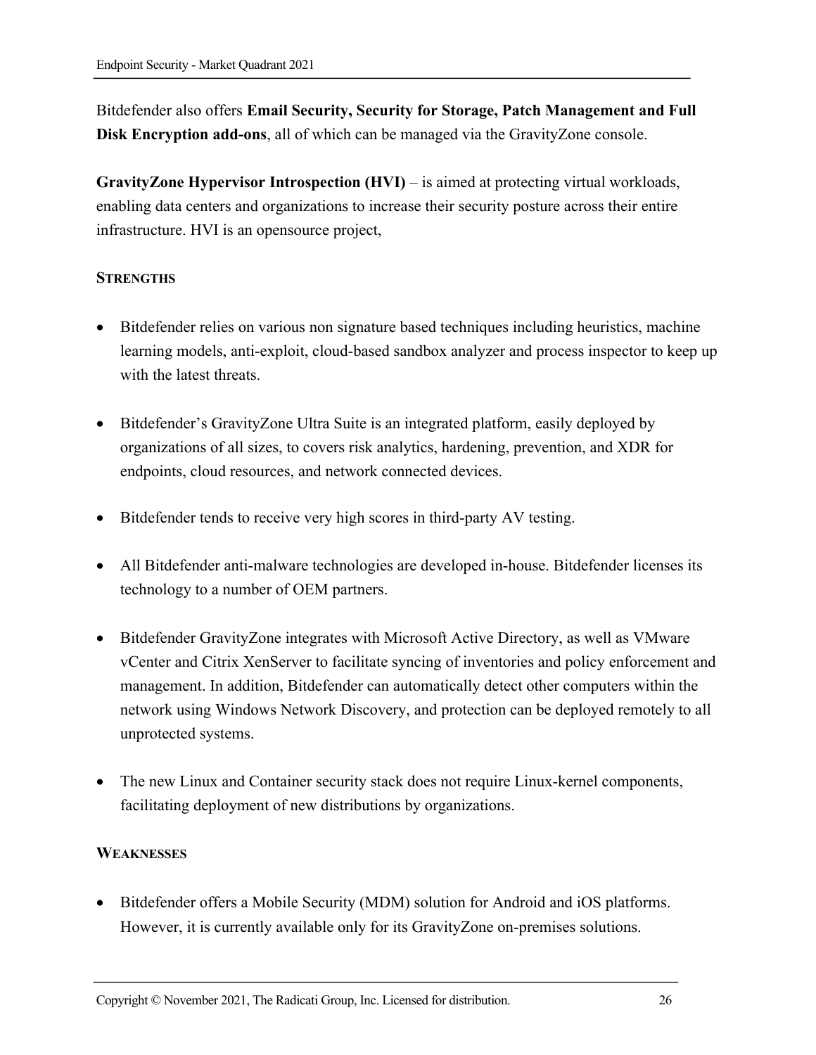Bitdefender also offers **Email Security, Security for Storage, Patch Management and Full Disk Encryption add-ons**, all of which can be managed via the GravityZone console.

**GravityZone Hypervisor Introspection (HVI)** – is aimed at protecting virtual workloads, enabling data centers and organizations to increase their security posture across their entire infrastructure. HVI is an opensource project,

#### STRENGTHS

- Bitdefender relies on various non signature based techniques including heuristics, machine learning models, anti-exploit, cloud-based sandbox analyzer and process inspector to keep up with the latest threats.

- Bitdefender's GravityZone Ultra Suite is an integrated platform, easily deployed by organizations of all sizes, to covers risk analytics, hardening, prevention, and XDR for endpoints, cloud resources, and network connected devices.

- Bitdefender tends to receive very high scores in third-party AV testing.

- All Bitdefender anti-malware technologies are developed in-house. Bitdefender licenses its technology to a number of OEM partners.

- Bitdefender GravityZone integrates with Microsoft Active Directory, as well as VMware vCenter and Citrix XenServer to facilitate syncing of inventories and policy enforcement and management. In addition, Bitdefender can automatically detect other computers within the network using Windows Network Discovery, and protection can be deployed remotely to all unprotected systems.

- The new Linux and Container security stack does not require Linux-kernel components, facilitating deployment of new distributions by organizations.

#### WEAKNESSES

- Bitdefender offers a Mobile Security (MDM) solution for Android and iOS platforms. However, it is currently available only for its GravityZone on-premises solutions.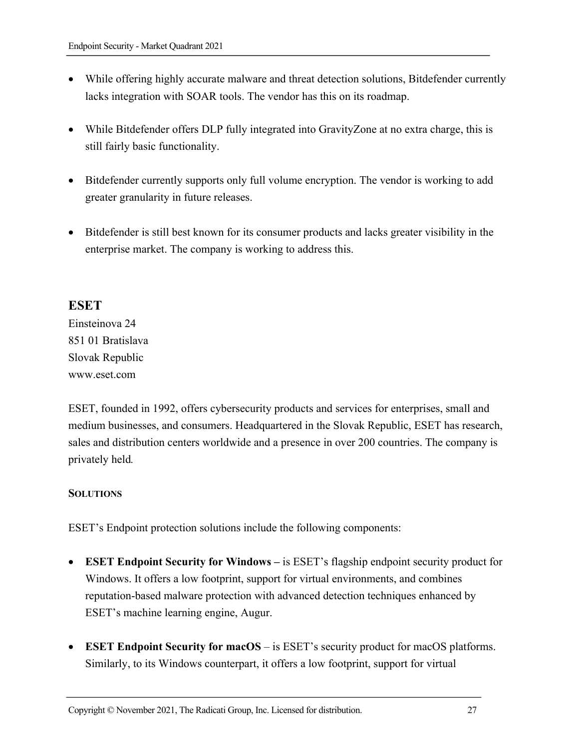- While offering highly accurate malware and threat detection solutions, Bitdefender currently lacks integration with SOAR tools. The vendor has this on its roadmap.

- While Bitdefender offers DLP fully integrated into GravityZone at no extra charge, this is still fairly basic functionality.

- Bitdefender currently supports only full volume encryption. The vendor is working to add greater granularity in future releases.

- Bitdefender is still best known for its consumer products and lacks greater visibility in the enterprise market. The company is working to address this.

## ESET

Einsteinova 24
851 01 Bratislava
Slovak Republic
www.eset.com

ESET, founded in 1992, offers cybersecurity products and services for enterprises, small and medium businesses, and consumers. Headquartered in the Slovak Republic, ESET has research, sales and distribution centers worldwide and a presence in over 200 countries. The company is privately held.

#### SOLUTIONS

ESET's Endpoint protection solutions include the following components:

- **ESET Endpoint Security for Windows –** is ESET's flagship endpoint security product for Windows. It offers a low footprint, support for virtual environments, and combines reputation-based malware protection with advanced detection techniques enhanced by ESET's machine learning engine, Augur.

- **ESET Endpoint Security for macOS** – is ESET's security product for macOS platforms. Similarly, to its Windows counterpart, it offers a low footprint, support for virtual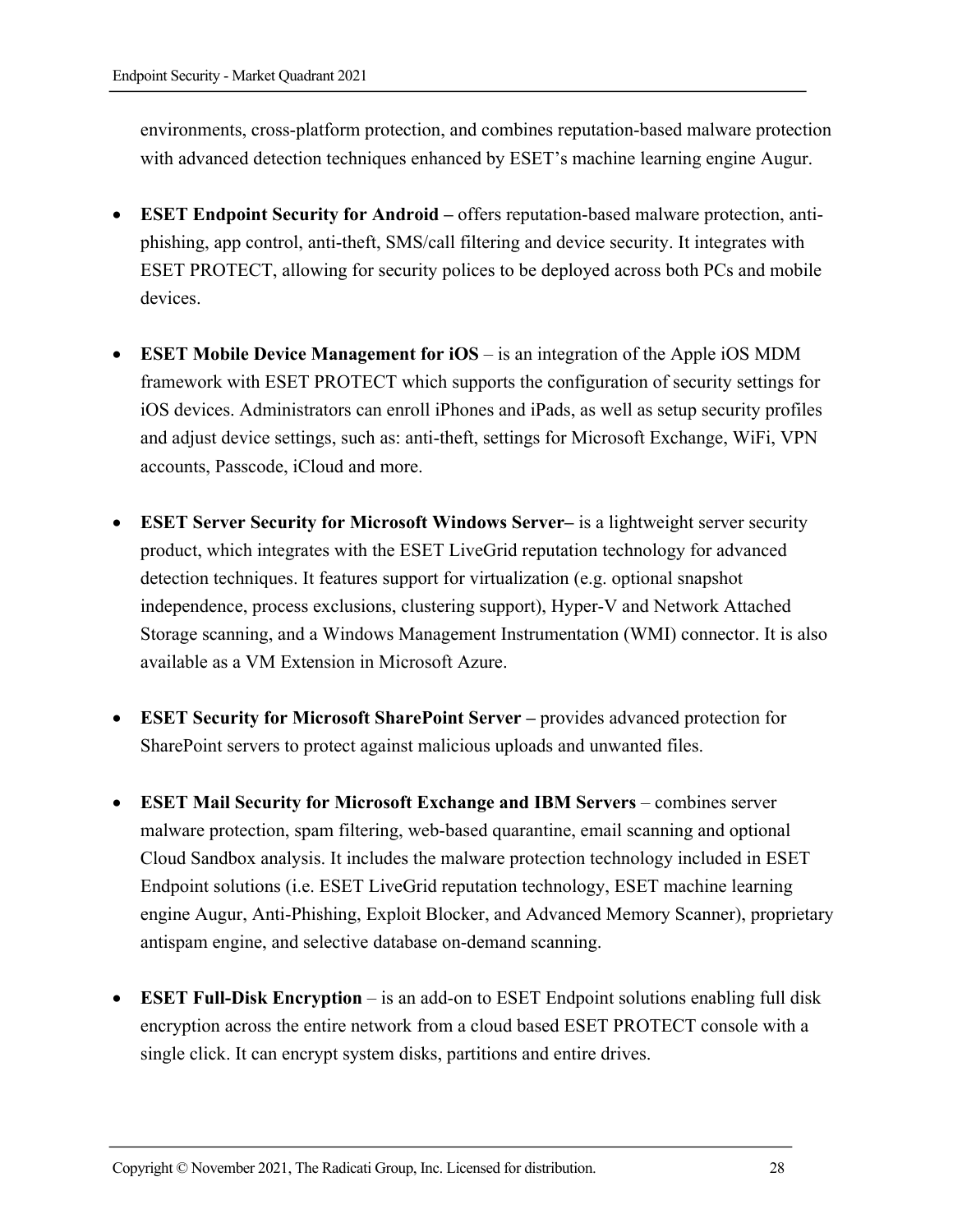environments, cross-platform protection, and combines reputation-based malware protection with advanced detection techniques enhanced by ESET's machine learning engine Augur.

- **ESET Endpoint Security for Android –** offers reputation-based malware protection, anti-phishing, app control, anti-theft, SMS/call filtering and device security. It integrates with ESET PROTECT, allowing for security polices to be deployed across both PCs and mobile devices.

- **ESET Mobile Device Management for iOS** – is an integration of the Apple iOS MDM framework with ESET PROTECT which supports the configuration of security settings for iOS devices. Administrators can enroll iPhones and iPads, as well as setup security profiles and adjust device settings, such as: anti-theft, settings for Microsoft Exchange, WiFi, VPN accounts, Passcode, iCloud and more.

- **ESET Server Security for Microsoft Windows Server–** is a lightweight server security product, which integrates with the ESET LiveGrid reputation technology for advanced detection techniques. It features support for virtualization (e.g. optional snapshot independence, process exclusions, clustering support), Hyper-V and Network Attached Storage scanning, and a Windows Management Instrumentation (WMI) connector. It is also available as a VM Extension in Microsoft Azure.

- **ESET Security for Microsoft SharePoint Server –** provides advanced protection for SharePoint servers to protect against malicious uploads and unwanted files.

- **ESET Mail Security for Microsoft Exchange and IBM Servers** – combines server malware protection, spam filtering, web-based quarantine, email scanning and optional Cloud Sandbox analysis. It includes the malware protection technology included in ESET Endpoint solutions (i.e. ESET LiveGrid reputation technology, ESET machine learning engine Augur, Anti-Phishing, Exploit Blocker, and Advanced Memory Scanner), proprietary antispam engine, and selective database on-demand scanning.

- **ESET Full-Disk Encryption** – is an add-on to ESET Endpoint solutions enabling full disk encryption across the entire network from a cloud based ESET PROTECT console with a single click. It can encrypt system disks, partitions and entire drives.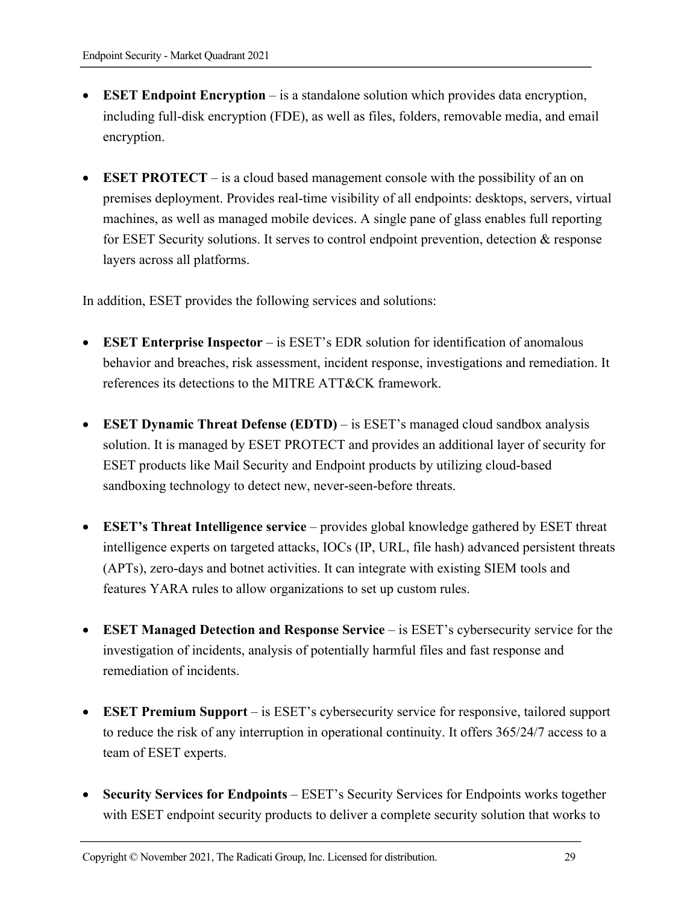- **ESET Endpoint Encryption** – is a standalone solution which provides data encryption, including full-disk encryption (FDE), as well as files, folders, removable media, and email encryption.

- **ESET PROTECT** – is a cloud based management console with the possibility of an on premises deployment. Provides real-time visibility of all endpoints: desktops, servers, virtual machines, as well as managed mobile devices. A single pane of glass enables full reporting for ESET Security solutions. It serves to control endpoint prevention, detection & response layers across all platforms.

In addition, ESET provides the following services and solutions:

- **ESET Enterprise Inspector** – is ESET's EDR solution for identification of anomalous behavior and breaches, risk assessment, incident response, investigations and remediation. It references its detections to the MITRE ATT&CK framework.

- **ESET Dynamic Threat Defense (EDTD)** – is ESET's managed cloud sandbox analysis solution. It is managed by ESET PROTECT and provides an additional layer of security for ESET products like Mail Security and Endpoint products by utilizing cloud-based sandboxing technology to detect new, never-seen-before threats.

- **ESET's Threat Intelligence service** – provides global knowledge gathered by ESET threat intelligence experts on targeted attacks, IOCs (IP, URL, file hash) advanced persistent threats (APTs), zero-days and botnet activities. It can integrate with existing SIEM tools and features YARA rules to allow organizations to set up custom rules.

- **ESET Managed Detection and Response Service** – is ESET's cybersecurity service for the investigation of incidents, analysis of potentially harmful files and fast response and remediation of incidents.

- **ESET Premium Support** – is ESET's cybersecurity service for responsive, tailored support to reduce the risk of any interruption in operational continuity. It offers 365/24/7 access to a team of ESET experts.

- **Security Services for Endpoints** – ESET's Security Services for Endpoints works together with ESET endpoint security products to deliver a complete security solution that works to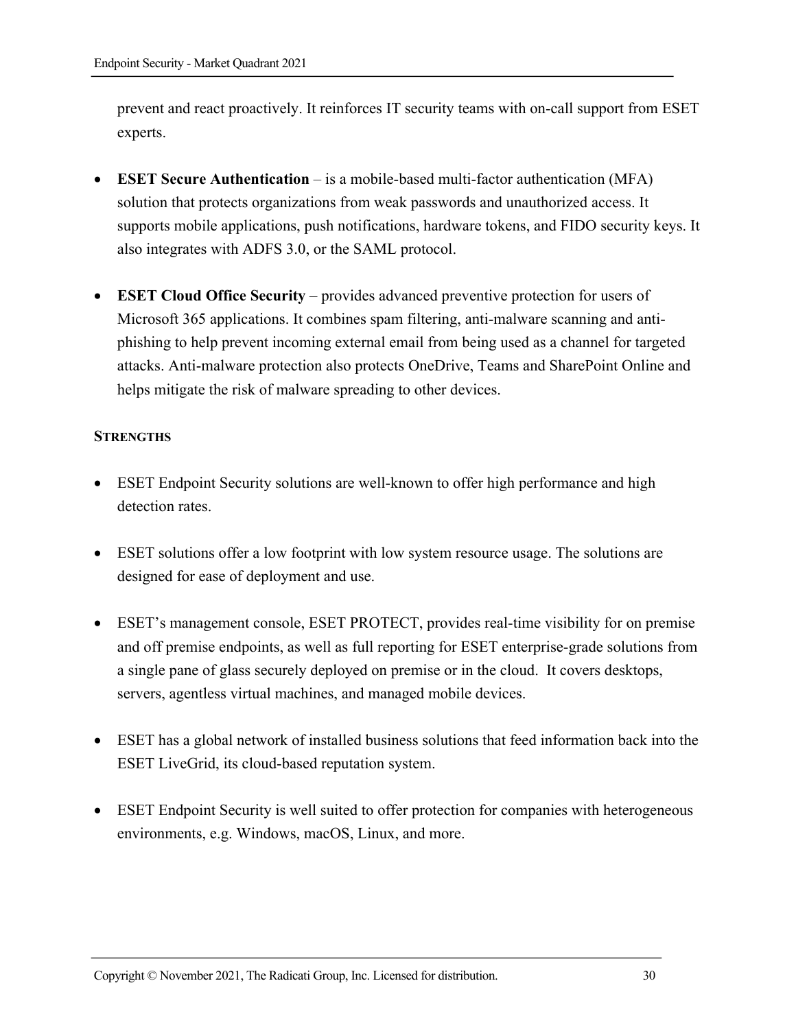prevent and react proactively. It reinforces IT security teams with on-call support from ESET experts.

- **ESET Secure Authentication** – is a mobile-based multi-factor authentication (MFA) solution that protects organizations from weak passwords and unauthorized access. It supports mobile applications, push notifications, hardware tokens, and FIDO security keys. It also integrates with ADFS 3.0, or the SAML protocol.

- **ESET Cloud Office Security** – provides advanced preventive protection for users of Microsoft 365 applications. It combines spam filtering, anti-malware scanning and anti-phishing to help prevent incoming external email from being used as a channel for targeted attacks. Anti-malware protection also protects OneDrive, Teams and SharePoint Online and helps mitigate the risk of malware spreading to other devices.

**STRENGTHS**

- ESET Endpoint Security solutions are well-known to offer high performance and high detection rates.

- ESET solutions offer a low footprint with low system resource usage. The solutions are designed for ease of deployment and use.

- ESET's management console, ESET PROTECT, provides real-time visibility for on premise and off premise endpoints, as well as full reporting for ESET enterprise-grade solutions from a single pane of glass securely deployed on premise or in the cloud. It covers desktops, servers, agentless virtual machines, and managed mobile devices.

- ESET has a global network of installed business solutions that feed information back into the ESET LiveGrid, its cloud-based reputation system.

- ESET Endpoint Security is well suited to offer protection for companies with heterogeneous environments, e.g. Windows, macOS, Linux, and more.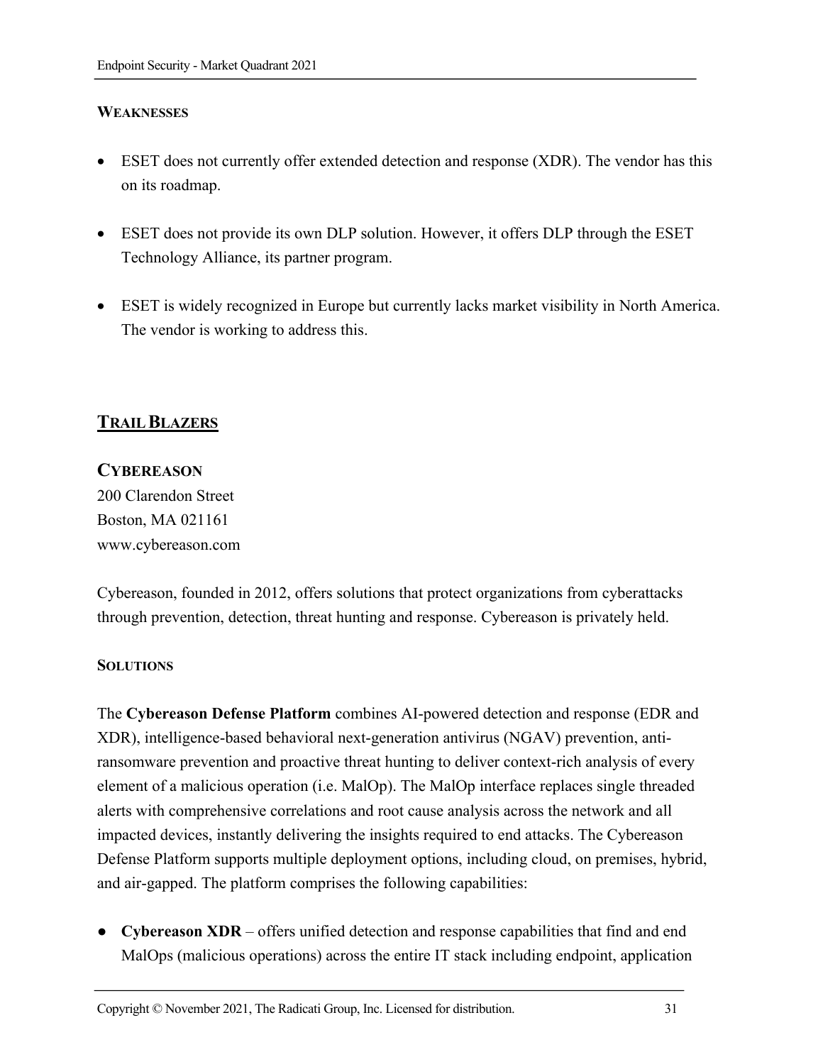#### WEAKNESSES

- ESET does not currently offer extended detection and response (XDR). The vendor has this on its roadmap.
- ESET does not provide its own DLP solution. However, it offers DLP through the ESET Technology Alliance, its partner program.
- ESET is widely recognized in Europe but currently lacks market visibility in North America. The vendor is working to address this.

## TRAIL BLAZERS

### CYBEREASON

200 Clarendon Street
Boston, MA 021161
www.cybereason.com

Cybereason, founded in 2012, offers solutions that protect organizations from cyberattacks through prevention, detection, threat hunting and response. Cybereason is privately held.

#### SOLUTIONS

The **Cybereason Defense Platform** combines AI-powered detection and response (EDR and XDR), intelligence-based behavioral next-generation antivirus (NGAV) prevention, anti-ransomware prevention and proactive threat hunting to deliver context-rich analysis of every element of a malicious operation (i.e. MalOp). The MalOp interface replaces single threaded alerts with comprehensive correlations and root cause analysis across the network and all impacted devices, instantly delivering the insights required to end attacks. The Cybereason Defense Platform supports multiple deployment options, including cloud, on premises, hybrid, and air-gapped. The platform comprises the following capabilities:

- **Cybereason XDR** – offers unified detection and response capabilities that find and end MalOps (malicious operations) across the entire IT stack including endpoint, application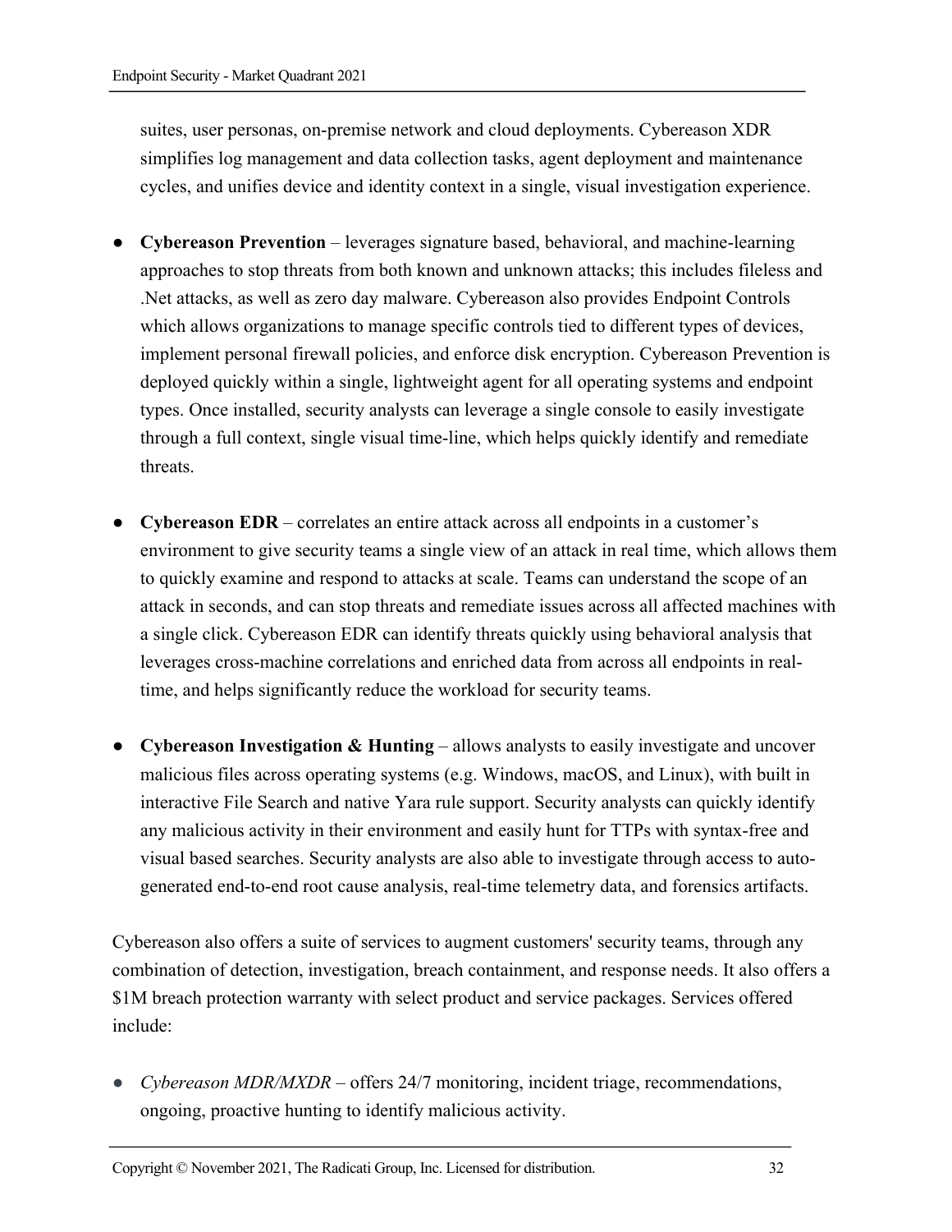suites, user personas, on-premise network and cloud deployments. Cybereason XDR simplifies log management and data collection tasks, agent deployment and maintenance cycles, and unifies device and identity context in a single, visual investigation experience.

- **Cybereason Prevention** – leverages signature based, behavioral, and machine-learning approaches to stop threats from both known and unknown attacks; this includes fileless and .Net attacks, as well as zero day malware. Cybereason also provides Endpoint Controls which allows organizations to manage specific controls tied to different types of devices, implement personal firewall policies, and enforce disk encryption. Cybereason Prevention is deployed quickly within a single, lightweight agent for all operating systems and endpoint types. Once installed, security analysts can leverage a single console to easily investigate through a full context, single visual time-line, which helps quickly identify and remediate threats.

- **Cybereason EDR** – correlates an entire attack across all endpoints in a customer's environment to give security teams a single view of an attack in real time, which allows them to quickly examine and respond to attacks at scale. Teams can understand the scope of an attack in seconds, and can stop threats and remediate issues across all affected machines with a single click. Cybereason EDR can identify threats quickly using behavioral analysis that leverages cross-machine correlations and enriched data from across all endpoints in real-time, and helps significantly reduce the workload for security teams.

- **Cybereason Investigation & Hunting** – allows analysts to easily investigate and uncover malicious files across operating systems (e.g. Windows, macOS, and Linux), with built in interactive File Search and native Yara rule support. Security analysts can quickly identify any malicious activity in their environment and easily hunt for TTPs with syntax-free and visual based searches. Security analysts are also able to investigate through access to auto-generated end-to-end root cause analysis, real-time telemetry data, and forensics artifacts.

Cybereason also offers a suite of services to augment customers' security teams, through any combination of detection, investigation, breach containment, and response needs. It also offers a $1M breach protection warranty with select product and service packages. Services offered include:

- *Cybereason MDR/MXDR* – offers 24/7 monitoring, incident triage, recommendations, ongoing, proactive hunting to identify malicious activity.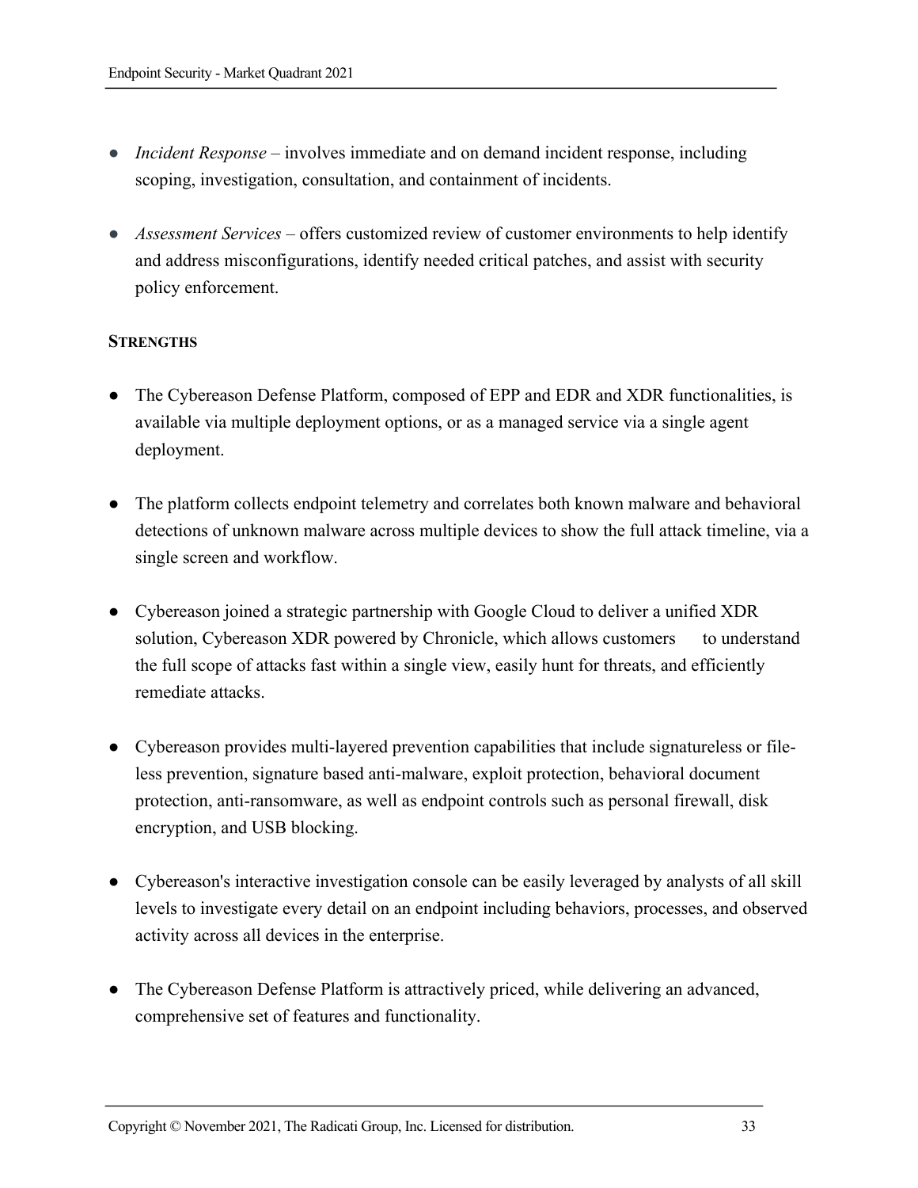- *Incident Response* – involves immediate and on demand incident response, including scoping, investigation, consultation, and containment of incidents.

- *Assessment Services* – offers customized review of customer environments to help identify and address misconfigurations, identify needed critical patches, and assist with security policy enforcement.

**STRENGTHS**

- The Cybereason Defense Platform, composed of EPP and EDR and XDR functionalities, is available via multiple deployment options, or as a managed service via a single agent deployment.

- The platform collects endpoint telemetry and correlates both known malware and behavioral detections of unknown malware across multiple devices to show the full attack timeline, via a single screen and workflow.

- Cybereason joined a strategic partnership with Google Cloud to deliver a unified XDR solution, Cybereason XDR powered by Chronicle, which allows customers to understand the full scope of attacks fast within a single view, easily hunt for threats, and efficiently remediate attacks.

- Cybereason provides multi-layered prevention capabilities that include signatureless or file-less prevention, signature based anti-malware, exploit protection, behavioral document protection, anti-ransomware, as well as endpoint controls such as personal firewall, disk encryption, and USB blocking.

- Cybereason's interactive investigation console can be easily leveraged by analysts of all skill levels to investigate every detail on an endpoint including behaviors, processes, and observed activity across all devices in the enterprise.

- The Cybereason Defense Platform is attractively priced, while delivering an advanced, comprehensive set of features and functionality.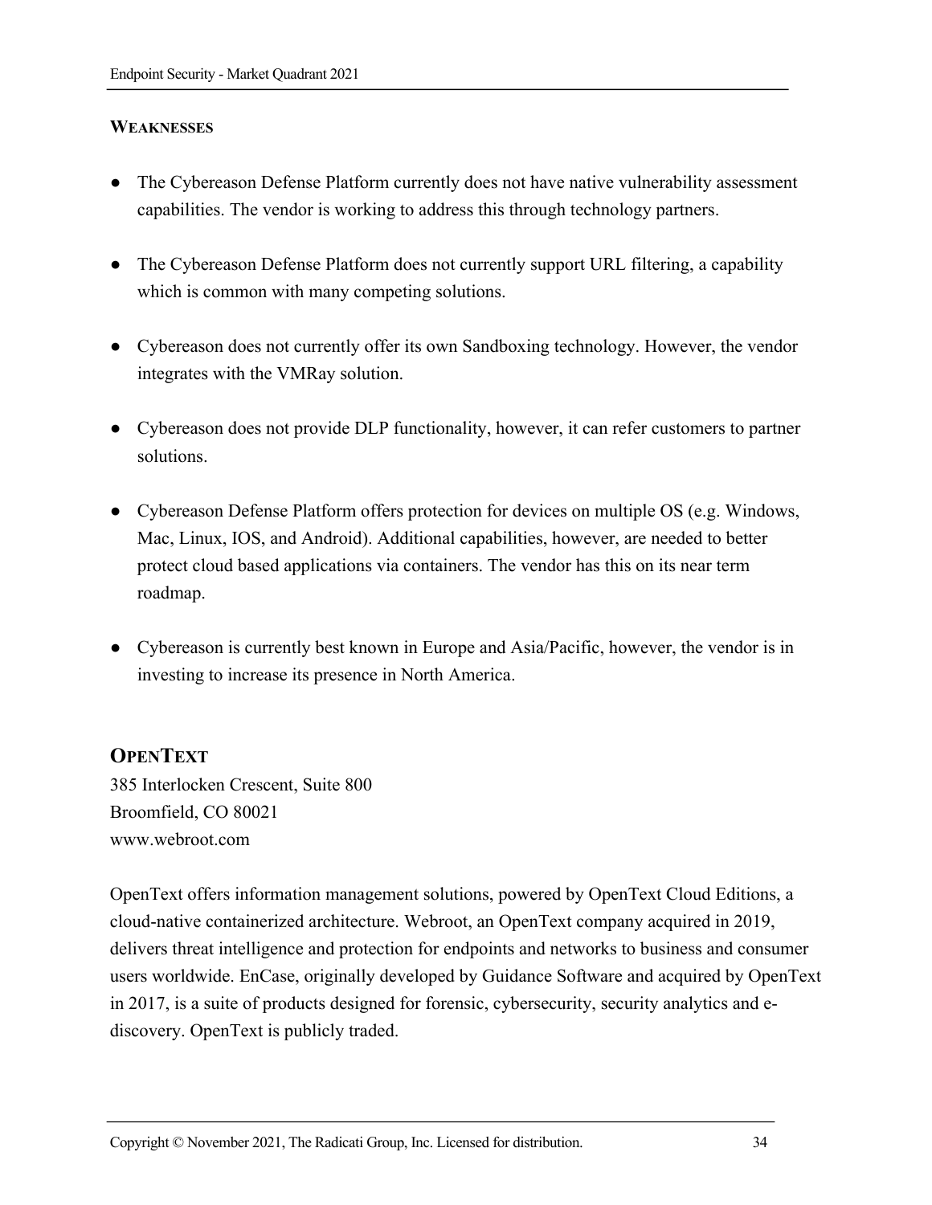**WEAKNESSES**

- The Cybereason Defense Platform currently does not have native vulnerability assessment capabilities. The vendor is working to address this through technology partners.
- The Cybereason Defense Platform does not currently support URL filtering, a capability which is common with many competing solutions.
- Cybereason does not currently offer its own Sandboxing technology. However, the vendor integrates with the VMRay solution.
- Cybereason does not provide DLP functionality, however, it can refer customers to partner solutions.
- Cybereason Defense Platform offers protection for devices on multiple OS (e.g. Windows, Mac, Linux, IOS, and Android). Additional capabilities, however, are needed to better protect cloud based applications via containers. The vendor has this on its near term roadmap.
- Cybereason is currently best known in Europe and Asia/Pacific, however, the vendor is in investing to increase its presence in North America.

## OPENTEXT

385 Interlocken Crescent, Suite 800
Broomfield, CO 80021
www.webroot.com

OpenText offers information management solutions, powered by OpenText Cloud Editions, a cloud-native containerized architecture. Webroot, an OpenText company acquired in 2019, delivers threat intelligence and protection for endpoints and networks to business and consumer users worldwide. EnCase, originally developed by Guidance Software and acquired by OpenText in 2017, is a suite of products designed for forensic, cybersecurity, security analytics and e-discovery. OpenText is publicly traded.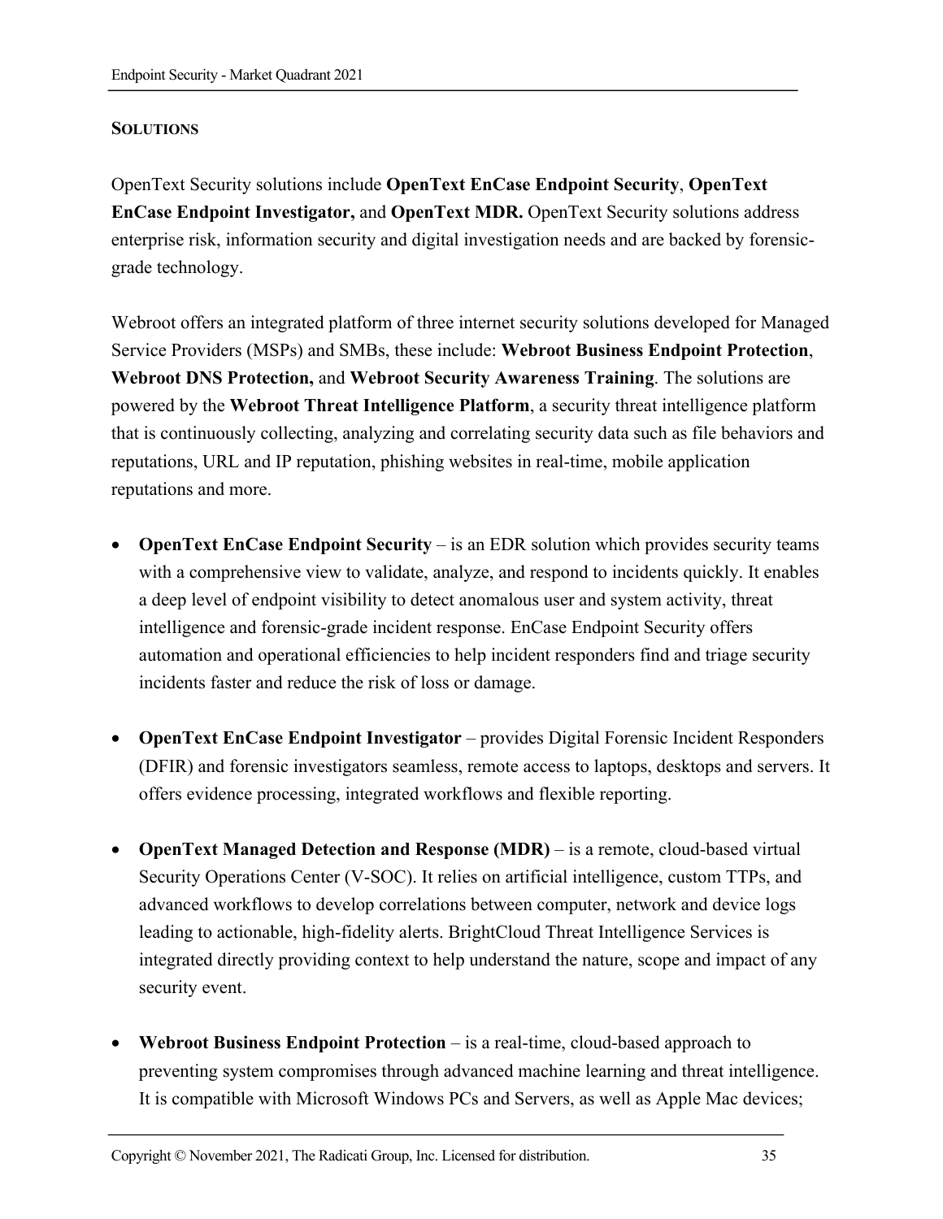**SOLUTIONS**

OpenText Security solutions include **OpenText EnCase Endpoint Security**, **OpenText EnCase Endpoint Investigator,** and **OpenText MDR.** OpenText Security solutions address enterprise risk, information security and digital investigation needs and are backed by forensic-grade technology.

Webroot offers an integrated platform of three internet security solutions developed for Managed Service Providers (MSPs) and SMBs, these include: **Webroot Business Endpoint Protection**, **Webroot DNS Protection,** and **Webroot Security Awareness Training**. The solutions are powered by the **Webroot Threat Intelligence Platform**, a security threat intelligence platform that is continuously collecting, analyzing and correlating security data such as file behaviors and reputations, URL and IP reputation, phishing websites in real-time, mobile application reputations and more.

- **OpenText EnCase Endpoint Security** – is an EDR solution which provides security teams with a comprehensive view to validate, analyze, and respond to incidents quickly. It enables a deep level of endpoint visibility to detect anomalous user and system activity, threat intelligence and forensic-grade incident response. EnCase Endpoint Security offers automation and operational efficiencies to help incident responders find and triage security incidents faster and reduce the risk of loss or damage.

- **OpenText EnCase Endpoint Investigator** – provides Digital Forensic Incident Responders (DFIR) and forensic investigators seamless, remote access to laptops, desktops and servers. It offers evidence processing, integrated workflows and flexible reporting.

- **OpenText Managed Detection and Response (MDR)** – is a remote, cloud-based virtual Security Operations Center (V-SOC). It relies on artificial intelligence, custom TTPs, and advanced workflows to develop correlations between computer, network and device logs leading to actionable, high-fidelity alerts. BrightCloud Threat Intelligence Services is integrated directly providing context to help understand the nature, scope and impact of any security event.

- **Webroot Business Endpoint Protection** – is a real-time, cloud-based approach to preventing system compromises through advanced machine learning and threat intelligence. It is compatible with Microsoft Windows PCs and Servers, as well as Apple Mac devices;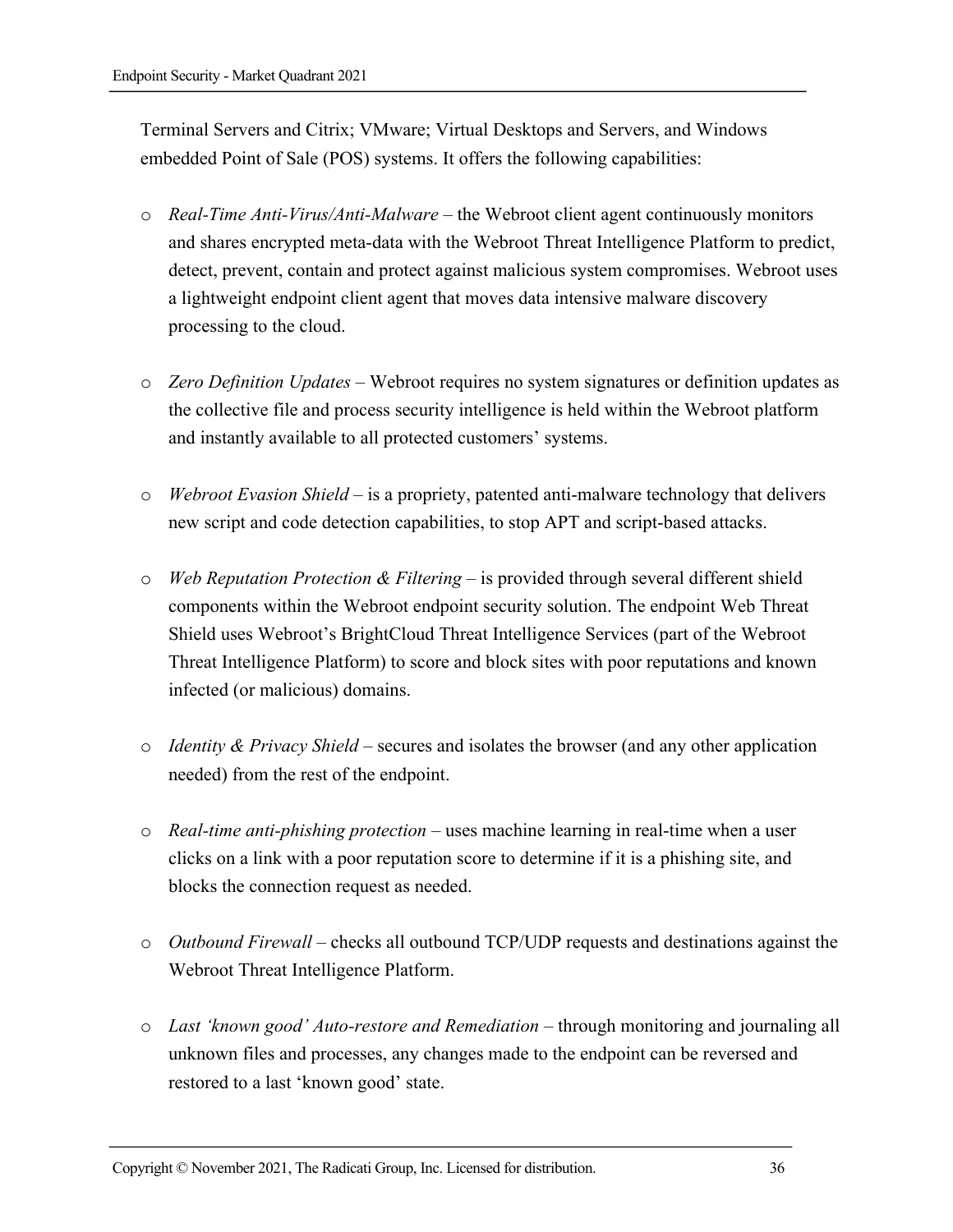Terminal Servers and Citrix; VMware; Virtual Desktops and Servers, and Windows embedded Point of Sale (POS) systems. It offers the following capabilities:

- *Real-Time Anti-Virus/Anti-Malware* – the Webroot client agent continuously monitors and shares encrypted meta-data with the Webroot Threat Intelligence Platform to predict, detect, prevent, contain and protect against malicious system compromises. Webroot uses a lightweight endpoint client agent that moves data intensive malware discovery processing to the cloud.

- *Zero Definition Updates* – Webroot requires no system signatures or definition updates as the collective file and process security intelligence is held within the Webroot platform and instantly available to all protected customers' systems.

- *Webroot Evasion Shield* – is a propriety, patented anti-malware technology that delivers new script and code detection capabilities, to stop APT and script-based attacks.

- *Web Reputation Protection & Filtering* – is provided through several different shield components within the Webroot endpoint security solution. The endpoint Web Threat Shield uses Webroot's BrightCloud Threat Intelligence Services (part of the Webroot Threat Intelligence Platform) to score and block sites with poor reputations and known infected (or malicious) domains.

- *Identity & Privacy Shield* – secures and isolates the browser (and any other application needed) from the rest of the endpoint.

- *Real-time anti-phishing protection* – uses machine learning in real-time when a user clicks on a link with a poor reputation score to determine if it is a phishing site, and blocks the connection request as needed.

- *Outbound Firewall* – checks all outbound TCP/UDP requests and destinations against the Webroot Threat Intelligence Platform.

- *Last 'known good' Auto-restore and Remediation* – through monitoring and journaling all unknown files and processes, any changes made to the endpoint can be reversed and restored to a last 'known good' state.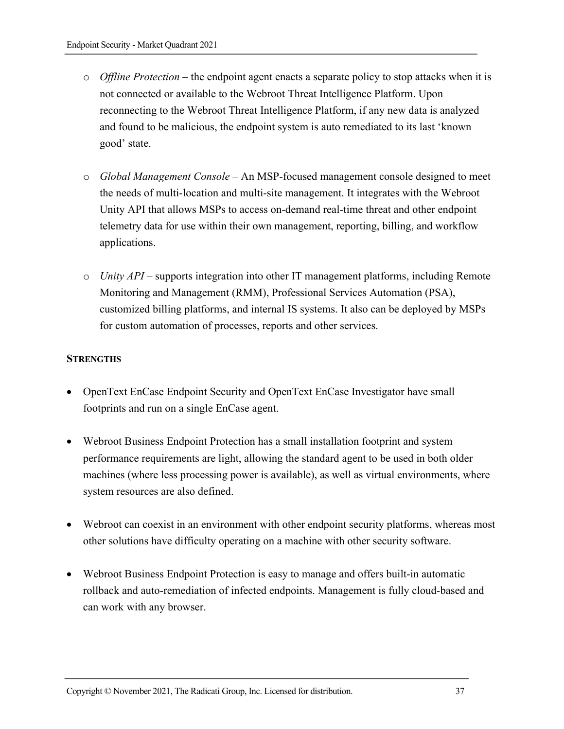- *Offline Protection* – the endpoint agent enacts a separate policy to stop attacks when it is not connected or available to the Webroot Threat Intelligence Platform. Upon reconnecting to the Webroot Threat Intelligence Platform, if any new data is analyzed and found to be malicious, the endpoint system is auto remediated to its last 'known good' state.

- *Global Management Console* – An MSP-focused management console designed to meet the needs of multi-location and multi-site management. It integrates with the Webroot Unity API that allows MSPs to access on-demand real-time threat and other endpoint telemetry data for use within their own management, reporting, billing, and workflow applications.

- *Unity API* – supports integration into other IT management platforms, including Remote Monitoring and Management (RMM), Professional Services Automation (PSA), customized billing platforms, and internal IS systems. It also can be deployed by MSPs for custom automation of processes, reports and other services.

**STRENGTHS**

- OpenText EnCase Endpoint Security and OpenText EnCase Investigator have small footprints and run on a single EnCase agent.

- Webroot Business Endpoint Protection has a small installation footprint and system performance requirements are light, allowing the standard agent to be used in both older machines (where less processing power is available), as well as virtual environments, where system resources are also defined.

- Webroot can coexist in an environment with other endpoint security platforms, whereas most other solutions have difficulty operating on a machine with other security software.

- Webroot Business Endpoint Protection is easy to manage and offers built-in automatic rollback and auto-remediation of infected endpoints. Management is fully cloud-based and can work with any browser.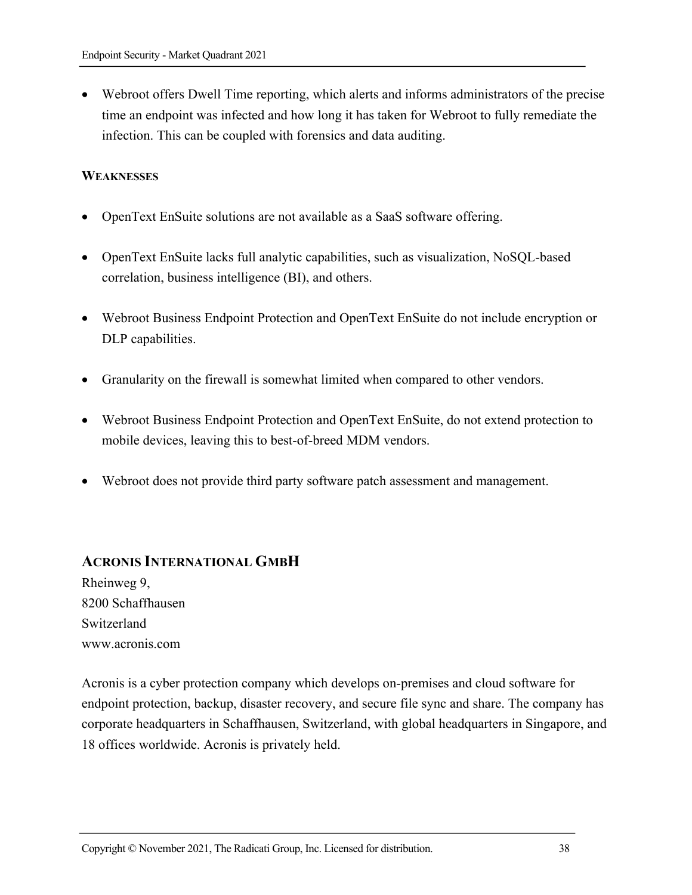- Webroot offers Dwell Time reporting, which alerts and informs administrators of the precise time an endpoint was infected and how long it has taken for Webroot to fully remediate the infection. This can be coupled with forensics and data auditing.

**WEAKNESSES**

- OpenText EnSuite solutions are not available as a SaaS software offering.

- OpenText EnSuite lacks full analytic capabilities, such as visualization, NoSQL-based correlation, business intelligence (BI), and others.

- Webroot Business Endpoint Protection and OpenText EnSuite do not include encryption or DLP capabilities.

- Granularity on the firewall is somewhat limited when compared to other vendors.

- Webroot Business Endpoint Protection and OpenText EnSuite, do not extend protection to mobile devices, leaving this to best-of-breed MDM vendors.

- Webroot does not provide third party software patch assessment and management.

## ACRONIS INTERNATIONAL GMBH

Rheinweg 9,
8200 Schaffhausen
Switzerland
www.acronis.com

Acronis is a cyber protection company which develops on-premises and cloud software for endpoint protection, backup, disaster recovery, and secure file sync and share. The company has corporate headquarters in Schaffhausen, Switzerland, with global headquarters in Singapore, and 18 offices worldwide. Acronis is privately held.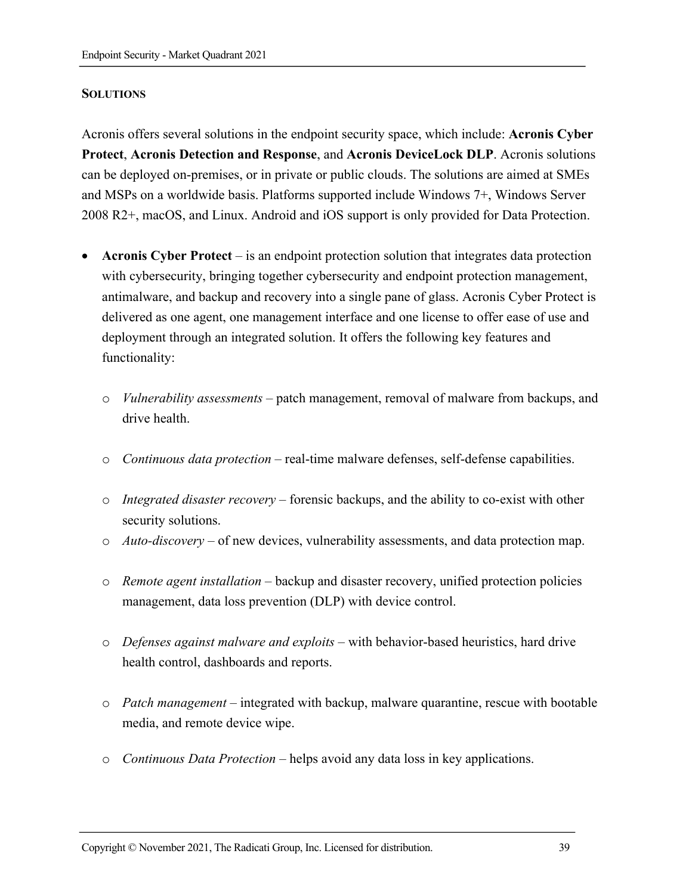### SOLUTIONS

Acronis offers several solutions in the endpoint security space, which include: **Acronis Cyber Protect**, **Acronis Detection and Response**, and **Acronis DeviceLock DLP**. Acronis solutions can be deployed on-premises, or in private or public clouds. The solutions are aimed at SMEs and MSPs on a worldwide basis. Platforms supported include Windows 7+, Windows Server 2008 R2+, macOS, and Linux. Android and iOS support is only provided for Data Protection.

- **Acronis Cyber Protect** – is an endpoint protection solution that integrates data protection with cybersecurity, bringing together cybersecurity and endpoint protection management, antimalware, and backup and recovery into a single pane of glass. Acronis Cyber Protect is delivered as one agent, one management interface and one license to offer ease of use and deployment through an integrated solution. It offers the following key features and functionality:
  - *Vulnerability assessments* – patch management, removal of malware from backups, and drive health.
  - *Continuous data protection* – real-time malware defenses, self-defense capabilities.
  - *Integrated disaster recovery* – forensic backups, and the ability to co-exist with other security solutions.
  - *Auto-discovery* – of new devices, vulnerability assessments, and data protection map.
  - *Remote agent installation* – backup and disaster recovery, unified protection policies management, data loss prevention (DLP) with device control.
  - *Defenses against malware and exploits* – with behavior-based heuristics, hard drive health control, dashboards and reports.
  - *Patch management* – integrated with backup, malware quarantine, rescue with bootable media, and remote device wipe.
  - *Continuous Data Protection* – helps avoid any data loss in key applications.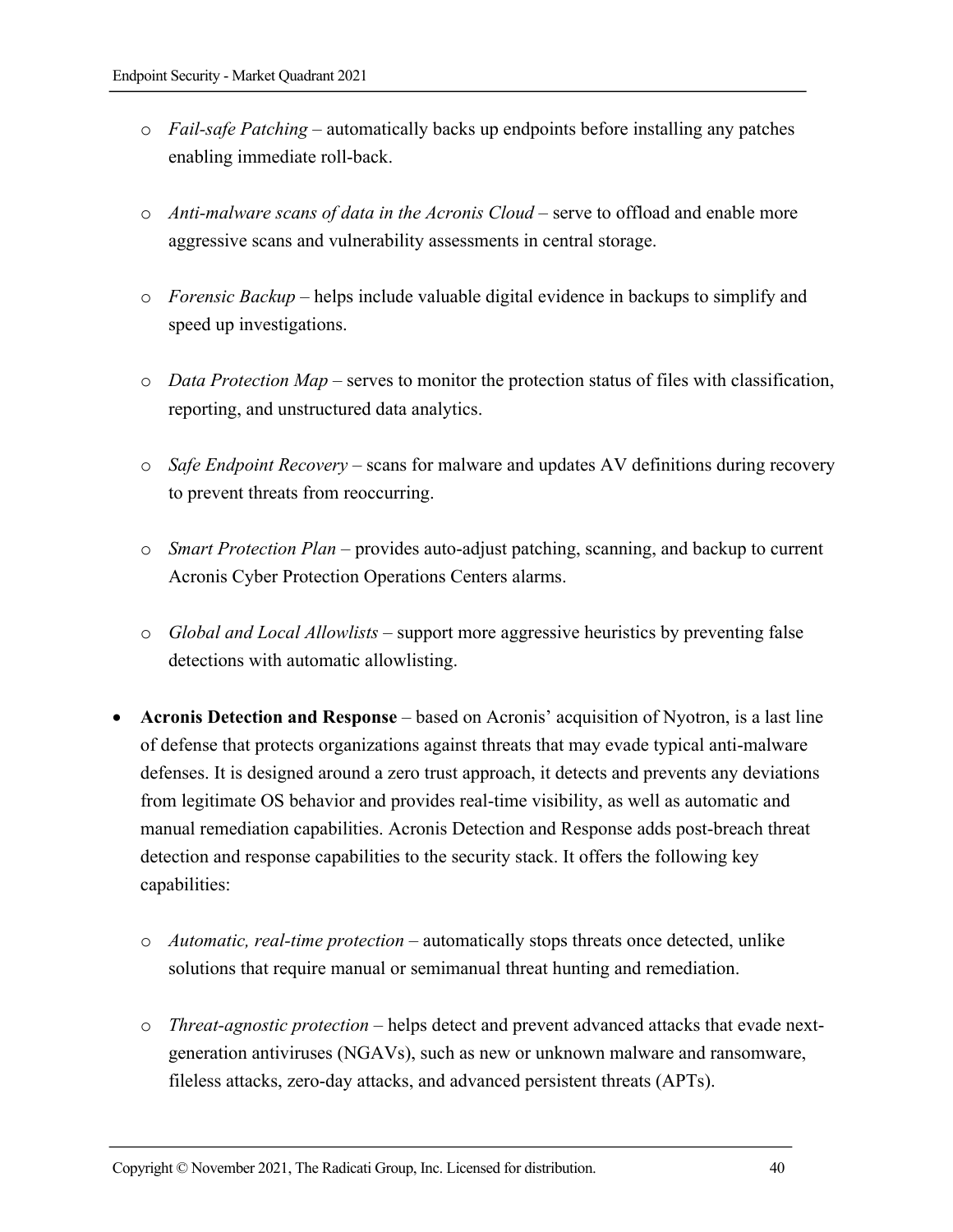- *Fail-safe Patching* – automatically backs up endpoints before installing any patches enabling immediate roll-back.

  - *Anti-malware scans of data in the Acronis Cloud* – serve to offload and enable more aggressive scans and vulnerability assessments in central storage.

  - *Forensic Backup* – helps include valuable digital evidence in backups to simplify and speed up investigations.

  - *Data Protection Map* – serves to monitor the protection status of files with classification, reporting, and unstructured data analytics.

  - *Safe Endpoint Recovery* – scans for malware and updates AV definitions during recovery to prevent threats from reoccurring.

  - *Smart Protection Plan* – provides auto-adjust patching, scanning, and backup to current Acronis Cyber Protection Operations Centers alarms.

  - *Global and Local Allowlists* – support more aggressive heuristics by preventing false detections with automatic allowlisting.

- **Acronis Detection and Response** – based on Acronis' acquisition of Nyotron, is a last line of defense that protects organizations against threats that may evade typical anti-malware defenses. It is designed around a zero trust approach, it detects and prevents any deviations from legitimate OS behavior and provides real-time visibility, as well as automatic and manual remediation capabilities. Acronis Detection and Response adds post-breach threat detection and response capabilities to the security stack. It offers the following key capabilities:

  - *Automatic, real-time protection* – automatically stops threats once detected, unlike solutions that require manual or semimanual threat hunting and remediation.

  - *Threat-agnostic protection* – helps detect and prevent advanced attacks that evade next-generation antiviruses (NGAVs), such as new or unknown malware and ransomware, fileless attacks, zero-day attacks, and advanced persistent threats (APTs).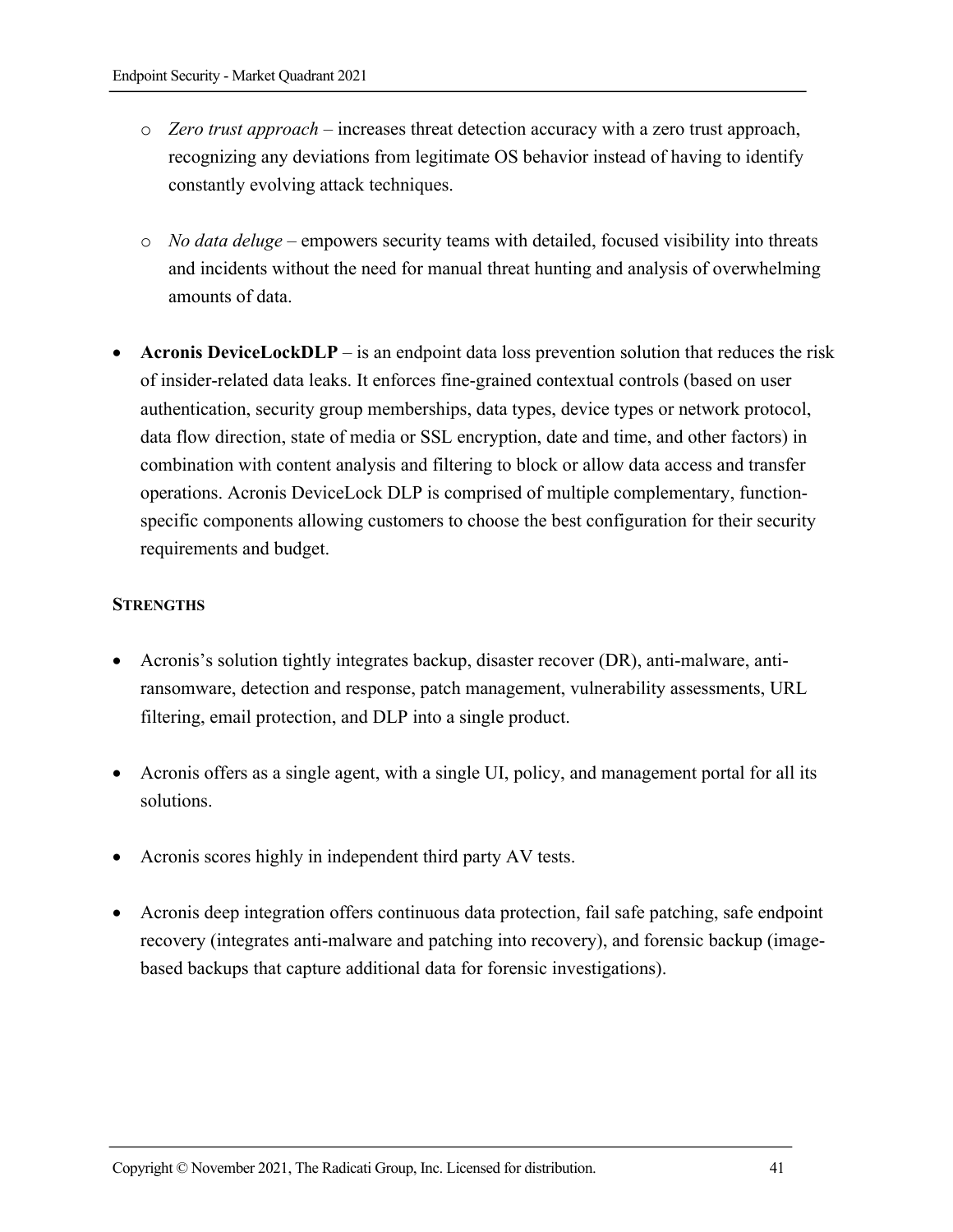- *Zero trust approach* – increases threat detection accuracy with a zero trust approach, recognizing any deviations from legitimate OS behavior instead of having to identify constantly evolving attack techniques.

- *No data deluge* – empowers security teams with detailed, focused visibility into threats and incidents without the need for manual threat hunting and analysis of overwhelming amounts of data.

- **Acronis DeviceLockDLP** – is an endpoint data loss prevention solution that reduces the risk of insider-related data leaks. It enforces fine-grained contextual controls (based on user authentication, security group memberships, data types, device types or network protocol, data flow direction, state of media or SSL encryption, date and time, and other factors) in combination with content analysis and filtering to block or allow data access and transfer operations. Acronis DeviceLock DLP is comprised of multiple complementary, function-specific components allowing customers to choose the best configuration for their security requirements and budget.

**STRENGTHS**

- Acronis's solution tightly integrates backup, disaster recover (DR), anti-malware, anti-ransomware, detection and response, patch management, vulnerability assessments, URL filtering, email protection, and DLP into a single product.

- Acronis offers as a single agent, with a single UI, policy, and management portal for all its solutions.

- Acronis scores highly in independent third party AV tests.

- Acronis deep integration offers continuous data protection, fail safe patching, safe endpoint recovery (integrates anti-malware and patching into recovery), and forensic backup (image-based backups that capture additional data for forensic investigations).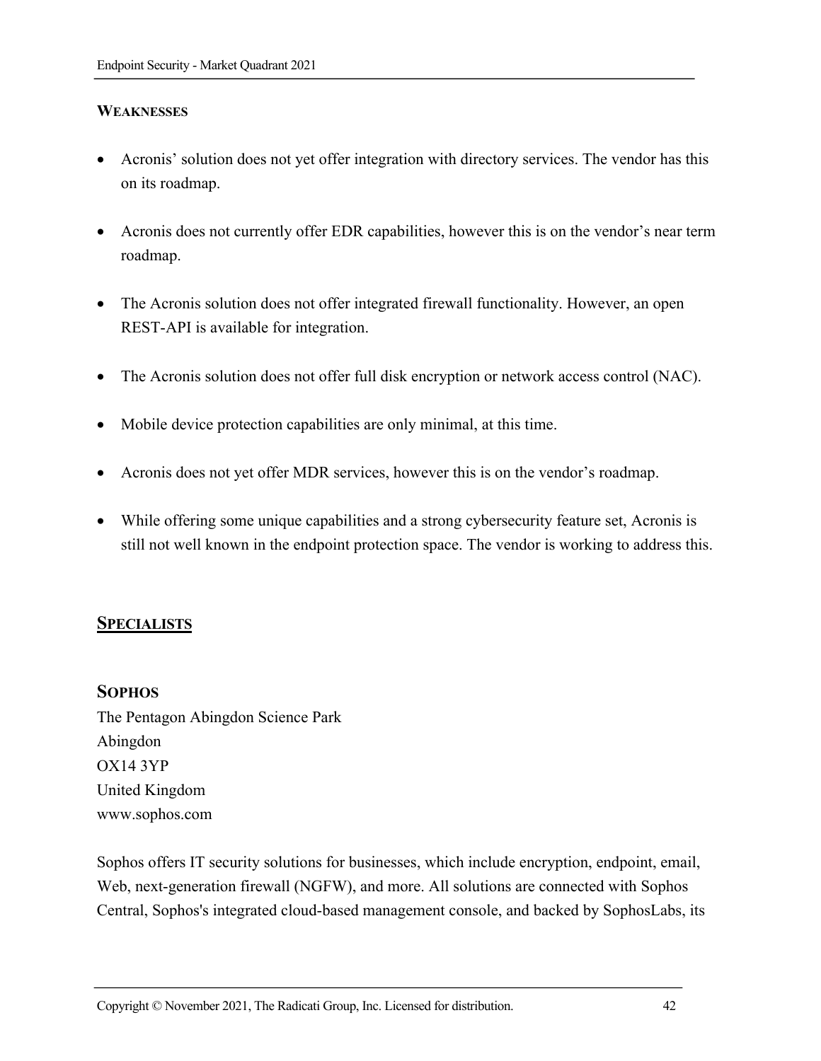**WEAKNESSES**

- Acronis' solution does not yet offer integration with directory services. The vendor has this on its roadmap.
- Acronis does not currently offer EDR capabilities, however this is on the vendor's near term roadmap.
- The Acronis solution does not offer integrated firewall functionality. However, an open REST-API is available for integration.
- The Acronis solution does not offer full disk encryption or network access control (NAC).
- Mobile device protection capabilities are only minimal, at this time.
- Acronis does not yet offer MDR services, however this is on the vendor's roadmap.
- While offering some unique capabilities and a strong cybersecurity feature set, Acronis is still not well known in the endpoint protection space. The vendor is working to address this.

## SPECIALISTS

### SOPHOS

The Pentagon Abingdon Science Park
Abingdon
OX14 3YP
United Kingdom
www.sophos.com

Sophos offers IT security solutions for businesses, which include encryption, endpoint, email, Web, next-generation firewall (NGFW), and more. All solutions are connected with Sophos Central, Sophos's integrated cloud-based management console, and backed by SophosLabs, its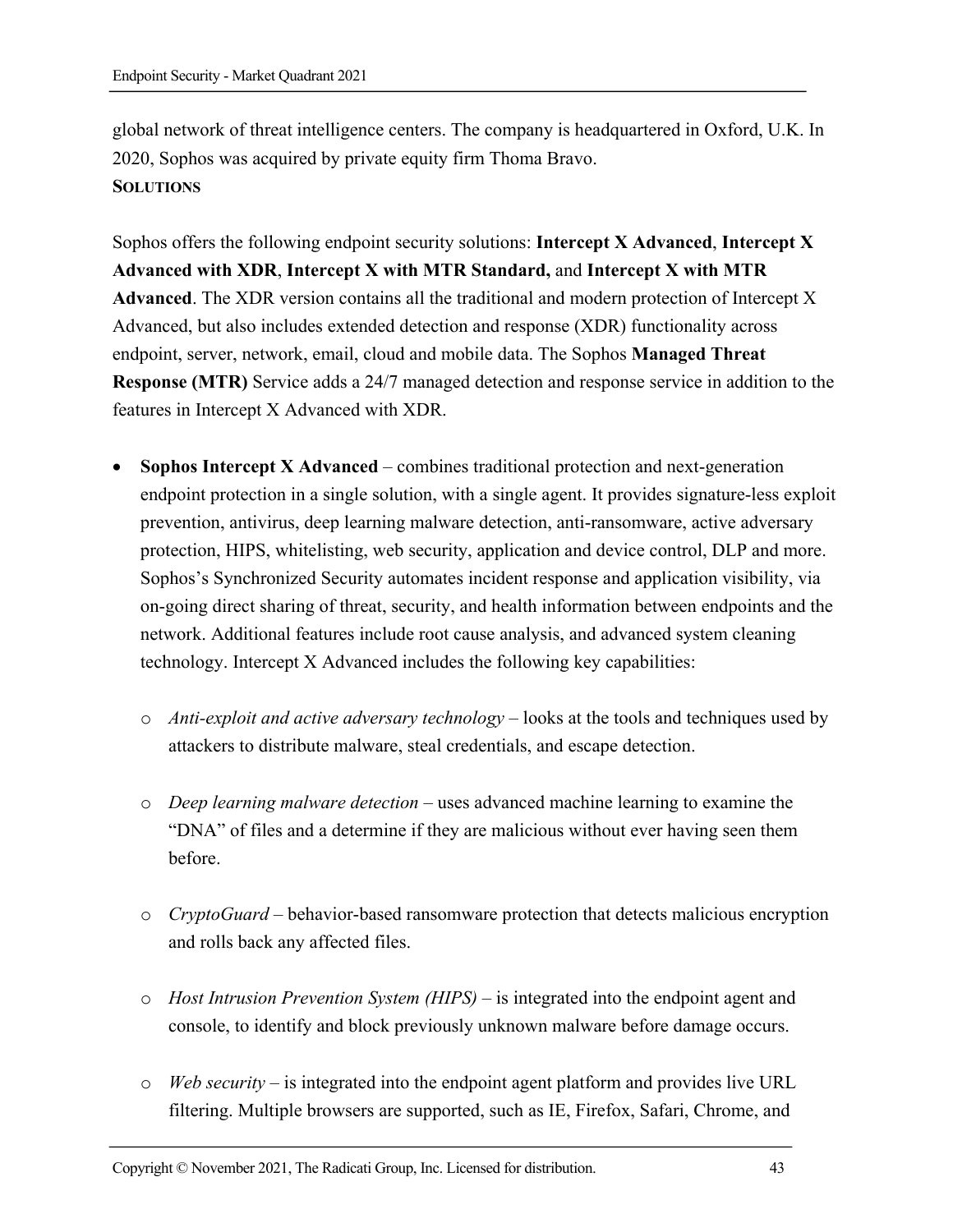global network of threat intelligence centers. The company is headquartered in Oxford, U.K. In 2020, Sophos was acquired by private equity firm Thoma Bravo.

**SOLUTIONS**

Sophos offers the following endpoint security solutions: **Intercept X Advanced**, **Intercept X Advanced with XDR**, **Intercept X with MTR Standard,** and **Intercept X with MTR Advanced**. The XDR version contains all the traditional and modern protection of Intercept X Advanced, but also includes extended detection and response (XDR) functionality across endpoint, server, network, email, cloud and mobile data. The Sophos **Managed Threat Response (MTR)** Service adds a 24/7 managed detection and response service in addition to the features in Intercept X Advanced with XDR.

- **Sophos Intercept X Advanced** – combines traditional protection and next-generation endpoint protection in a single solution, with a single agent. It provides signature-less exploit prevention, antivirus, deep learning malware detection, anti-ransomware, active adversary protection, HIPS, whitelisting, web security, application and device control, DLP and more. Sophos's Synchronized Security automates incident response and application visibility, via on-going direct sharing of threat, security, and health information between endpoints and the network. Additional features include root cause analysis, and advanced system cleaning technology. Intercept X Advanced includes the following key capabilities:

    - *Anti-exploit and active adversary technology* – looks at the tools and techniques used by attackers to distribute malware, steal credentials, and escape detection.

    - *Deep learning malware detection* – uses advanced machine learning to examine the "DNA" of files and a determine if they are malicious without ever having seen them before.

    - *CryptoGuard* – behavior-based ransomware protection that detects malicious encryption and rolls back any affected files.

    - *Host Intrusion Prevention System (HIPS)* – is integrated into the endpoint agent and console, to identify and block previously unknown malware before damage occurs.

    - *Web security* – is integrated into the endpoint agent platform and provides live URL filtering. Multiple browsers are supported, such as IE, Firefox, Safari, Chrome, and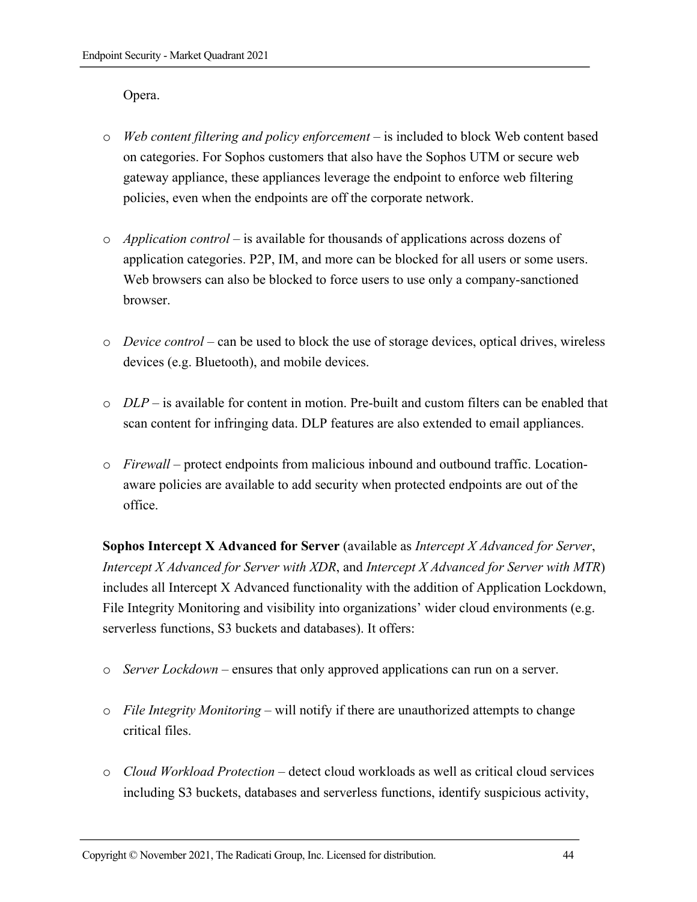Opera.

- *Web content filtering and policy enforcement* – is included to block Web content based on categories. For Sophos customers that also have the Sophos UTM or secure web gateway appliance, these appliances leverage the endpoint to enforce web filtering policies, even when the endpoints are off the corporate network.

- *Application control* – is available for thousands of applications across dozens of application categories. P2P, IM, and more can be blocked for all users or some users. Web browsers can also be blocked to force users to use only a company-sanctioned browser.

- *Device control* – can be used to block the use of storage devices, optical drives, wireless devices (e.g. Bluetooth), and mobile devices.

- *DLP* – is available for content in motion. Pre-built and custom filters can be enabled that scan content for infringing data. DLP features are also extended to email appliances.

- *Firewall* – protect endpoints from malicious inbound and outbound traffic. Location-aware policies are available to add security when protected endpoints are out of the office.

**Sophos Intercept X Advanced for Server** (available as *Intercept X Advanced for Server*, *Intercept X Advanced for Server with XDR*, and *Intercept X Advanced for Server with MTR*) includes all Intercept X Advanced functionality with the addition of Application Lockdown, File Integrity Monitoring and visibility into organizations' wider cloud environments (e.g. serverless functions, S3 buckets and databases). It offers:

- *Server Lockdown* – ensures that only approved applications can run on a server.

- *File Integrity Monitoring* – will notify if there are unauthorized attempts to change critical files.

- *Cloud Workload Protection* – detect cloud workloads as well as critical cloud services including S3 buckets, databases and serverless functions, identify suspicious activity,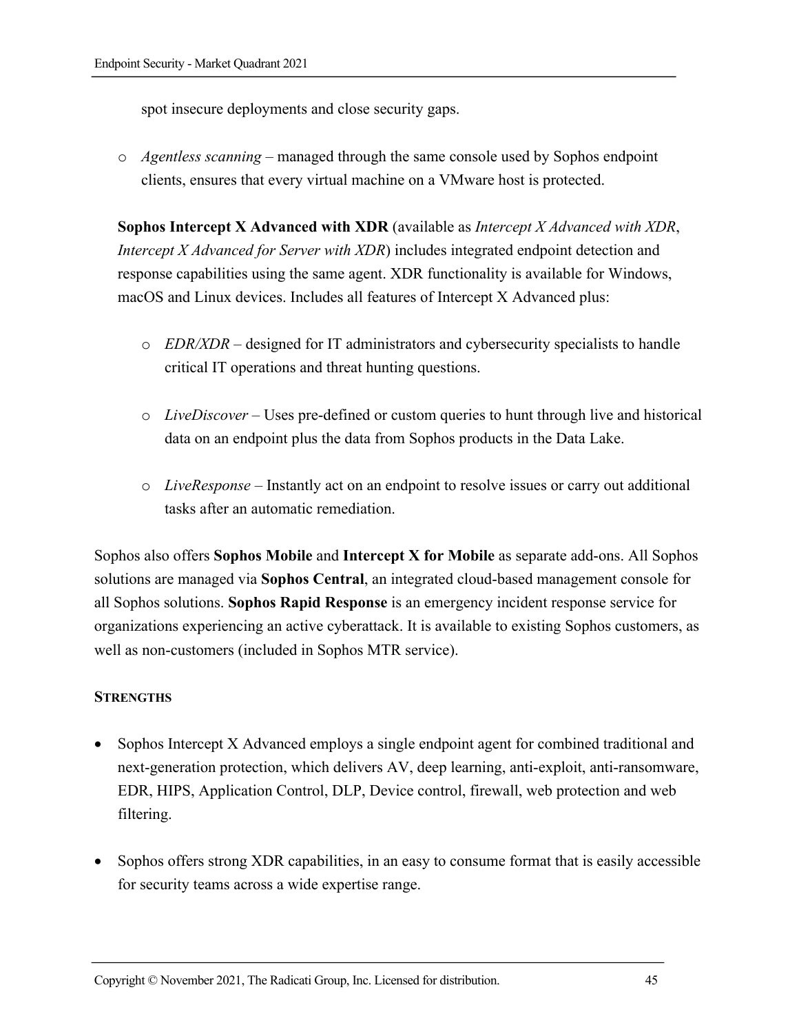spot insecure deployments and close security gaps.

- *Agentless scanning* – managed through the same console used by Sophos endpoint clients, ensures that every virtual machine on a VMware host is protected.

**Sophos Intercept X Advanced with XDR** (available as *Intercept X Advanced with XDR*, *Intercept X Advanced for Server with XDR*) includes integrated endpoint detection and response capabilities using the same agent. XDR functionality is available for Windows, macOS and Linux devices. Includes all features of Intercept X Advanced plus:

- *EDR/XDR* – designed for IT administrators and cybersecurity specialists to handle critical IT operations and threat hunting questions.
- *LiveDiscover* – Uses pre-defined or custom queries to hunt through live and historical data on an endpoint plus the data from Sophos products in the Data Lake.
- *LiveResponse* – Instantly act on an endpoint to resolve issues or carry out additional tasks after an automatic remediation.

Sophos also offers **Sophos Mobile** and **Intercept X for Mobile** as separate add-ons. All Sophos solutions are managed via **Sophos Central**, an integrated cloud-based management console for all Sophos solutions. **Sophos Rapid Response** is an emergency incident response service for organizations experiencing an active cyberattack. It is available to existing Sophos customers, as well as non-customers (included in Sophos MTR service).

**STRENGTHS**

- Sophos Intercept X Advanced employs a single endpoint agent for combined traditional and next-generation protection, which delivers AV, deep learning, anti-exploit, anti-ransomware, EDR, HIPS, Application Control, DLP, Device control, firewall, web protection and web filtering.
- Sophos offers strong XDR capabilities, in an easy to consume format that is easily accessible for security teams across a wide expertise range.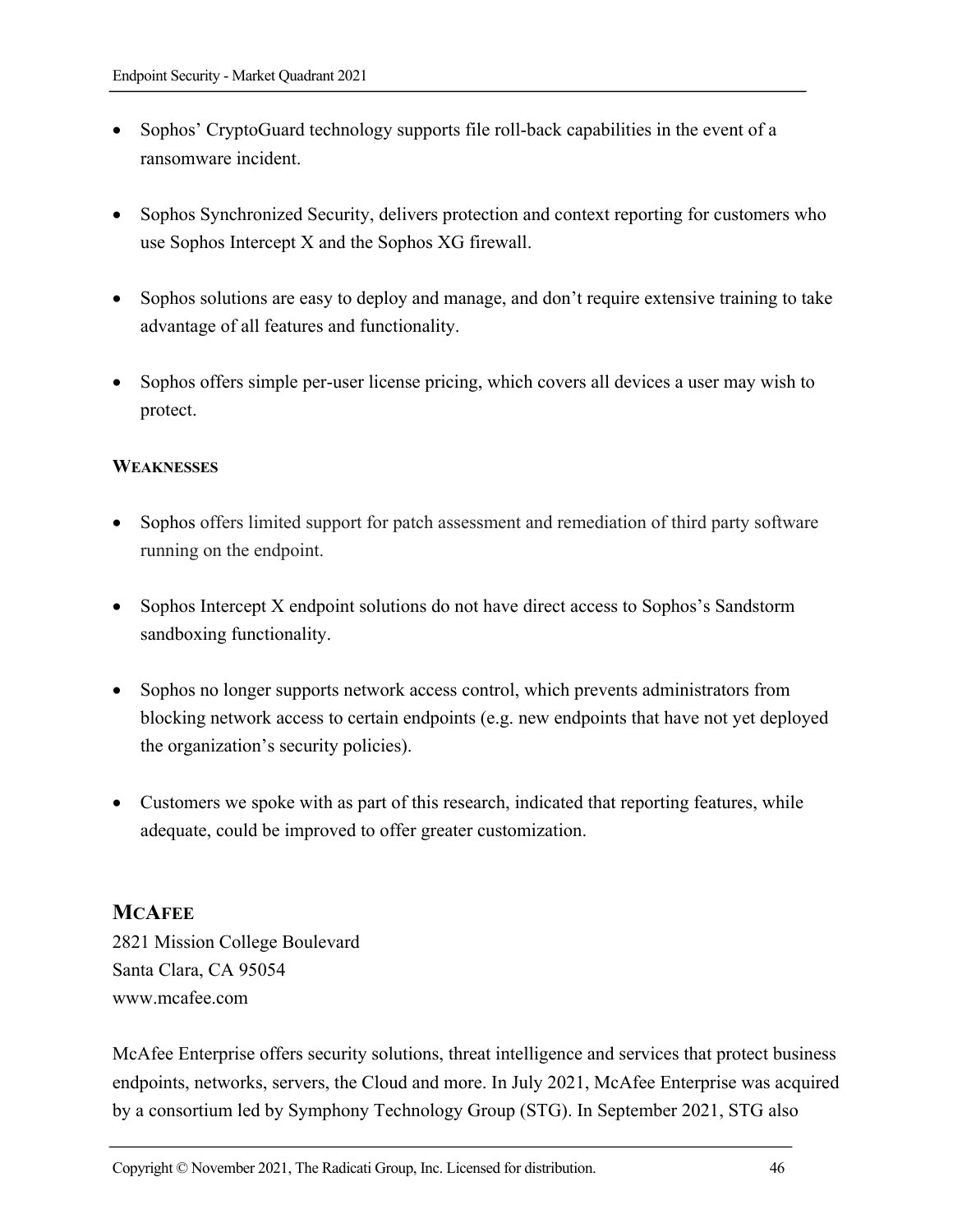- Sophos' CryptoGuard technology supports file roll-back capabilities in the event of a ransomware incident.

- Sophos Synchronized Security, delivers protection and context reporting for customers who use Sophos Intercept X and the Sophos XG firewall.

- Sophos solutions are easy to deploy and manage, and don't require extensive training to take advantage of all features and functionality.

- Sophos offers simple per-user license pricing, which covers all devices a user may wish to protect.

**WEAKNESSES**

- Sophos offers limited support for patch assessment and remediation of third party software running on the endpoint.

- Sophos Intercept X endpoint solutions do not have direct access to Sophos's Sandstorm sandboxing functionality.

- Sophos no longer supports network access control, which prevents administrators from blocking network access to certain endpoints (e.g. new endpoints that have not yet deployed the organization's security policies).

- Customers we spoke with as part of this research, indicated that reporting features, while adequate, could be improved to offer greater customization.

## MCAFEE

2821 Mission College Boulevard
Santa Clara, CA 95054
www.mcafee.com

McAfee Enterprise offers security solutions, threat intelligence and services that protect business endpoints, networks, servers, the Cloud and more. In July 2021, McAfee Enterprise was acquired by a consortium led by Symphony Technology Group (STG). In September 2021, STG also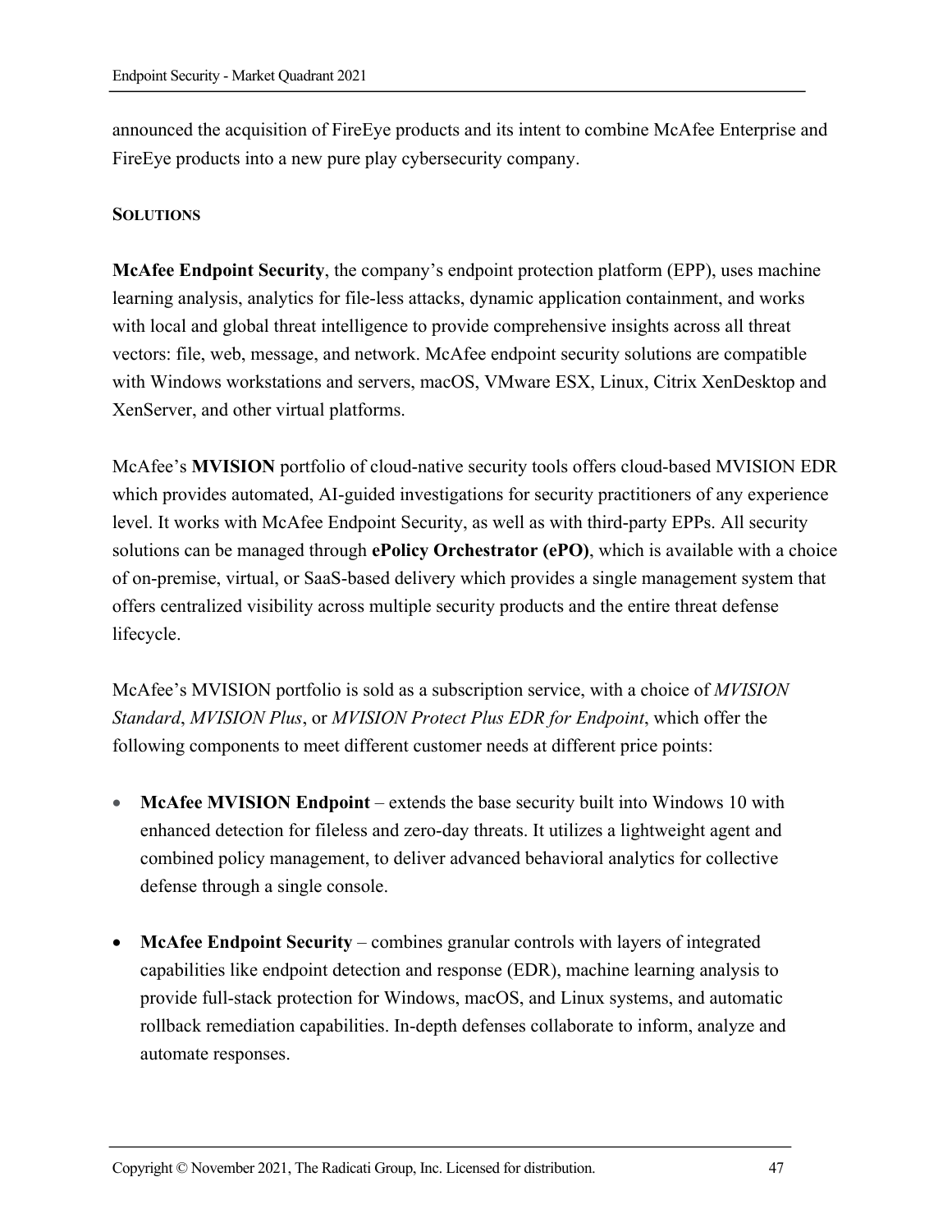announced the acquisition of FireEye products and its intent to combine McAfee Enterprise and FireEye products into a new pure play cybersecurity company.

**SOLUTIONS**

**McAfee Endpoint Security**, the company's endpoint protection platform (EPP), uses machine learning analysis, analytics for file-less attacks, dynamic application containment, and works with local and global threat intelligence to provide comprehensive insights across all threat vectors: file, web, message, and network. McAfee endpoint security solutions are compatible with Windows workstations and servers, macOS, VMware ESX, Linux, Citrix XenDesktop and XenServer, and other virtual platforms.

McAfee's **MVISION** portfolio of cloud-native security tools offers cloud-based MVISION EDR which provides automated, AI-guided investigations for security practitioners of any experience level. It works with McAfee Endpoint Security, as well as with third-party EPPs. All security solutions can be managed through **ePolicy Orchestrator (ePO)**, which is available with a choice of on-premise, virtual, or SaaS-based delivery which provides a single management system that offers centralized visibility across multiple security products and the entire threat defense lifecycle.

McAfee's MVISION portfolio is sold as a subscription service, with a choice of *MVISION Standard*, *MVISION Plus*, or *MVISION Protect Plus EDR for Endpoint*, which offer the following components to meet different customer needs at different price points:

- **McAfee MVISION Endpoint** – extends the base security built into Windows 10 with enhanced detection for fileless and zero-day threats. It utilizes a lightweight agent and combined policy management, to deliver advanced behavioral analytics for collective defense through a single console.
- **McAfee Endpoint Security** – combines granular controls with layers of integrated capabilities like endpoint detection and response (EDR), machine learning analysis to provide full-stack protection for Windows, macOS, and Linux systems, and automatic rollback remediation capabilities. In-depth defenses collaborate to inform, analyze and automate responses.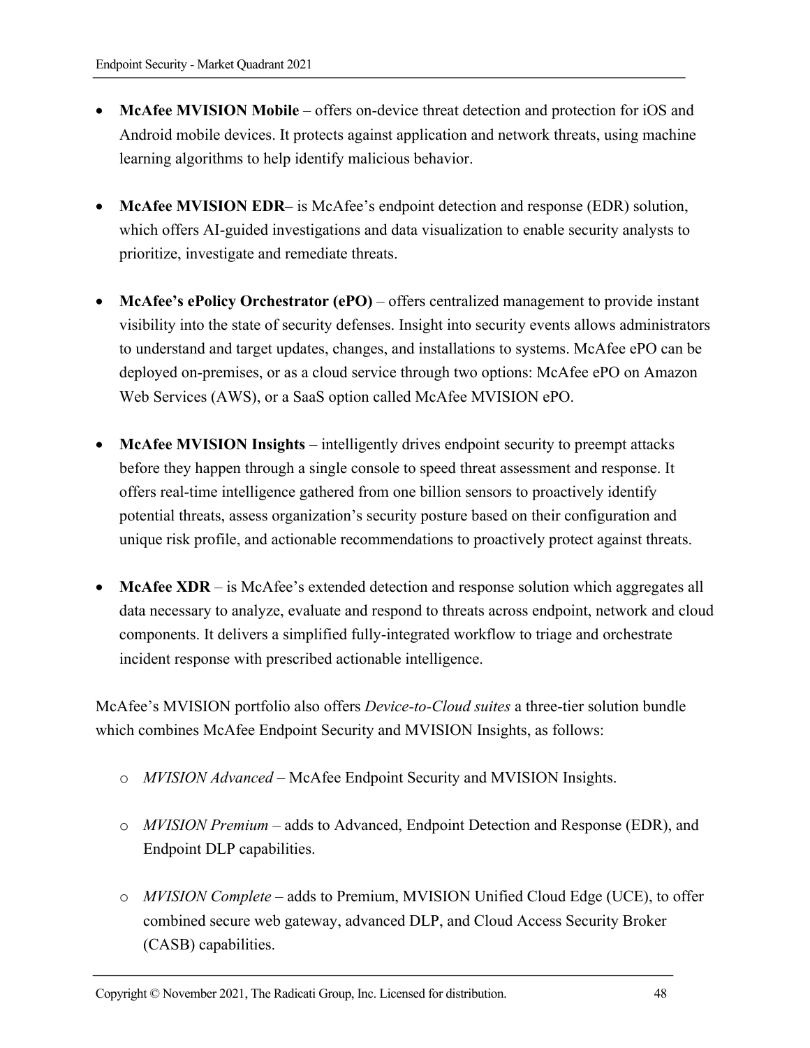- **McAfee MVISION Mobile** – offers on-device threat detection and protection for iOS and Android mobile devices. It protects against application and network threats, using machine learning algorithms to help identify malicious behavior.

- **McAfee MVISION EDR–** is McAfee's endpoint detection and response (EDR) solution, which offers AI-guided investigations and data visualization to enable security analysts to prioritize, investigate and remediate threats.

- **McAfee's ePolicy Orchestrator (ePO)** – offers centralized management to provide instant visibility into the state of security defenses. Insight into security events allows administrators to understand and target updates, changes, and installations to systems. McAfee ePO can be deployed on-premises, or as a cloud service through two options: McAfee ePO on Amazon Web Services (AWS), or a SaaS option called McAfee MVISION ePO.

- **McAfee MVISION Insights** – intelligently drives endpoint security to preempt attacks before they happen through a single console to speed threat assessment and response. It offers real-time intelligence gathered from one billion sensors to proactively identify potential threats, assess organization's security posture based on their configuration and unique risk profile, and actionable recommendations to proactively protect against threats.

- **McAfee XDR** – is McAfee's extended detection and response solution which aggregates all data necessary to analyze, evaluate and respond to threats across endpoint, network and cloud components. It delivers a simplified fully-integrated workflow to triage and orchestrate incident response with prescribed actionable intelligence.

McAfee's MVISION portfolio also offers *Device-to-Cloud suites* a three-tier solution bundle which combines McAfee Endpoint Security and MVISION Insights, as follows:

- *MVISION Advanced* – McAfee Endpoint Security and MVISION Insights.
- *MVISION Premium* – adds to Advanced, Endpoint Detection and Response (EDR), and Endpoint DLP capabilities.
- *MVISION Complete* – adds to Premium, MVISION Unified Cloud Edge (UCE), to offer combined secure web gateway, advanced DLP, and Cloud Access Security Broker (CASB) capabilities.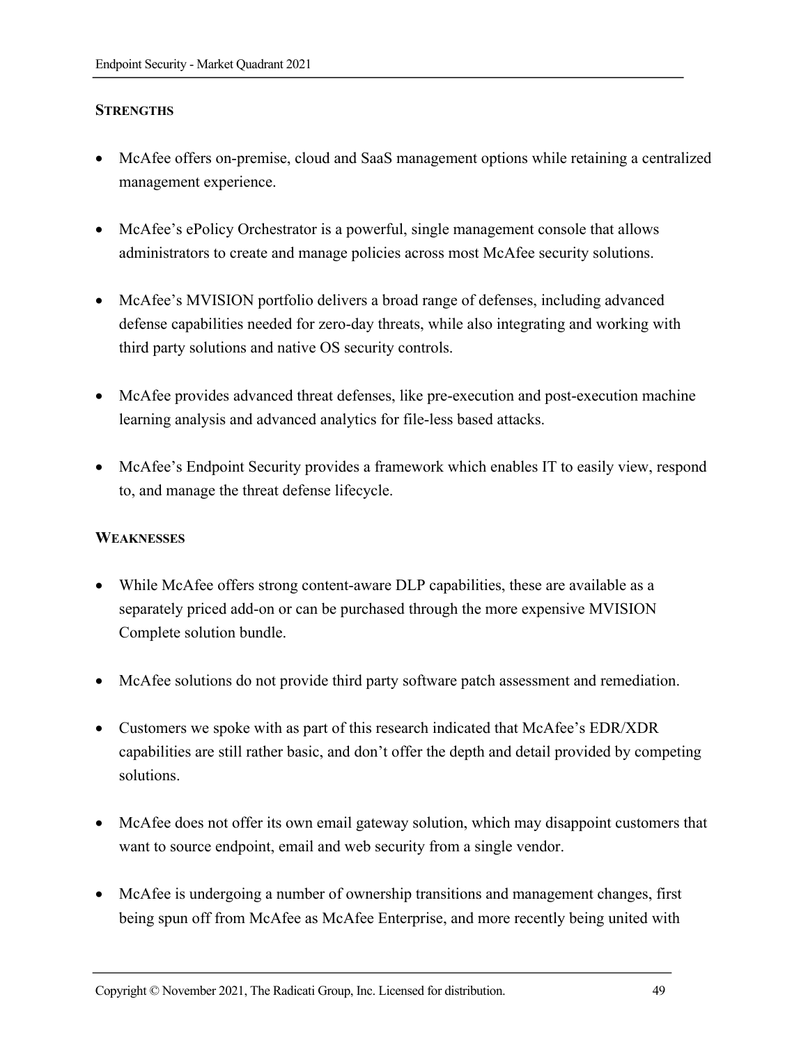**STRENGTHS**

- McAfee offers on-premise, cloud and SaaS management options while retaining a centralized management experience.
- McAfee's ePolicy Orchestrator is a powerful, single management console that allows administrators to create and manage policies across most McAfee security solutions.
- McAfee's MVISION portfolio delivers a broad range of defenses, including advanced defense capabilities needed for zero-day threats, while also integrating and working with third party solutions and native OS security controls.
- McAfee provides advanced threat defenses, like pre-execution and post-execution machine learning analysis and advanced analytics for file-less based attacks.
- McAfee's Endpoint Security provides a framework which enables IT to easily view, respond to, and manage the threat defense lifecycle.

**WEAKNESSES**

- While McAfee offers strong content-aware DLP capabilities, these are available as a separately priced add-on or can be purchased through the more expensive MVISION Complete solution bundle.
- McAfee solutions do not provide third party software patch assessment and remediation.
- Customers we spoke with as part of this research indicated that McAfee's EDR/XDR capabilities are still rather basic, and don't offer the depth and detail provided by competing solutions.
- McAfee does not offer its own email gateway solution, which may disappoint customers that want to source endpoint, email and web security from a single vendor.
- McAfee is undergoing a number of ownership transitions and management changes, first being spun off from McAfee as McAfee Enterprise, and more recently being united with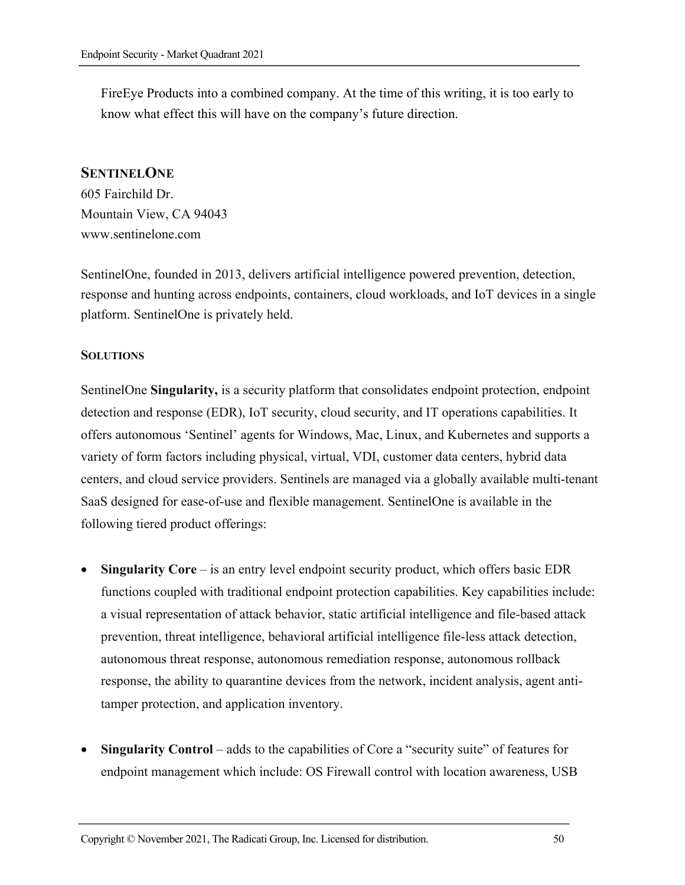FireEye Products into a combined company. At the time of this writing, it is too early to know what effect this will have on the company's future direction.

## SENTINELONE

605 Fairchild Dr.
Mountain View, CA 94043
www.sentinelone.com

SentinelOne, founded in 2013, delivers artificial intelligence powered prevention, detection, response and hunting across endpoints, containers, cloud workloads, and IoT devices in a single platform. SentinelOne is privately held.

### SOLUTIONS

SentinelOne **Singularity,** is a security platform that consolidates endpoint protection, endpoint detection and response (EDR), IoT security, cloud security, and IT operations capabilities. It offers autonomous 'Sentinel' agents for Windows, Mac, Linux, and Kubernetes and supports a variety of form factors including physical, virtual, VDI, customer data centers, hybrid data centers, and cloud service providers. Sentinels are managed via a globally available multi-tenant SaaS designed for ease-of-use and flexible management. SentinelOne is available in the following tiered product offerings:

- **Singularity Core** – is an entry level endpoint security product, which offers basic EDR functions coupled with traditional endpoint protection capabilities. Key capabilities include: a visual representation of attack behavior, static artificial intelligence and file-based attack prevention, threat intelligence, behavioral artificial intelligence file-less attack detection, autonomous threat response, autonomous remediation response, autonomous rollback response, the ability to quarantine devices from the network, incident analysis, agent anti-tamper protection, and application inventory.

- **Singularity Control** – adds to the capabilities of Core a "security suite" of features for endpoint management which include: OS Firewall control with location awareness, USB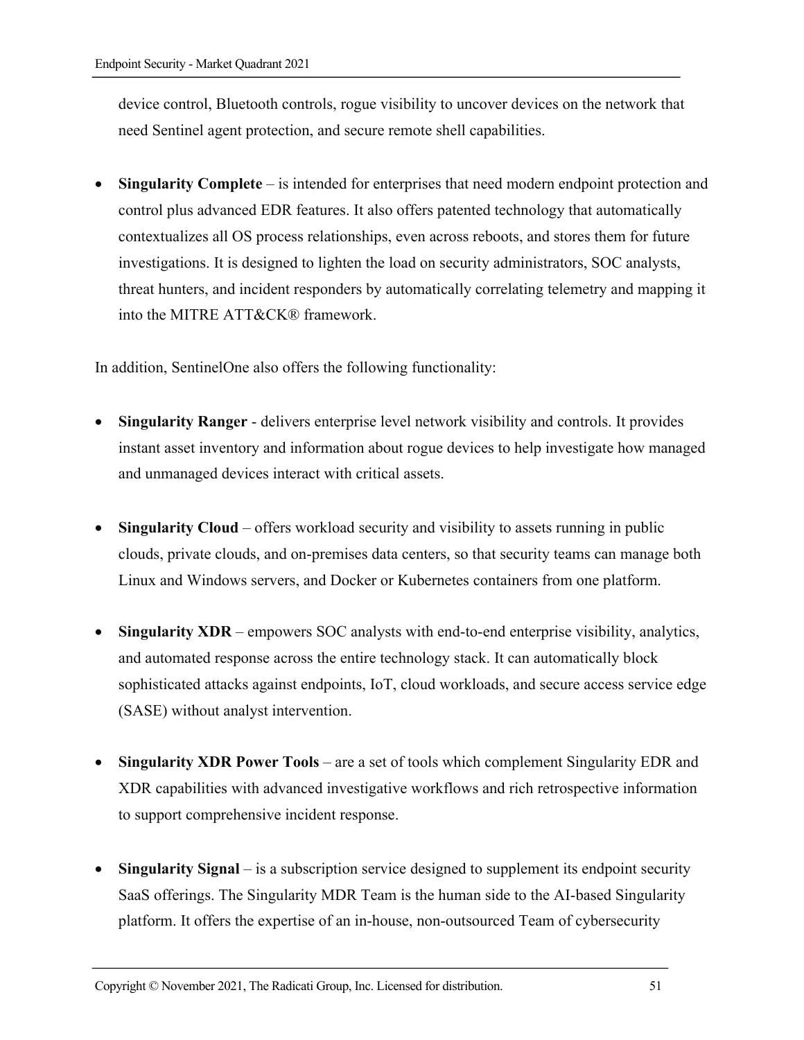device control, Bluetooth controls, rogue visibility to uncover devices on the network that need Sentinel agent protection, and secure remote shell capabilities.

- **Singularity Complete** – is intended for enterprises that need modern endpoint protection and control plus advanced EDR features. It also offers patented technology that automatically contextualizes all OS process relationships, even across reboots, and stores them for future investigations. It is designed to lighten the load on security administrators, SOC analysts, threat hunters, and incident responders by automatically correlating telemetry and mapping it into the MITRE ATT&CK® framework.

In addition, SentinelOne also offers the following functionality:

- **Singularity Ranger** - delivers enterprise level network visibility and controls. It provides instant asset inventory and information about rogue devices to help investigate how managed and unmanaged devices interact with critical assets.

- **Singularity Cloud** – offers workload security and visibility to assets running in public clouds, private clouds, and on-premises data centers, so that security teams can manage both Linux and Windows servers, and Docker or Kubernetes containers from one platform.

- **Singularity XDR** – empowers SOC analysts with end-to-end enterprise visibility, analytics, and automated response across the entire technology stack. It can automatically block sophisticated attacks against endpoints, IoT, cloud workloads, and secure access service edge (SASE) without analyst intervention.

- **Singularity XDR Power Tools** – are a set of tools which complement Singularity EDR and XDR capabilities with advanced investigative workflows and rich retrospective information to support comprehensive incident response.

- **Singularity Signal** – is a subscription service designed to supplement its endpoint security SaaS offerings. The Singularity MDR Team is the human side to the AI-based Singularity platform. It offers the expertise of an in-house, non-outsourced Team of cybersecurity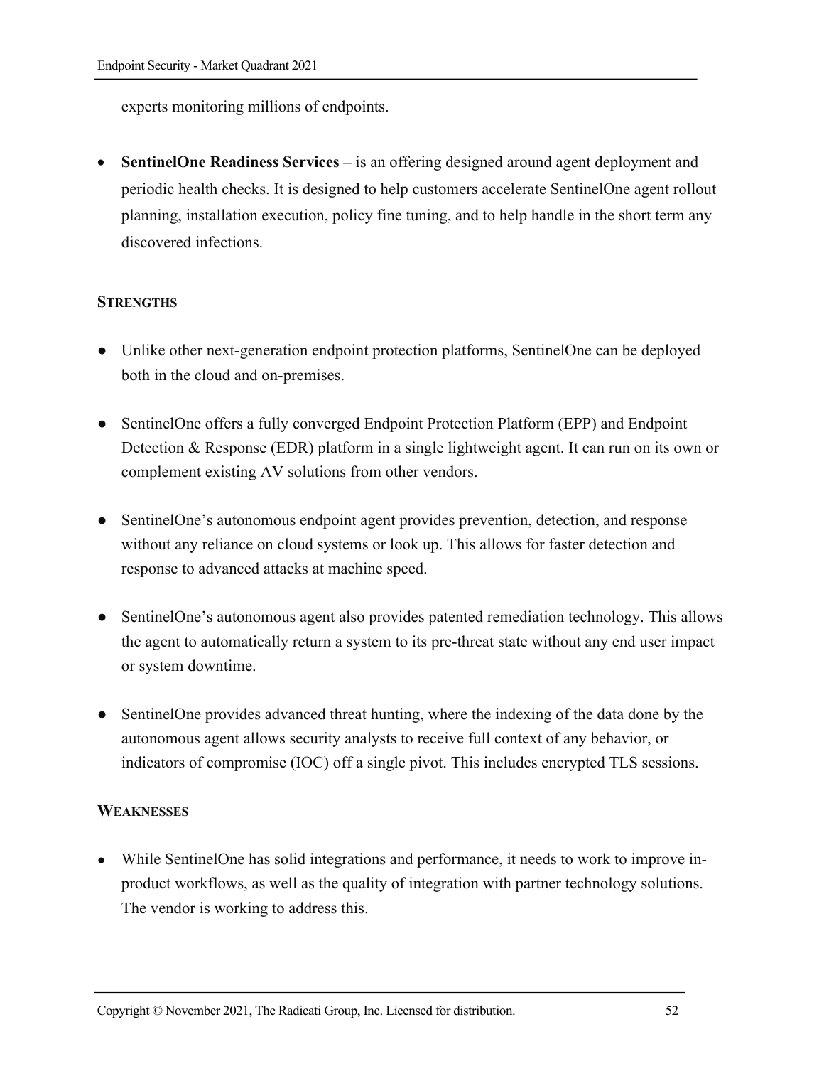experts monitoring millions of endpoints.

- **SentinelOne Readiness Services –** is an offering designed around agent deployment and periodic health checks. It is designed to help customers accelerate SentinelOne agent rollout planning, installation execution, policy fine tuning, and to help handle in the short term any discovered infections.

### Strengths

- Unlike other next-generation endpoint protection platforms, SentinelOne can be deployed both in the cloud and on-premises.
- SentinelOne offers a fully converged Endpoint Protection Platform (EPP) and Endpoint Detection & Response (EDR) platform in a single lightweight agent. It can run on its own or complement existing AV solutions from other vendors.
- SentinelOne's autonomous endpoint agent provides prevention, detection, and response without any reliance on cloud systems or look up. This allows for faster detection and response to advanced attacks at machine speed.
- SentinelOne's autonomous agent also provides patented remediation technology. This allows the agent to automatically return a system to its pre-threat state without any end user impact or system downtime.
- SentinelOne provides advanced threat hunting, where the indexing of the data done by the autonomous agent allows security analysts to receive full context of any behavior, or indicators of compromise (IOC) off a single pivot. This includes encrypted TLS sessions.

### Weaknesses

- While SentinelOne has solid integrations and performance, it needs to work to improve in-product workflows, as well as the quality of integration with partner technology solutions. The vendor is working to address this.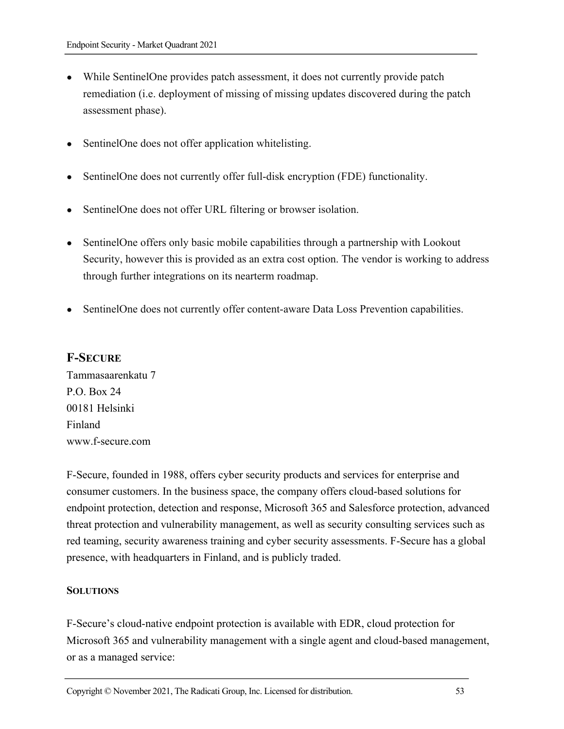- While SentinelOne provides patch assessment, it does not currently provide patch remediation (i.e. deployment of missing of missing updates discovered during the patch assessment phase).
- SentinelOne does not offer application whitelisting.
- SentinelOne does not currently offer full-disk encryption (FDE) functionality.
- SentinelOne does not offer URL filtering or browser isolation.
- SentinelOne offers only basic mobile capabilities through a partnership with Lookout Security, however this is provided as an extra cost option. The vendor is working to address through further integrations on its nearterm roadmap.
- SentinelOne does not currently offer content-aware Data Loss Prevention capabilities.

## F-SECURE

Tammasaarenkatu 7
P.O. Box 24
00181 Helsinki
Finland
www.f-secure.com

F-Secure, founded in 1988, offers cyber security products and services for enterprise and consumer customers. In the business space, the company offers cloud-based solutions for endpoint protection, detection and response, Microsoft 365 and Salesforce protection, advanced threat protection and vulnerability management, as well as security consulting services such as red teaming, security awareness training and cyber security assessments. F-Secure has a global presence, with headquarters in Finland, and is publicly traded.

### SOLUTIONS

F-Secure's cloud-native endpoint protection is available with EDR, cloud protection for Microsoft 365 and vulnerability management with a single agent and cloud-based management, or as a managed service: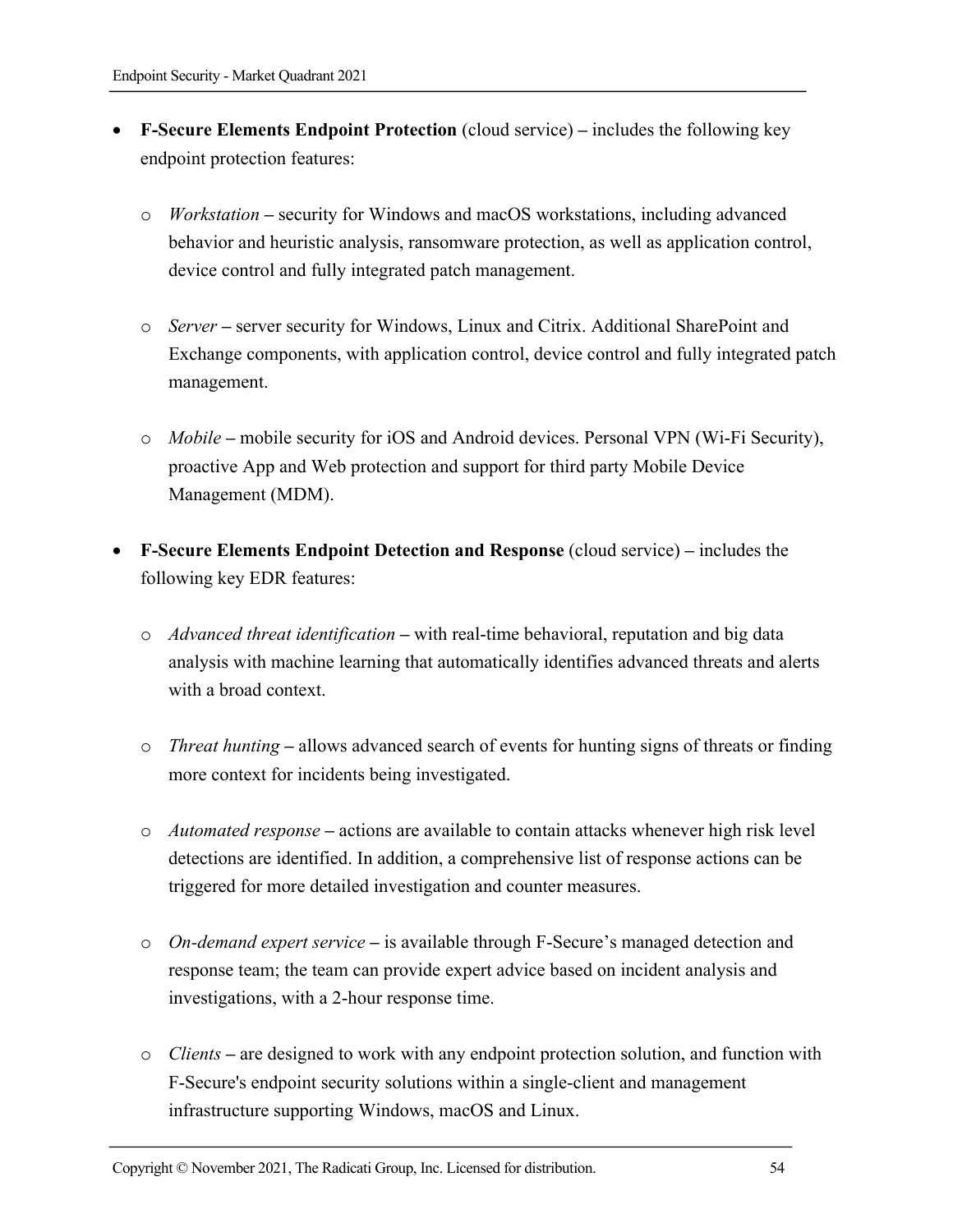- **F-Secure Elements Endpoint Protection** (cloud service) **–** includes the following key endpoint protection features:

  - *Workstation* **–** security for Windows and macOS workstations, including advanced behavior and heuristic analysis, ransomware protection, as well as application control, device control and fully integrated patch management.

  - *Server* **–** server security for Windows, Linux and Citrix. Additional SharePoint and Exchange components, with application control, device control and fully integrated patch management.

  - *Mobile* **–** mobile security for iOS and Android devices. Personal VPN (Wi-Fi Security), proactive App and Web protection and support for third party Mobile Device Management (MDM).

- **F-Secure Elements Endpoint Detection and Response** (cloud service) **–** includes the following key EDR features:

  - *Advanced threat identification* **–** with real-time behavioral, reputation and big data analysis with machine learning that automatically identifies advanced threats and alerts with a broad context.

  - *Threat hunting* **–** allows advanced search of events for hunting signs of threats or finding more context for incidents being investigated.

  - *Automated response* **–** actions are available to contain attacks whenever high risk level detections are identified. In addition, a comprehensive list of response actions can be triggered for more detailed investigation and counter measures.

  - *On-demand expert service* **–** is available through F-Secure's managed detection and response team; the team can provide expert advice based on incident analysis and investigations, with a 2-hour response time.

  - *Clients* **–** are designed to work with any endpoint protection solution, and function with F-Secure's endpoint security solutions within a single-client and management infrastructure supporting Windows, macOS and Linux.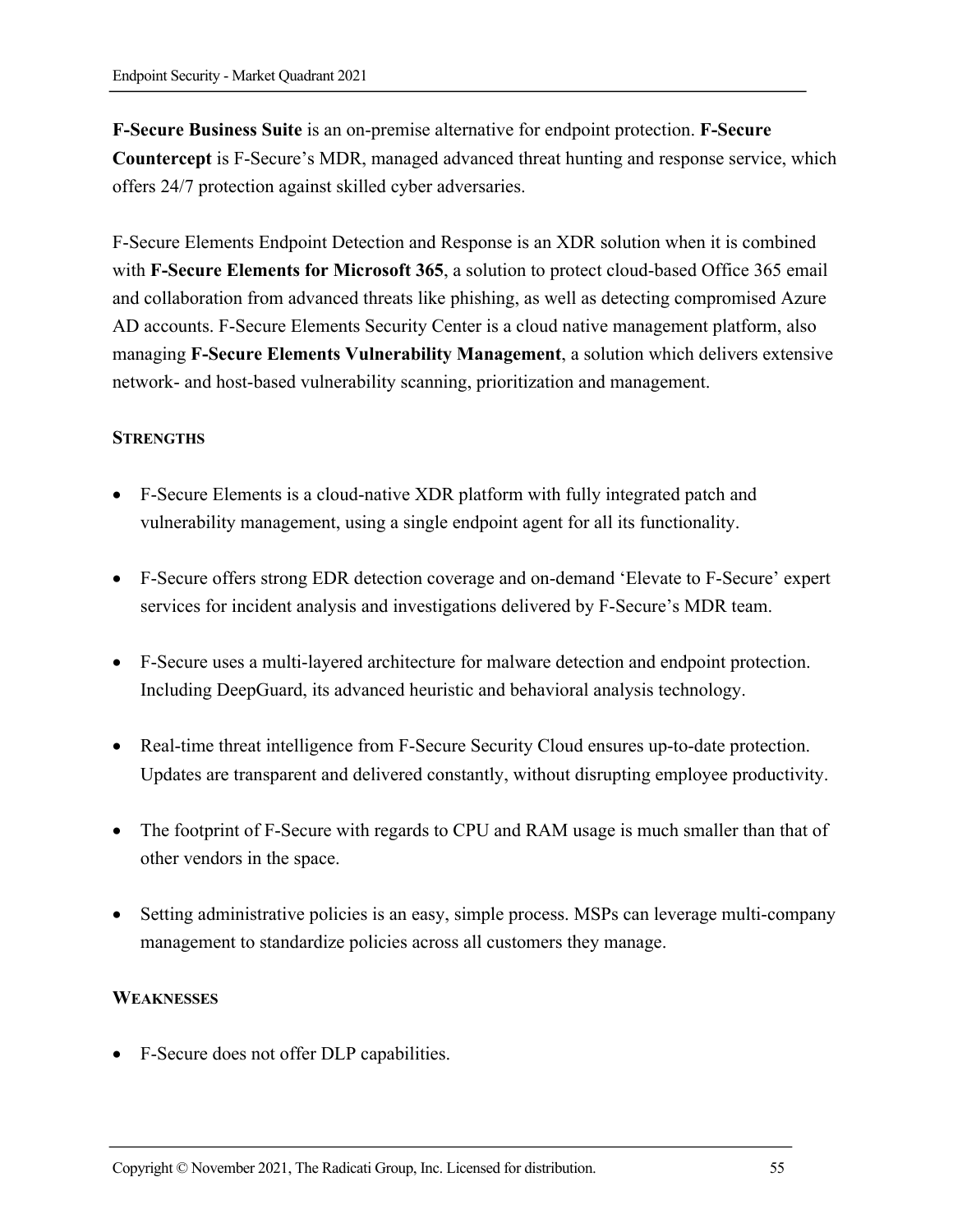**F-Secure Business Suite** is an on-premise alternative for endpoint protection. **F-Secure Countercept** is F-Secure's MDR, managed advanced threat hunting and response service, which offers 24/7 protection against skilled cyber adversaries.

F-Secure Elements Endpoint Detection and Response is an XDR solution when it is combined with **F-Secure Elements for Microsoft 365**, a solution to protect cloud-based Office 365 email and collaboration from advanced threats like phishing, as well as detecting compromised Azure AD accounts. F-Secure Elements Security Center is a cloud native management platform, also managing **F-Secure Elements Vulnerability Management**, a solution which delivers extensive network- and host-based vulnerability scanning, prioritization and management.

#### STRENGTHS

- F-Secure Elements is a cloud-native XDR platform with fully integrated patch and vulnerability management, using a single endpoint agent for all its functionality.
- F-Secure offers strong EDR detection coverage and on-demand 'Elevate to F-Secure' expert services for incident analysis and investigations delivered by F-Secure's MDR team.
- F-Secure uses a multi-layered architecture for malware detection and endpoint protection. Including DeepGuard, its advanced heuristic and behavioral analysis technology.
- Real-time threat intelligence from F-Secure Security Cloud ensures up-to-date protection. Updates are transparent and delivered constantly, without disrupting employee productivity.
- The footprint of F-Secure with regards to CPU and RAM usage is much smaller than that of other vendors in the space.
- Setting administrative policies is an easy, simple process. MSPs can leverage multi-company management to standardize policies across all customers they manage.

#### WEAKNESSES

- F-Secure does not offer DLP capabilities.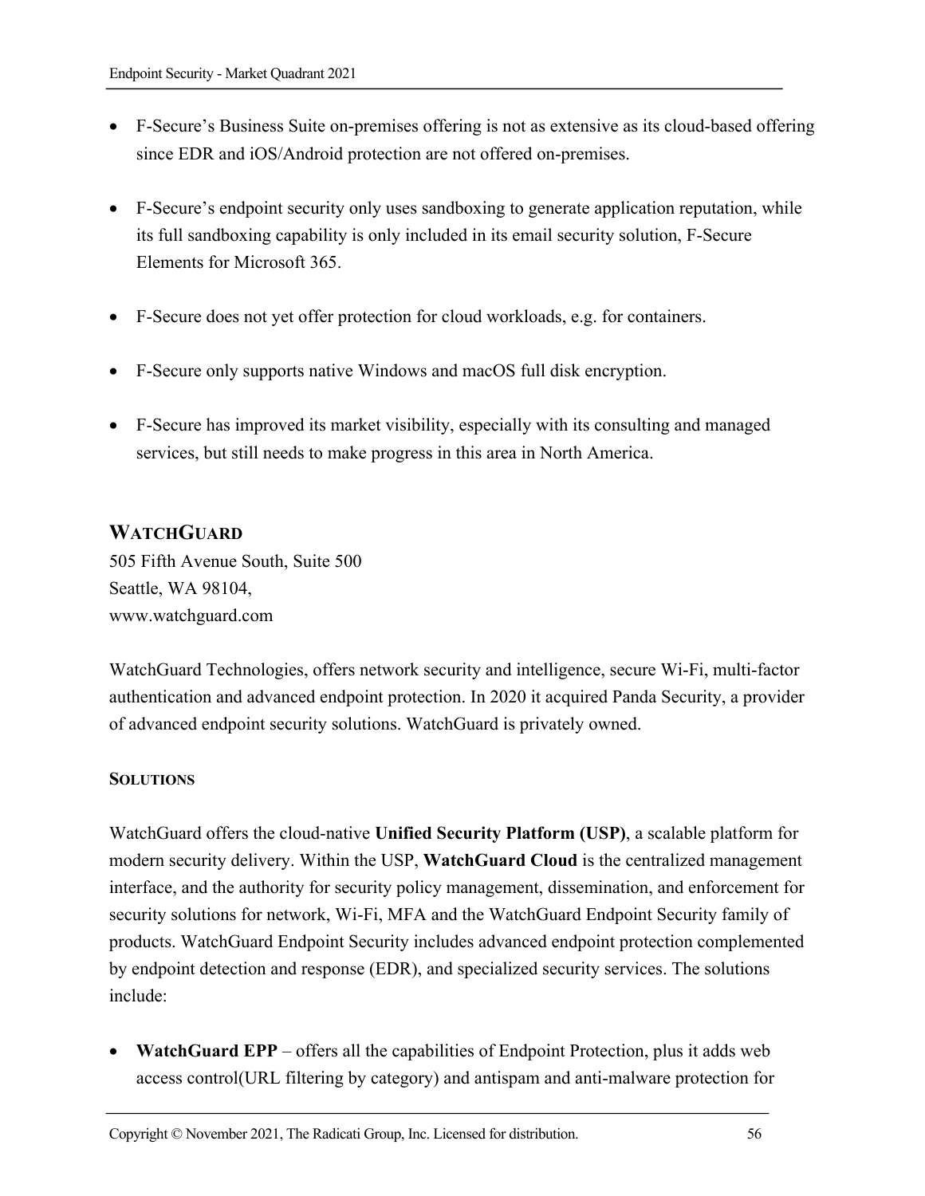- F-Secure's Business Suite on-premises offering is not as extensive as its cloud-based offering since EDR and iOS/Android protection are not offered on-premises.

- F-Secure's endpoint security only uses sandboxing to generate application reputation, while its full sandboxing capability is only included in its email security solution, F-Secure Elements for Microsoft 365.

- F-Secure does not yet offer protection for cloud workloads, e.g. for containers.

- F-Secure only supports native Windows and macOS full disk encryption.

- F-Secure has improved its market visibility, especially with its consulting and managed services, but still needs to make progress in this area in North America.

## WATCHGUARD

505 Fifth Avenue South, Suite 500
Seattle, WA 98104,
www.watchguard.com

WatchGuard Technologies, offers network security and intelligence, secure Wi-Fi, multi-factor authentication and advanced endpoint protection. In 2020 it acquired Panda Security, a provider of advanced endpoint security solutions. WatchGuard is privately owned.

### SOLUTIONS

WatchGuard offers the cloud-native **Unified Security Platform (USP)**, a scalable platform for modern security delivery. Within the USP, **WatchGuard Cloud** is the centralized management interface, and the authority for security policy management, dissemination, and enforcement for security solutions for network, Wi-Fi, MFA and the WatchGuard Endpoint Security family of products. WatchGuard Endpoint Security includes advanced endpoint protection complemented by endpoint detection and response (EDR), and specialized security services. The solutions include:

- **WatchGuard EPP** – offers all the capabilities of Endpoint Protection, plus it adds web access control(URL filtering by category) and antispam and anti-malware protection for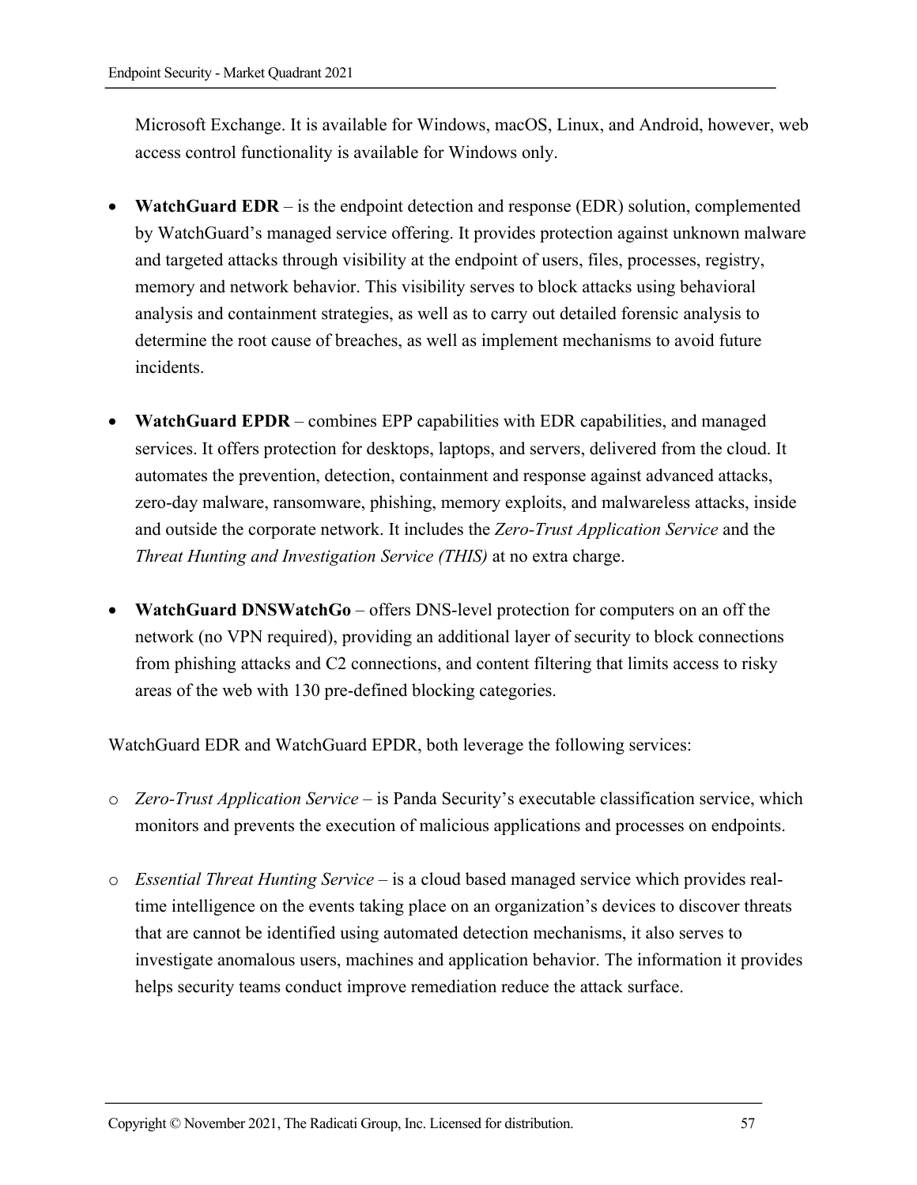Microsoft Exchange. It is available for Windows, macOS, Linux, and Android, however, web access control functionality is available for Windows only.

- **WatchGuard EDR** – is the endpoint detection and response (EDR) solution, complemented by WatchGuard's managed service offering. It provides protection against unknown malware and targeted attacks through visibility at the endpoint of users, files, processes, registry, memory and network behavior. This visibility serves to block attacks using behavioral analysis and containment strategies, as well as to carry out detailed forensic analysis to determine the root cause of breaches, as well as implement mechanisms to avoid future incidents.

- **WatchGuard EPDR** – combines EPP capabilities with EDR capabilities, and managed services. It offers protection for desktops, laptops, and servers, delivered from the cloud. It automates the prevention, detection, containment and response against advanced attacks, zero-day malware, ransomware, phishing, memory exploits, and malwareless attacks, inside and outside the corporate network. It includes the *Zero-Trust Application Service* and the *Threat Hunting and Investigation Service (THIS)* at no extra charge.

- **WatchGuard DNSWatchGo** – offers DNS-level protection for computers on an off the network (no VPN required), providing an additional layer of security to block connections from phishing attacks and C2 connections, and content filtering that limits access to risky areas of the web with 130 pre-defined blocking categories.

WatchGuard EDR and WatchGuard EPDR, both leverage the following services:

- *Zero-Trust Application Service* – is Panda Security's executable classification service, which monitors and prevents the execution of malicious applications and processes on endpoints.

- *Essential Threat Hunting Service* – is a cloud based managed service which provides real-time intelligence on the events taking place on an organization's devices to discover threats that are cannot be identified using automated detection mechanisms, it also serves to investigate anomalous users, machines and application behavior. The information it provides helps security teams conduct improve remediation reduce the attack surface.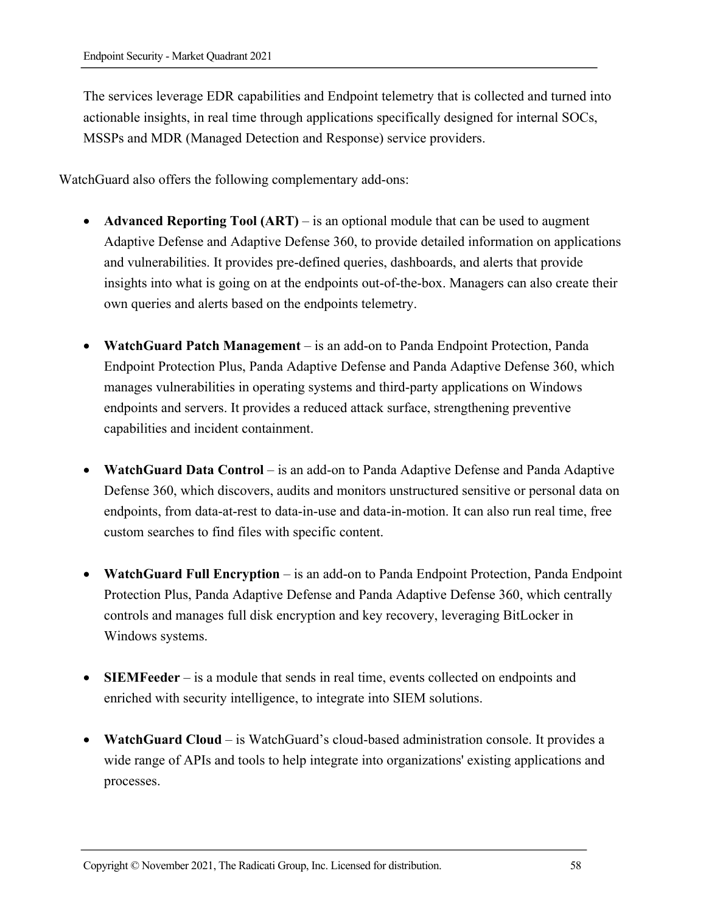The services leverage EDR capabilities and Endpoint telemetry that is collected and turned into actionable insights, in real time through applications specifically designed for internal SOCs, MSSPs and MDR (Managed Detection and Response) service providers.

WatchGuard also offers the following complementary add-ons:

- **Advanced Reporting Tool (ART)** – is an optional module that can be used to augment Adaptive Defense and Adaptive Defense 360, to provide detailed information on applications and vulnerabilities. It provides pre-defined queries, dashboards, and alerts that provide insights into what is going on at the endpoints out-of-the-box. Managers can also create their own queries and alerts based on the endpoints telemetry.

- **WatchGuard Patch Management** – is an add-on to Panda Endpoint Protection, Panda Endpoint Protection Plus, Panda Adaptive Defense and Panda Adaptive Defense 360, which manages vulnerabilities in operating systems and third-party applications on Windows endpoints and servers. It provides a reduced attack surface, strengthening preventive capabilities and incident containment.

- **WatchGuard Data Control** – is an add-on to Panda Adaptive Defense and Panda Adaptive Defense 360, which discovers, audits and monitors unstructured sensitive or personal data on endpoints, from data-at-rest to data-in-use and data-in-motion. It can also run real time, free custom searches to find files with specific content.

- **WatchGuard Full Encryption** – is an add-on to Panda Endpoint Protection, Panda Endpoint Protection Plus, Panda Adaptive Defense and Panda Adaptive Defense 360, which centrally controls and manages full disk encryption and key recovery, leveraging BitLocker in Windows systems.

- **SIEMFeeder** – is a module that sends in real time, events collected on endpoints and enriched with security intelligence, to integrate into SIEM solutions.

- **WatchGuard Cloud** – is WatchGuard's cloud-based administration console. It provides a wide range of APIs and tools to help integrate into organizations' existing applications and processes.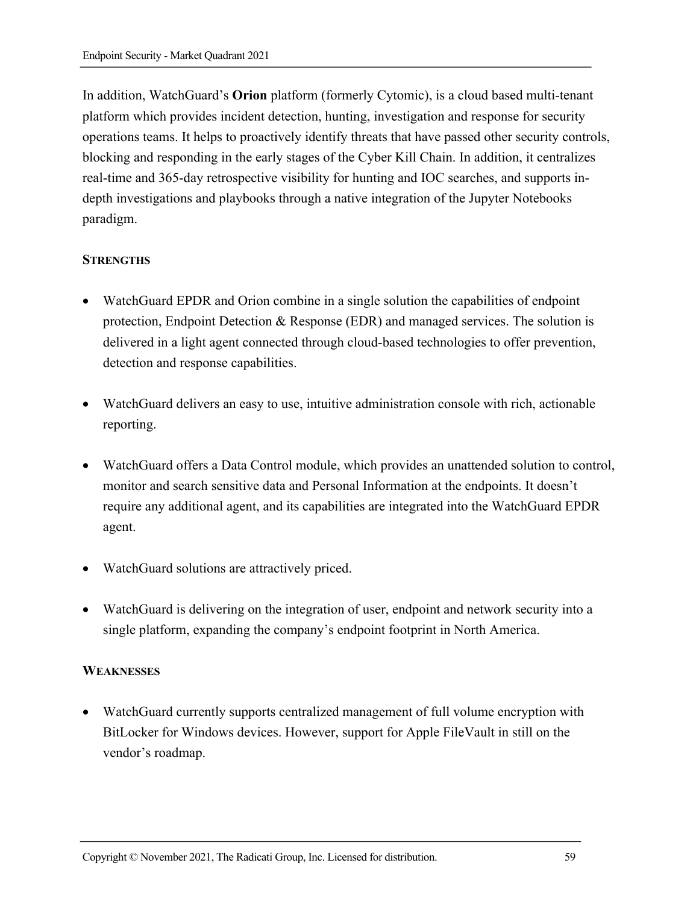In addition, WatchGuard's **Orion** platform (formerly Cytomic), is a cloud based multi-tenant platform which provides incident detection, hunting, investigation and response for security operations teams. It helps to proactively identify threats that have passed other security controls, blocking and responding in the early stages of the Cyber Kill Chain. In addition, it centralizes real-time and 365-day retrospective visibility for hunting and IOC searches, and supports in-depth investigations and playbooks through a native integration of the Jupyter Notebooks paradigm.

**STRENGTHS**

- WatchGuard EPDR and Orion combine in a single solution the capabilities of endpoint protection, Endpoint Detection & Response (EDR) and managed services. The solution is delivered in a light agent connected through cloud-based technologies to offer prevention, detection and response capabilities.

- WatchGuard delivers an easy to use, intuitive administration console with rich, actionable reporting.

- WatchGuard offers a Data Control module, which provides an unattended solution to control, monitor and search sensitive data and Personal Information at the endpoints. It doesn't require any additional agent, and its capabilities are integrated into the WatchGuard EPDR agent.

- WatchGuard solutions are attractively priced.

- WatchGuard is delivering on the integration of user, endpoint and network security into a single platform, expanding the company's endpoint footprint in North America.

**WEAKNESSES**

- WatchGuard currently supports centralized management of full volume encryption with BitLocker for Windows devices. However, support for Apple FileVault in still on the vendor's roadmap.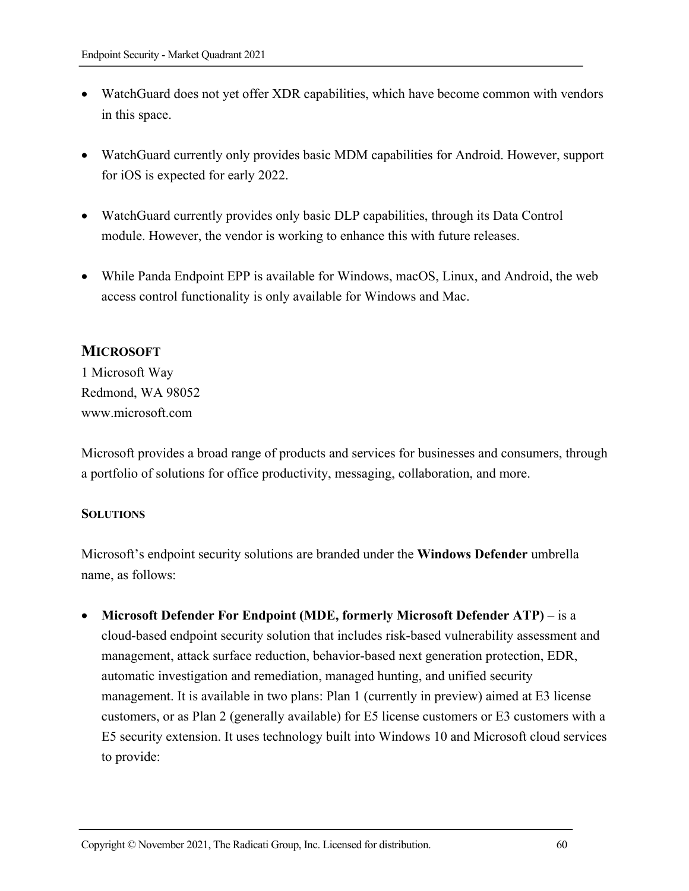- WatchGuard does not yet offer XDR capabilities, which have become common with vendors in this space.

- WatchGuard currently only provides basic MDM capabilities for Android. However, support for iOS is expected for early 2022.

- WatchGuard currently provides only basic DLP capabilities, through its Data Control module. However, the vendor is working to enhance this with future releases.

- While Panda Endpoint EPP is available for Windows, macOS, Linux, and Android, the web access control functionality is only available for Windows and Mac.

## MICROSOFT

1 Microsoft Way
Redmond, WA 98052
www.microsoft.com

Microsoft provides a broad range of products and services for businesses and consumers, through a portfolio of solutions for office productivity, messaging, collaboration, and more.

### SOLUTIONS

Microsoft's endpoint security solutions are branded under the **Windows Defender** umbrella name, as follows:

- **Microsoft Defender For Endpoint (MDE, formerly Microsoft Defender ATP)** – is a cloud-based endpoint security solution that includes risk-based vulnerability assessment and management, attack surface reduction, behavior-based next generation protection, EDR, automatic investigation and remediation, managed hunting, and unified security management. It is available in two plans: Plan 1 (currently in preview) aimed at E3 license customers, or as Plan 2 (generally available) for E5 license customers or E3 customers with a E5 security extension. It uses technology built into Windows 10 and Microsoft cloud services to provide: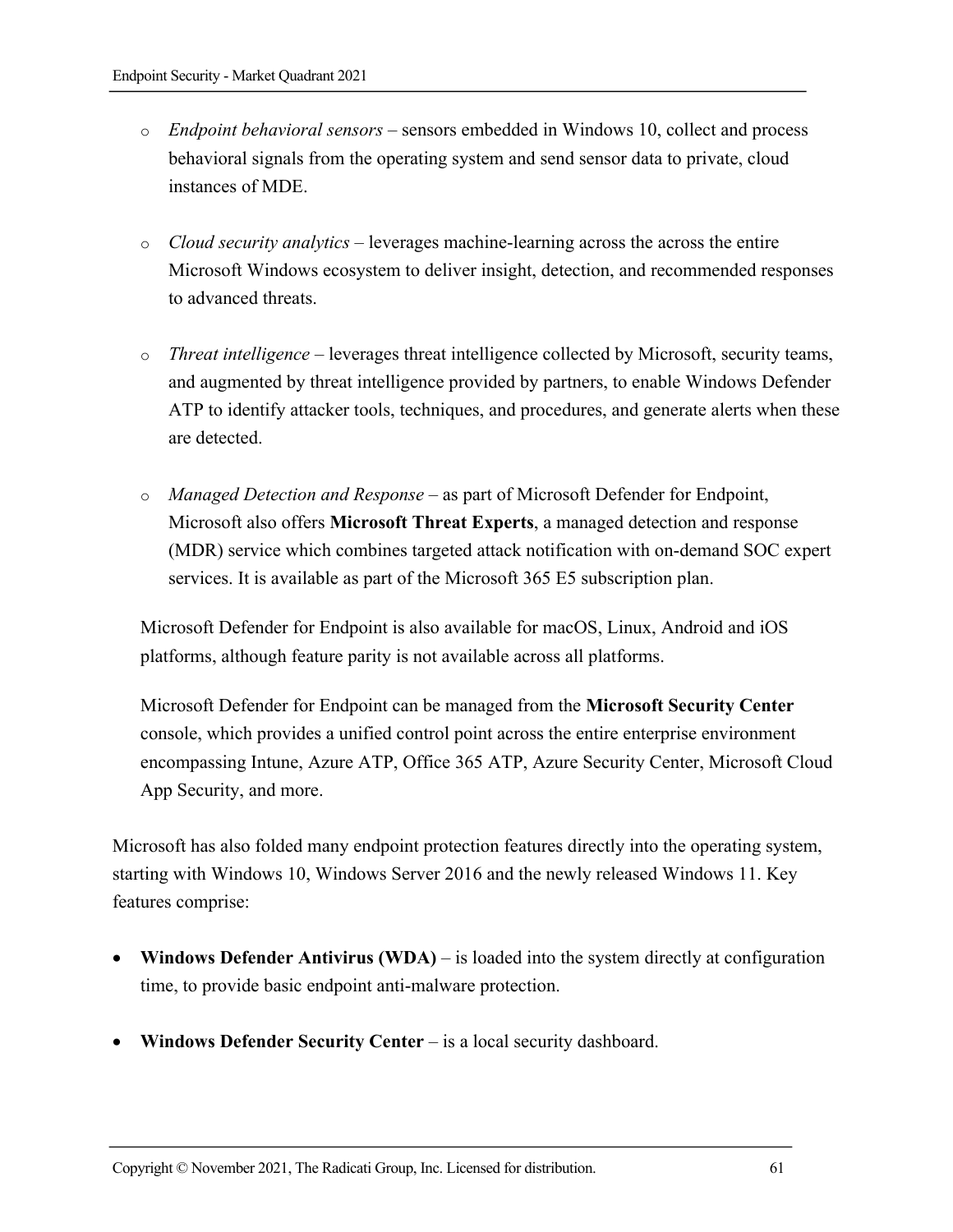- *Endpoint behavioral sensors* – sensors embedded in Windows 10, collect and process behavioral signals from the operating system and send sensor data to private, cloud instances of MDE.

  - *Cloud security analytics* – leverages machine-learning across the across the entire Microsoft Windows ecosystem to deliver insight, detection, and recommended responses to advanced threats.

  - *Threat intelligence* – leverages threat intelligence collected by Microsoft, security teams, and augmented by threat intelligence provided by partners, to enable Windows Defender ATP to identify attacker tools, techniques, and procedures, and generate alerts when these are detected.

  - *Managed Detection and Response* – as part of Microsoft Defender for Endpoint, Microsoft also offers **Microsoft Threat Experts**, a managed detection and response (MDR) service which combines targeted attack notification with on-demand SOC expert services. It is available as part of the Microsoft 365 E5 subscription plan.

  Microsoft Defender for Endpoint is also available for macOS, Linux, Android and iOS platforms, although feature parity is not available across all platforms.

  Microsoft Defender for Endpoint can be managed from the **Microsoft Security Center** console, which provides a unified control point across the entire enterprise environment encompassing Intune, Azure ATP, Office 365 ATP, Azure Security Center, Microsoft Cloud App Security, and more.

Microsoft has also folded many endpoint protection features directly into the operating system, starting with Windows 10, Windows Server 2016 and the newly released Windows 11. Key features comprise:

- **Windows Defender Antivirus (WDA)** – is loaded into the system directly at configuration time, to provide basic endpoint anti-malware protection.

- **Windows Defender Security Center** – is a local security dashboard.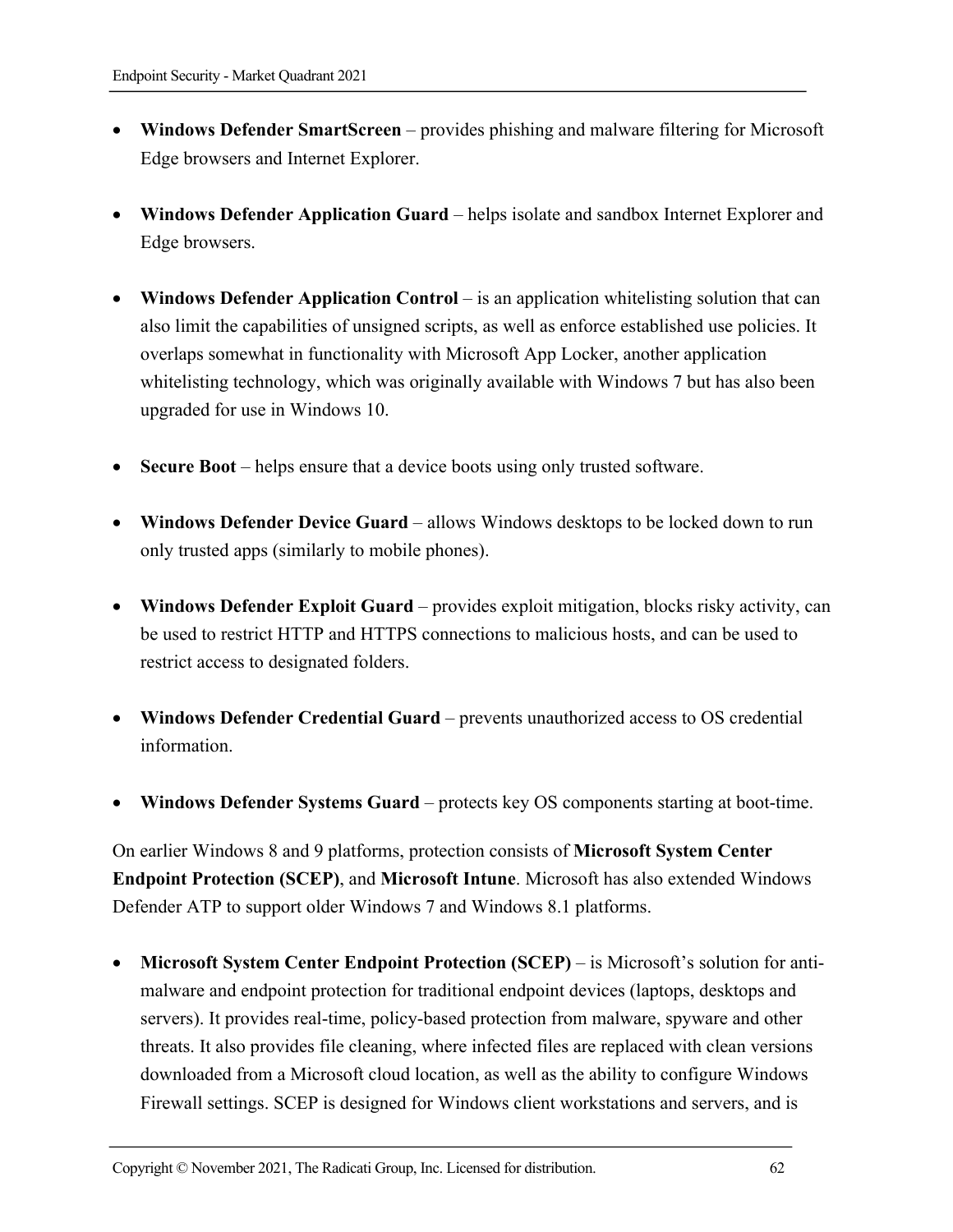- **Windows Defender SmartScreen** – provides phishing and malware filtering for Microsoft Edge browsers and Internet Explorer.

- **Windows Defender Application Guard** – helps isolate and sandbox Internet Explorer and Edge browsers.

- **Windows Defender Application Control** – is an application whitelisting solution that can also limit the capabilities of unsigned scripts, as well as enforce established use policies. It overlaps somewhat in functionality with Microsoft App Locker, another application whitelisting technology, which was originally available with Windows 7 but has also been upgraded for use in Windows 10.

- **Secure Boot** – helps ensure that a device boots using only trusted software.

- **Windows Defender Device Guard** – allows Windows desktops to be locked down to run only trusted apps (similarly to mobile phones).

- **Windows Defender Exploit Guard** – provides exploit mitigation, blocks risky activity, can be used to restrict HTTP and HTTPS connections to malicious hosts, and can be used to restrict access to designated folders.

- **Windows Defender Credential Guard** – prevents unauthorized access to OS credential information.

- **Windows Defender Systems Guard** – protects key OS components starting at boot-time.

On earlier Windows 8 and 9 platforms, protection consists of **Microsoft System Center Endpoint Protection (SCEP)**, and **Microsoft Intune**. Microsoft has also extended Windows Defender ATP to support older Windows 7 and Windows 8.1 platforms.

- **Microsoft System Center Endpoint Protection (SCEP)** – is Microsoft's solution for anti-malware and endpoint protection for traditional endpoint devices (laptops, desktops and servers). It provides real-time, policy-based protection from malware, spyware and other threats. It also provides file cleaning, where infected files are replaced with clean versions downloaded from a Microsoft cloud location, as well as the ability to configure Windows Firewall settings. SCEP is designed for Windows client workstations and servers, and is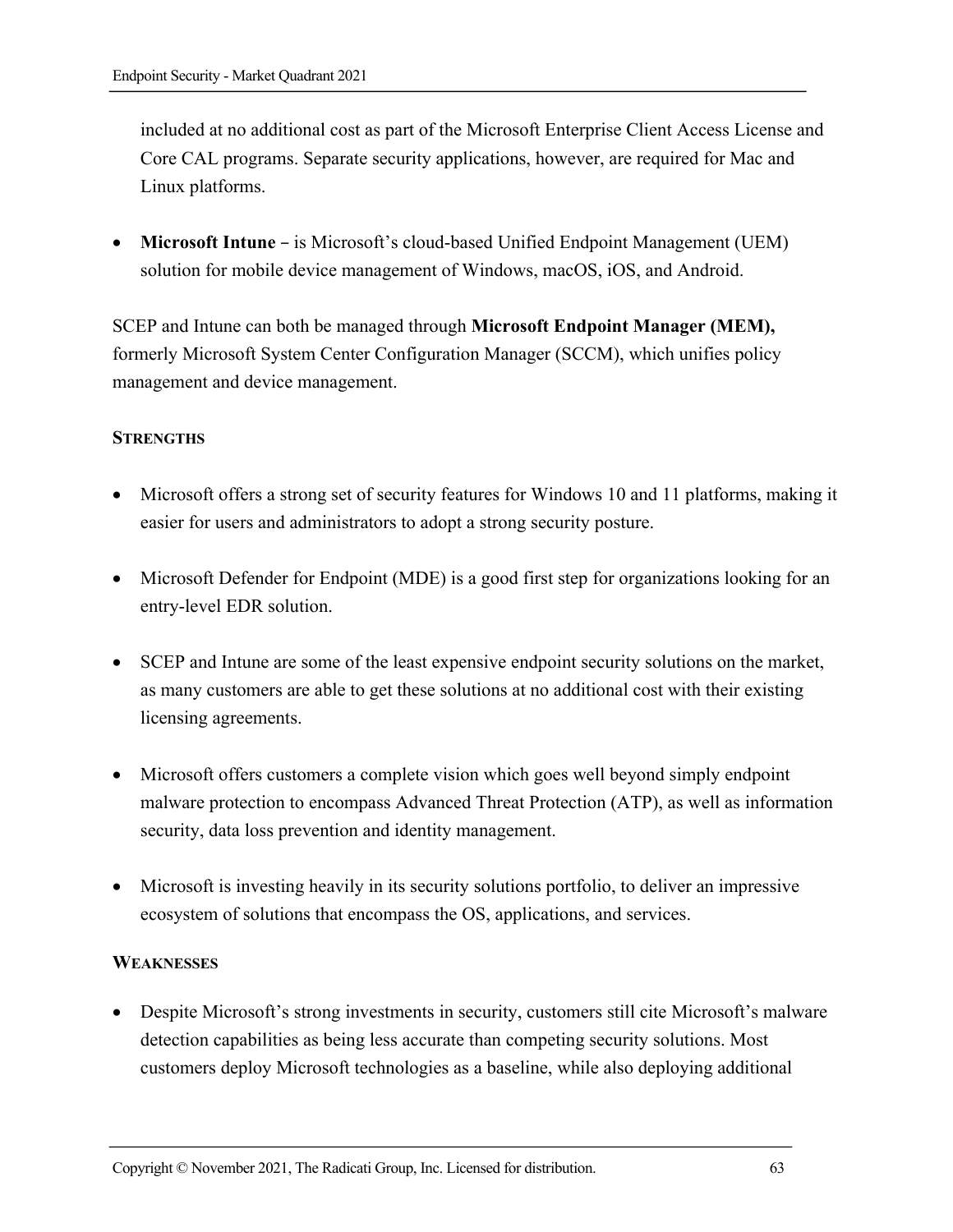included at no additional cost as part of the Microsoft Enterprise Client Access License and Core CAL programs. Separate security applications, however, are required for Mac and Linux platforms.

- **Microsoft Intune –** is Microsoft's cloud-based Unified Endpoint Management (UEM) solution for mobile device management of Windows, macOS, iOS, and Android.

SCEP and Intune can both be managed through **Microsoft Endpoint Manager (MEM),** formerly Microsoft System Center Configuration Manager (SCCM), which unifies policy management and device management.

**STRENGTHS**

- Microsoft offers a strong set of security features for Windows 10 and 11 platforms, making it easier for users and administrators to adopt a strong security posture.
- Microsoft Defender for Endpoint (MDE) is a good first step for organizations looking for an entry-level EDR solution.
- SCEP and Intune are some of the least expensive endpoint security solutions on the market, as many customers are able to get these solutions at no additional cost with their existing licensing agreements.
- Microsoft offers customers a complete vision which goes well beyond simply endpoint malware protection to encompass Advanced Threat Protection (ATP), as well as information security, data loss prevention and identity management.
- Microsoft is investing heavily in its security solutions portfolio, to deliver an impressive ecosystem of solutions that encompass the OS, applications, and services.

**WEAKNESSES**

- Despite Microsoft's strong investments in security, customers still cite Microsoft's malware detection capabilities as being less accurate than competing security solutions. Most customers deploy Microsoft technologies as a baseline, while also deploying additional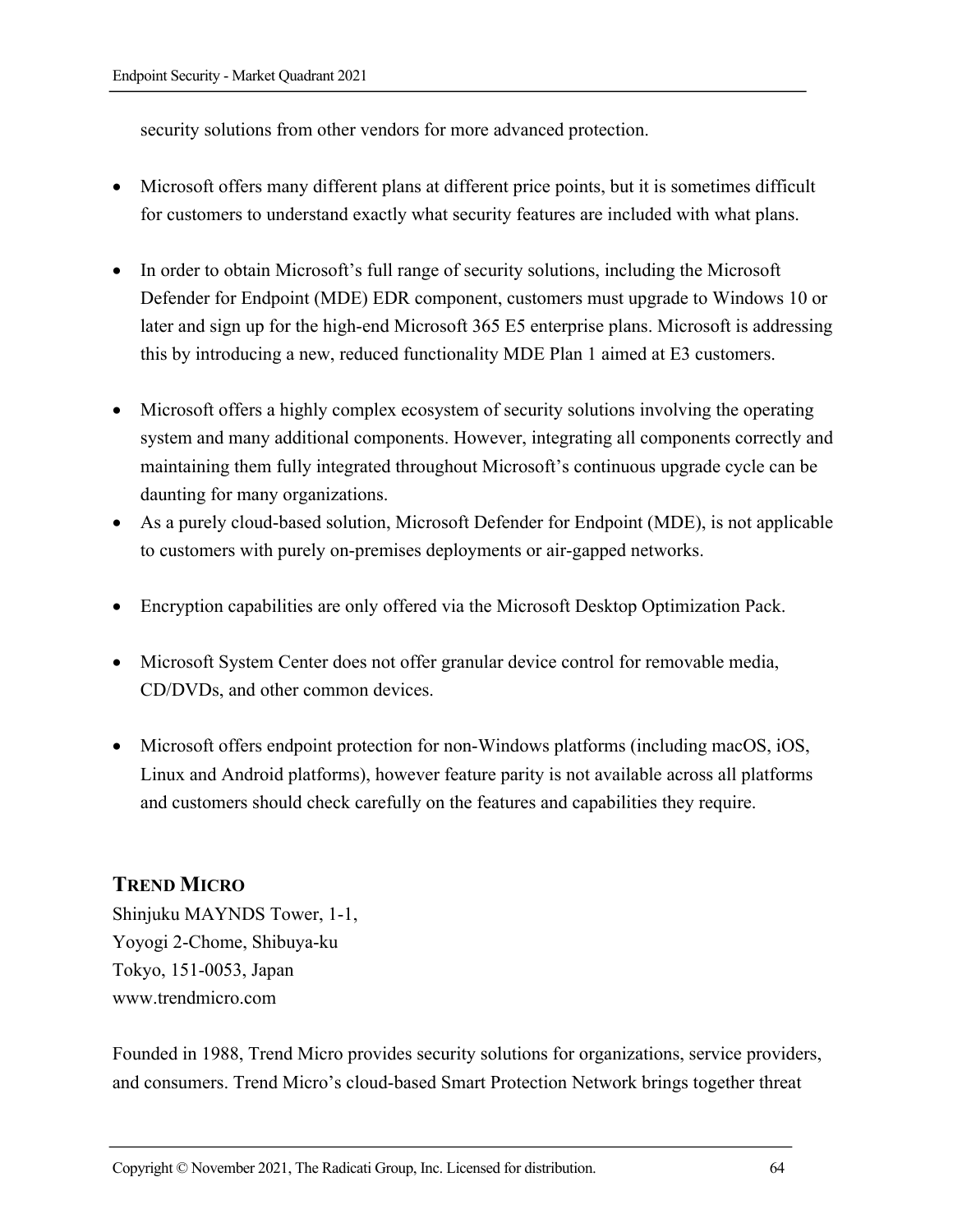security solutions from other vendors for more advanced protection.

- Microsoft offers many different plans at different price points, but it is sometimes difficult for customers to understand exactly what security features are included with what plans.

- In order to obtain Microsoft's full range of security solutions, including the Microsoft Defender for Endpoint (MDE) EDR component, customers must upgrade to Windows 10 or later and sign up for the high-end Microsoft 365 E5 enterprise plans. Microsoft is addressing this by introducing a new, reduced functionality MDE Plan 1 aimed at E3 customers.

- Microsoft offers a highly complex ecosystem of security solutions involving the operating system and many additional components. However, integrating all components correctly and maintaining them fully integrated throughout Microsoft's continuous upgrade cycle can be daunting for many organizations.
- As a purely cloud-based solution, Microsoft Defender for Endpoint (MDE), is not applicable to customers with purely on-premises deployments or air-gapped networks.

- Encryption capabilities are only offered via the Microsoft Desktop Optimization Pack.

- Microsoft System Center does not offer granular device control for removable media, CD/DVDs, and other common devices.

- Microsoft offers endpoint protection for non-Windows platforms (including macOS, iOS, Linux and Android platforms), however feature parity is not available across all platforms and customers should check carefully on the features and capabilities they require.

## TREND MICRO

Shinjuku MAYNDS Tower, 1-1,
Yoyogi 2-Chome, Shibuya-ku
Tokyo, 151-0053, Japan
www.trendmicro.com

Founded in 1988, Trend Micro provides security solutions for organizations, service providers, and consumers. Trend Micro's cloud-based Smart Protection Network brings together threat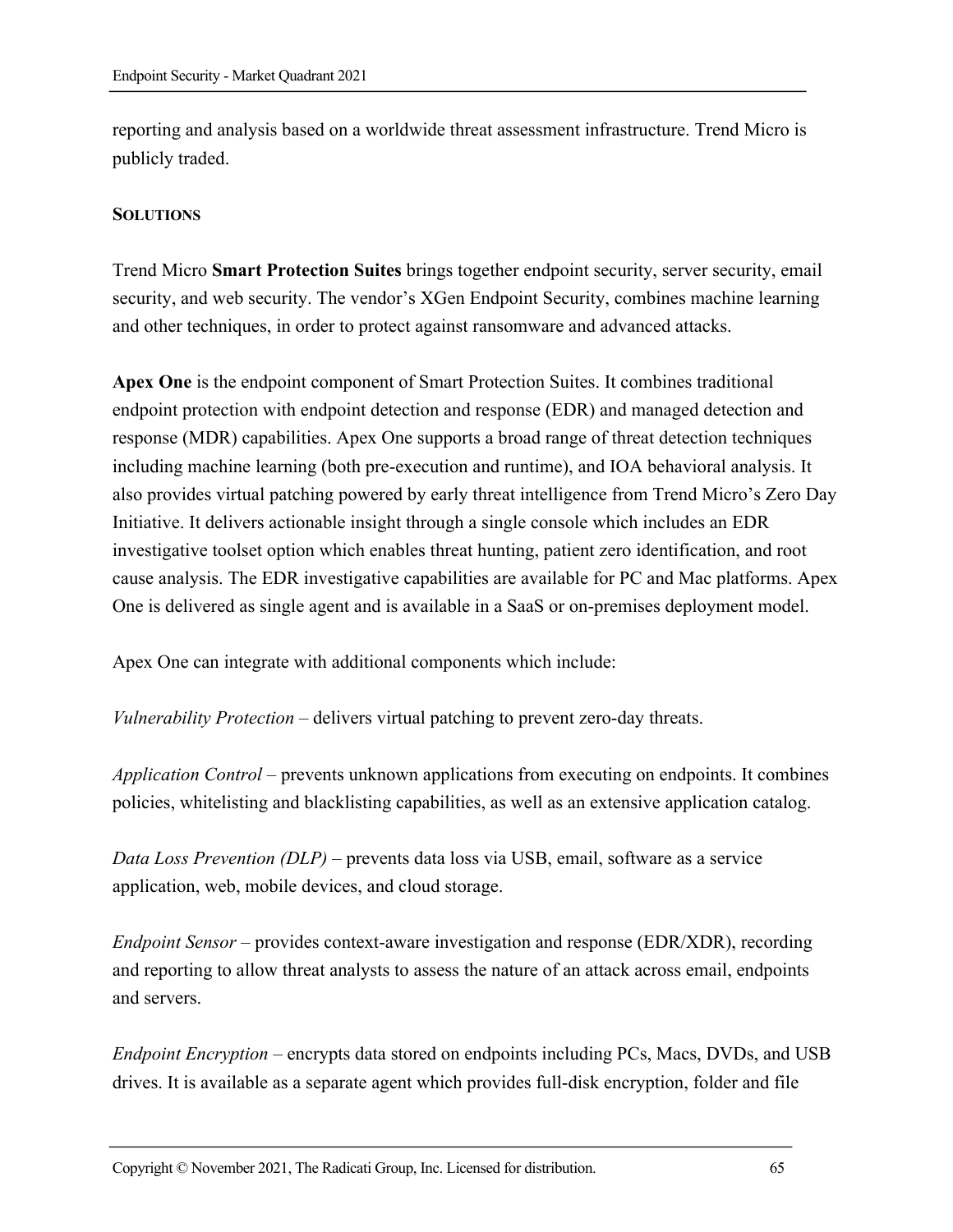reporting and analysis based on a worldwide threat assessment infrastructure. Trend Micro is publicly traded.

**SOLUTIONS**

Trend Micro **Smart Protection Suites** brings together endpoint security, server security, email security, and web security. The vendor's XGen Endpoint Security, combines machine learning and other techniques, in order to protect against ransomware and advanced attacks.

**Apex One** is the endpoint component of Smart Protection Suites. It combines traditional endpoint protection with endpoint detection and response (EDR) and managed detection and response (MDR) capabilities. Apex One supports a broad range of threat detection techniques including machine learning (both pre-execution and runtime), and IOA behavioral analysis. It also provides virtual patching powered by early threat intelligence from Trend Micro's Zero Day Initiative. It delivers actionable insight through a single console which includes an EDR investigative toolset option which enables threat hunting, patient zero identification, and root cause analysis. The EDR investigative capabilities are available for PC and Mac platforms. Apex One is delivered as single agent and is available in a SaaS or on-premises deployment model.

Apex One can integrate with additional components which include:

*Vulnerability Protection* – delivers virtual patching to prevent zero-day threats.

*Application Control* – prevents unknown applications from executing on endpoints. It combines policies, whitelisting and blacklisting capabilities, as well as an extensive application catalog.

*Data Loss Prevention (DLP)* – prevents data loss via USB, email, software as a service application, web, mobile devices, and cloud storage.

*Endpoint Sensor* – provides context-aware investigation and response (EDR/XDR), recording and reporting to allow threat analysts to assess the nature of an attack across email, endpoints and servers.

*Endpoint Encryption* – encrypts data stored on endpoints including PCs, Macs, DVDs, and USB drives. It is available as a separate agent which provides full-disk encryption, folder and file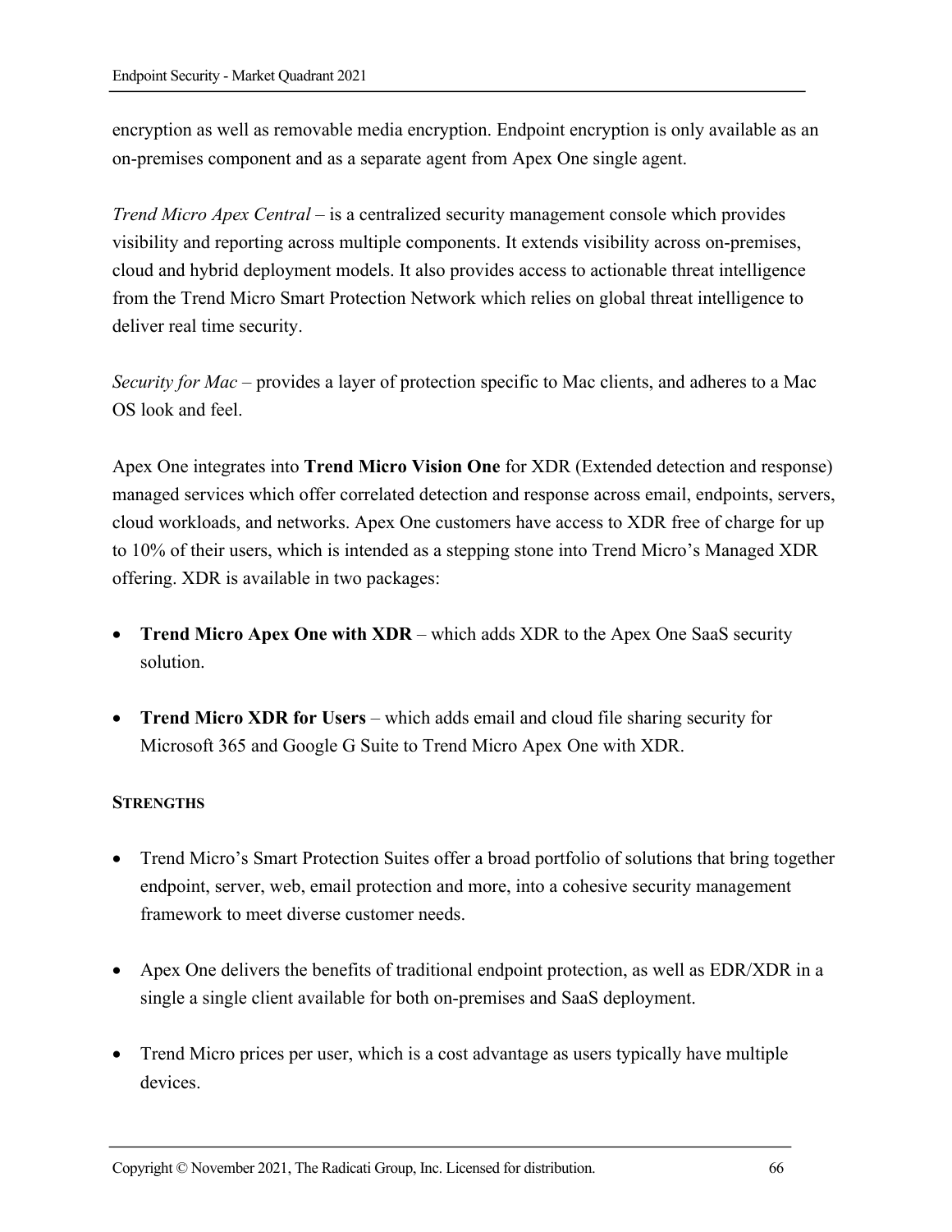encryption as well as removable media encryption. Endpoint encryption is only available as an on-premises component and as a separate agent from Apex One single agent.

*Trend Micro Apex Central* – is a centralized security management console which provides visibility and reporting across multiple components. It extends visibility across on-premises, cloud and hybrid deployment models. It also provides access to actionable threat intelligence from the Trend Micro Smart Protection Network which relies on global threat intelligence to deliver real time security.

*Security for Mac* – provides a layer of protection specific to Mac clients, and adheres to a Mac OS look and feel.

Apex One integrates into **Trend Micro Vision One** for XDR (Extended detection and response) managed services which offer correlated detection and response across email, endpoints, servers, cloud workloads, and networks. Apex One customers have access to XDR free of charge for up to 10% of their users, which is intended as a stepping stone into Trend Micro's Managed XDR offering. XDR is available in two packages:

- **Trend Micro Apex One with XDR** – which adds XDR to the Apex One SaaS security solution.
- **Trend Micro XDR for Users** – which adds email and cloud file sharing security for Microsoft 365 and Google G Suite to Trend Micro Apex One with XDR.

#### STRENGTHS

- Trend Micro's Smart Protection Suites offer a broad portfolio of solutions that bring together endpoint, server, web, email protection and more, into a cohesive security management framework to meet diverse customer needs.
- Apex One delivers the benefits of traditional endpoint protection, as well as EDR/XDR in a single a single client available for both on-premises and SaaS deployment.
- Trend Micro prices per user, which is a cost advantage as users typically have multiple devices.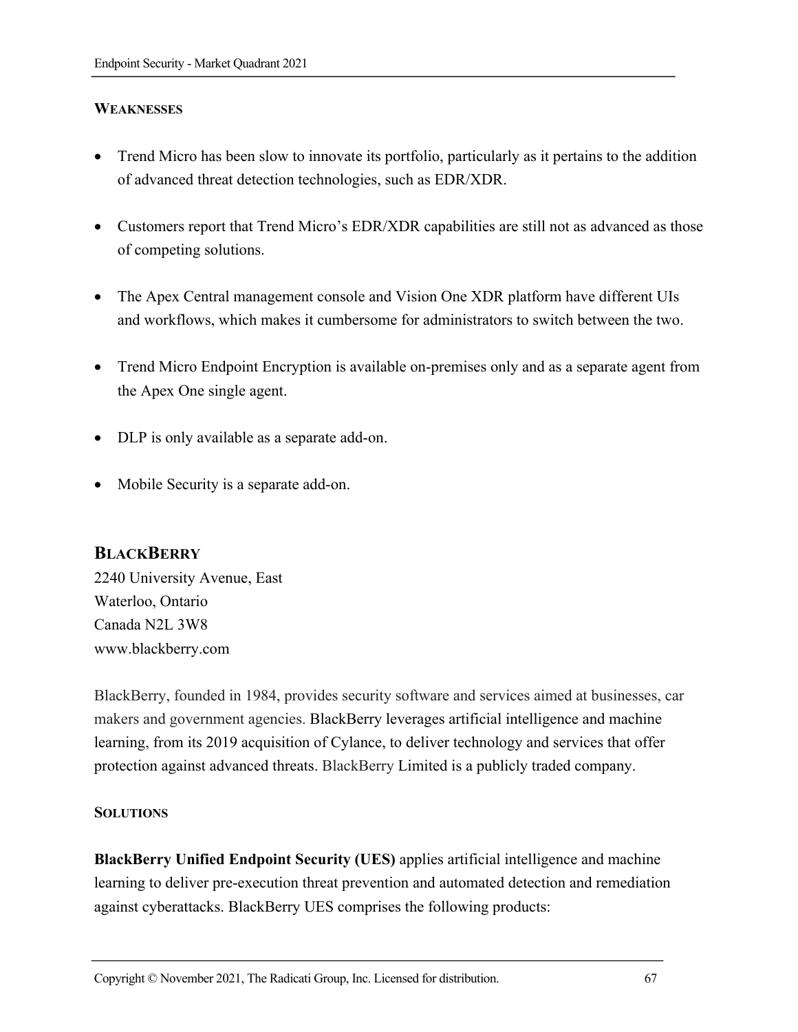#### WEAKNESSES

- Trend Micro has been slow to innovate its portfolio, particularly as it pertains to the addition of advanced threat detection technologies, such as EDR/XDR.
- Customers report that Trend Micro's EDR/XDR capabilities are still not as advanced as those of competing solutions.
- The Apex Central management console and Vision One XDR platform have different UIs and workflows, which makes it cumbersome for administrators to switch between the two.
- Trend Micro Endpoint Encryption is available on-premises only and as a separate agent from the Apex One single agent.
- DLP is only available as a separate add-on.
- Mobile Security is a separate add-on.

## BLACKBERRY

2240 University Avenue, East
Waterloo, Ontario
Canada N2L 3W8
www.blackberry.com

BlackBerry, founded in 1984, provides security software and services aimed at businesses, car makers and government agencies. BlackBerry leverages artificial intelligence and machine learning, from its 2019 acquisition of Cylance, to deliver technology and services that offer protection against advanced threats. BlackBerry Limited is a publicly traded company.

#### SOLUTIONS

**BlackBerry Unified Endpoint Security (UES)** applies artificial intelligence and machine learning to deliver pre-execution threat prevention and automated detection and remediation against cyberattacks. BlackBerry UES comprises the following products: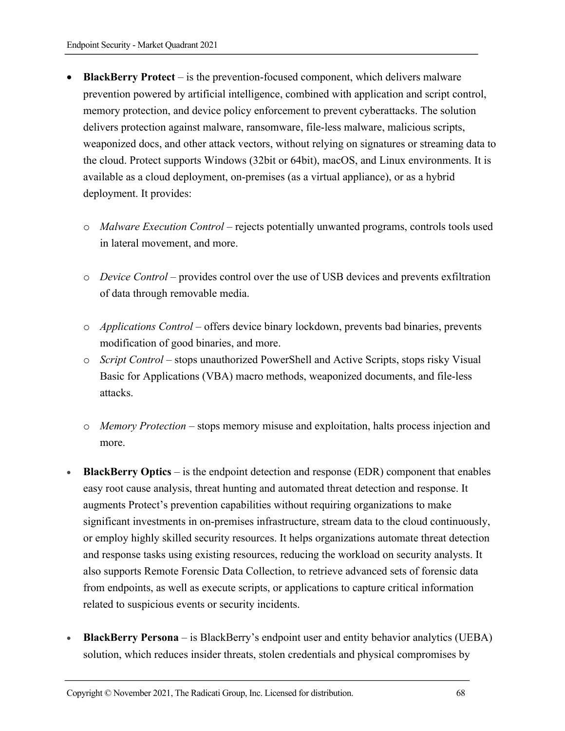- **BlackBerry Protect** – is the prevention-focused component, which delivers malware prevention powered by artificial intelligence, combined with application and script control, memory protection, and device policy enforcement to prevent cyberattacks. The solution delivers protection against malware, ransomware, file-less malware, malicious scripts, weaponized docs, and other attack vectors, without relying on signatures or streaming data to the cloud. Protect supports Windows (32bit or 64bit), macOS, and Linux environments. It is available as a cloud deployment, on-premises (as a virtual appliance), or as a hybrid deployment. It provides:
    - *Malware Execution Control* – rejects potentially unwanted programs, controls tools used in lateral movement, and more.
    - *Device Control* – provides control over the use of USB devices and prevents exfiltration of data through removable media.
    - *Applications Control* – offers device binary lockdown, prevents bad binaries, prevents modification of good binaries, and more.
    - *Script Control* – stops unauthorized PowerShell and Active Scripts, stops risky Visual Basic for Applications (VBA) macro methods, weaponized documents, and file-less attacks.
    - *Memory Protection* – stops memory misuse and exploitation, halts process injection and more.
- **BlackBerry Optics** – is the endpoint detection and response (EDR) component that enables easy root cause analysis, threat hunting and automated threat detection and response. It augments Protect's prevention capabilities without requiring organizations to make significant investments in on-premises infrastructure, stream data to the cloud continuously, or employ highly skilled security resources. It helps organizations automate threat detection and response tasks using existing resources, reducing the workload on security analysts. It also supports Remote Forensic Data Collection, to retrieve advanced sets of forensic data from endpoints, as well as execute scripts, or applications to capture critical information related to suspicious events or security incidents.
- **BlackBerry Persona** – is BlackBerry's endpoint user and entity behavior analytics (UEBA) solution, which reduces insider threats, stolen credentials and physical compromises by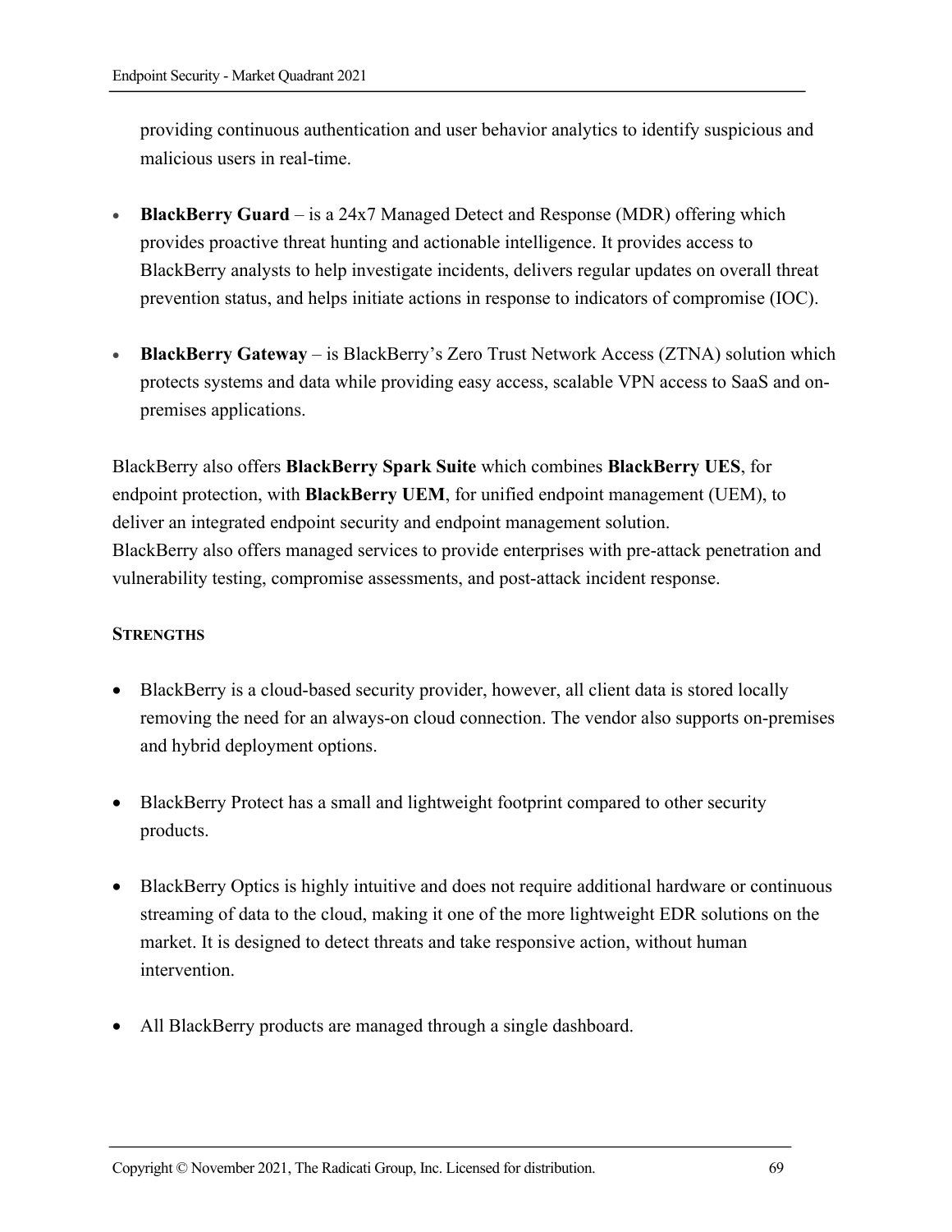providing continuous authentication and user behavior analytics to identify suspicious and malicious users in real-time.

- **BlackBerry Guard** – is a 24x7 Managed Detect and Response (MDR) offering which provides proactive threat hunting and actionable intelligence. It provides access to BlackBerry analysts to help investigate incidents, delivers regular updates on overall threat prevention status, and helps initiate actions in response to indicators of compromise (IOC).

- **BlackBerry Gateway** – is BlackBerry's Zero Trust Network Access (ZTNA) solution which protects systems and data while providing easy access, scalable VPN access to SaaS and on-premises applications.

BlackBerry also offers **BlackBerry Spark Suite** which combines **BlackBerry UES**, for endpoint protection, with **BlackBerry UEM**, for unified endpoint management (UEM), to deliver an integrated endpoint security and endpoint management solution.
BlackBerry also offers managed services to provide enterprises with pre-attack penetration and vulnerability testing, compromise assessments, and post-attack incident response.

**STRENGTHS**

- BlackBerry is a cloud-based security provider, however, all client data is stored locally removing the need for an always-on cloud connection. The vendor also supports on-premises and hybrid deployment options.

- BlackBerry Protect has a small and lightweight footprint compared to other security products.

- BlackBerry Optics is highly intuitive and does not require additional hardware or continuous streaming of data to the cloud, making it one of the more lightweight EDR solutions on the market. It is designed to detect threats and take responsive action, without human intervention.

- All BlackBerry products are managed through a single dashboard.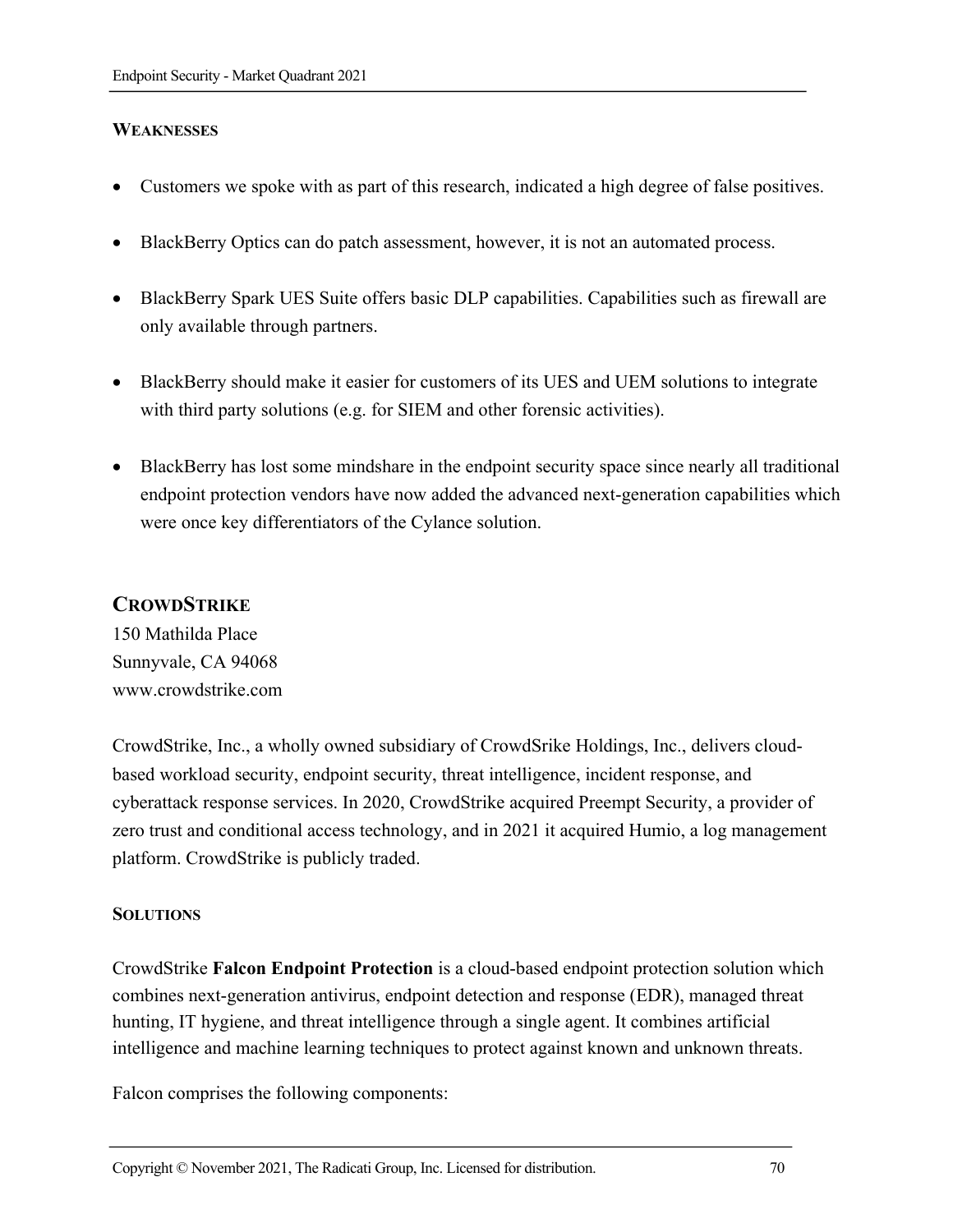#### WEAKNESSES

- Customers we spoke with as part of this research, indicated a high degree of false positives.
- BlackBerry Optics can do patch assessment, however, it is not an automated process.
- BlackBerry Spark UES Suite offers basic DLP capabilities. Capabilities such as firewall are only available through partners.
- BlackBerry should make it easier for customers of its UES and UEM solutions to integrate with third party solutions (e.g. for SIEM and other forensic activities).
- BlackBerry has lost some mindshare in the endpoint security space since nearly all traditional endpoint protection vendors have now added the advanced next-generation capabilities which were once key differentiators of the Cylance solution.

## CROWDSTRIKE

150 Mathilda Place
Sunnyvale, CA 94068
www.crowdstrike.com

CrowdStrike, Inc., a wholly owned subsidiary of CrowdSrike Holdings, Inc., delivers cloud-based workload security, endpoint security, threat intelligence, incident response, and cyberattack response services. In 2020, CrowdStrike acquired Preempt Security, a provider of zero trust and conditional access technology, and in 2021 it acquired Humio, a log management platform. CrowdStrike is publicly traded.

#### SOLUTIONS

CrowdStrike **Falcon Endpoint Protection** is a cloud-based endpoint protection solution which combines next-generation antivirus, endpoint detection and response (EDR), managed threat hunting, IT hygiene, and threat intelligence through a single agent. It combines artificial intelligence and machine learning techniques to protect against known and unknown threats.

Falcon comprises the following components: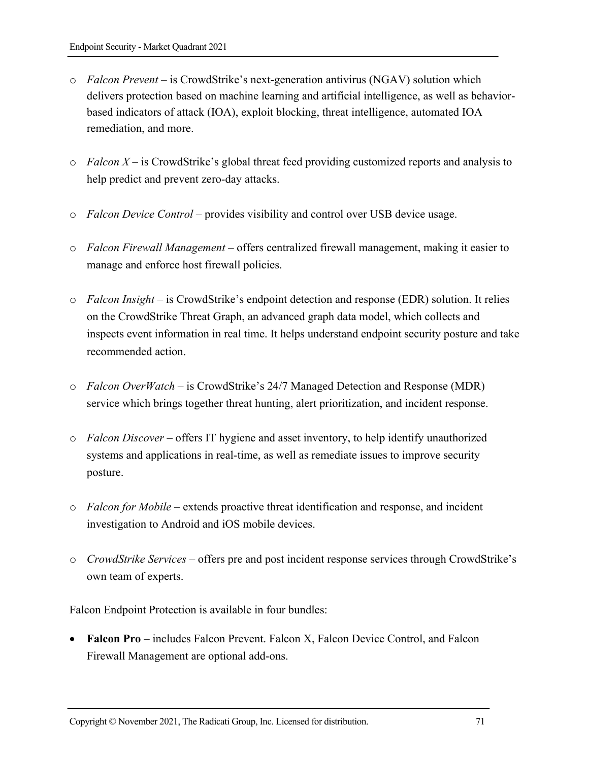- *Falcon Prevent* – is CrowdStrike's next-generation antivirus (NGAV) solution which delivers protection based on machine learning and artificial intelligence, as well as behavior-based indicators of attack (IOA), exploit blocking, threat intelligence, automated IOA remediation, and more.

- *Falcon X* – is CrowdStrike's global threat feed providing customized reports and analysis to help predict and prevent zero-day attacks.

- *Falcon Device Control* – provides visibility and control over USB device usage.

- *Falcon Firewall Management* – offers centralized firewall management, making it easier to manage and enforce host firewall policies.

- *Falcon Insight* – is CrowdStrike's endpoint detection and response (EDR) solution. It relies on the CrowdStrike Threat Graph, an advanced graph data model, which collects and inspects event information in real time. It helps understand endpoint security posture and take recommended action.

- *Falcon OverWatch* – is CrowdStrike's 24/7 Managed Detection and Response (MDR) service which brings together threat hunting, alert prioritization, and incident response.

- *Falcon Discover* – offers IT hygiene and asset inventory, to help identify unauthorized systems and applications in real-time, as well as remediate issues to improve security posture.

- *Falcon for Mobile* – extends proactive threat identification and response, and incident investigation to Android and iOS mobile devices.

- *CrowdStrike Services* – offers pre and post incident response services through CrowdStrike's own team of experts.

Falcon Endpoint Protection is available in four bundles:

- **Falcon Pro** – includes Falcon Prevent. Falcon X, Falcon Device Control, and Falcon Firewall Management are optional add-ons.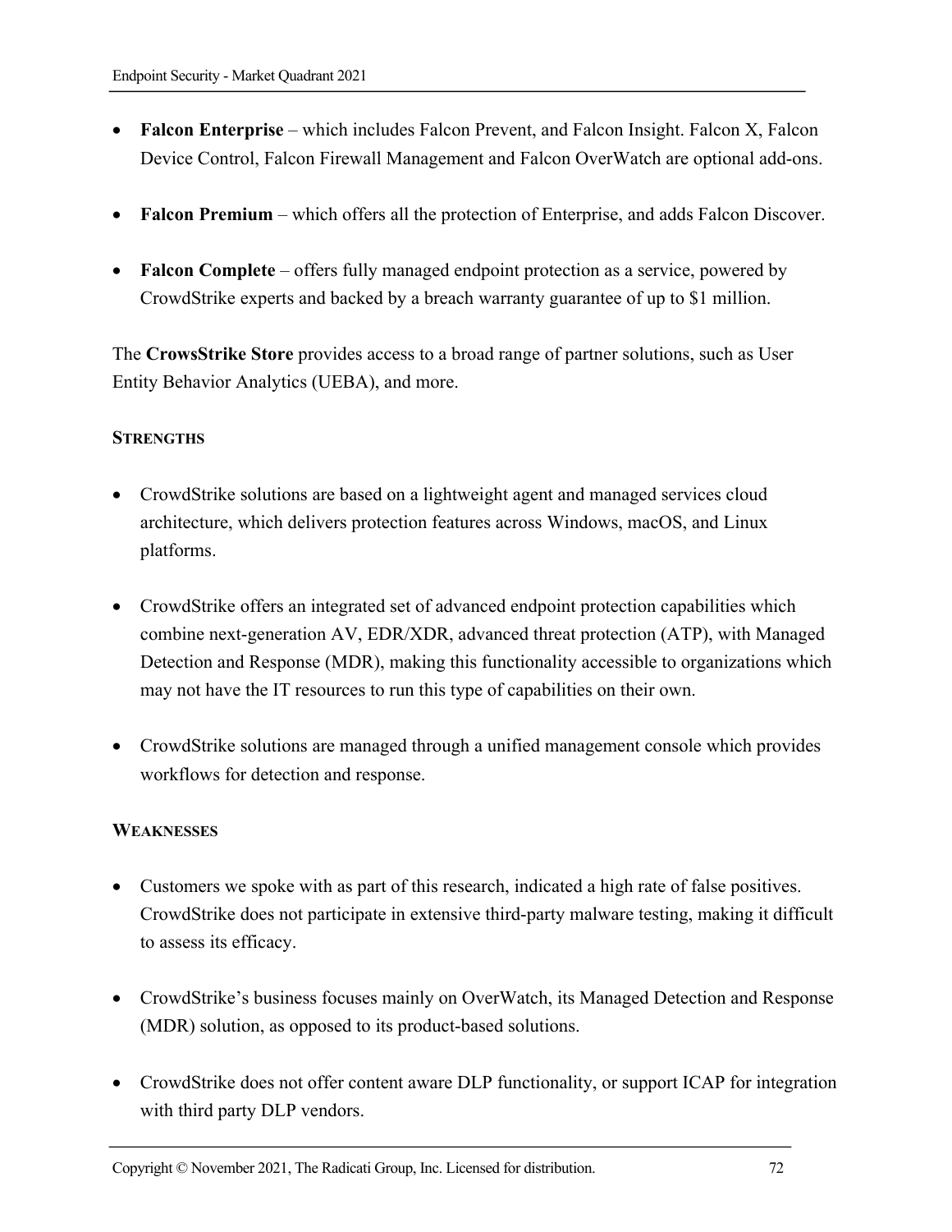- **Falcon Enterprise** – which includes Falcon Prevent, and Falcon Insight. Falcon X, Falcon Device Control, Falcon Firewall Management and Falcon OverWatch are optional add-ons.

- **Falcon Premium** – which offers all the protection of Enterprise, and adds Falcon Discover.

- **Falcon Complete** – offers fully managed endpoint protection as a service, powered by CrowdStrike experts and backed by a breach warranty guarantee of up to $1 million.

The **CrowsStrike Store** provides access to a broad range of partner solutions, such as User Entity Behavior Analytics (UEBA), and more.

#### STRENGTHS

- CrowdStrike solutions are based on a lightweight agent and managed services cloud architecture, which delivers protection features across Windows, macOS, and Linux platforms.

- CrowdStrike offers an integrated set of advanced endpoint protection capabilities which combine next-generation AV, EDR/XDR, advanced threat protection (ATP), with Managed Detection and Response (MDR), making this functionality accessible to organizations which may not have the IT resources to run this type of capabilities on their own.

- CrowdStrike solutions are managed through a unified management console which provides workflows for detection and response.

#### WEAKNESSES

- Customers we spoke with as part of this research, indicated a high rate of false positives. CrowdStrike does not participate in extensive third-party malware testing, making it difficult to assess its efficacy.

- CrowdStrike's business focuses mainly on OverWatch, its Managed Detection and Response (MDR) solution, as opposed to its product-based solutions.

- CrowdStrike does not offer content aware DLP functionality, or support ICAP for integration with third party DLP vendors.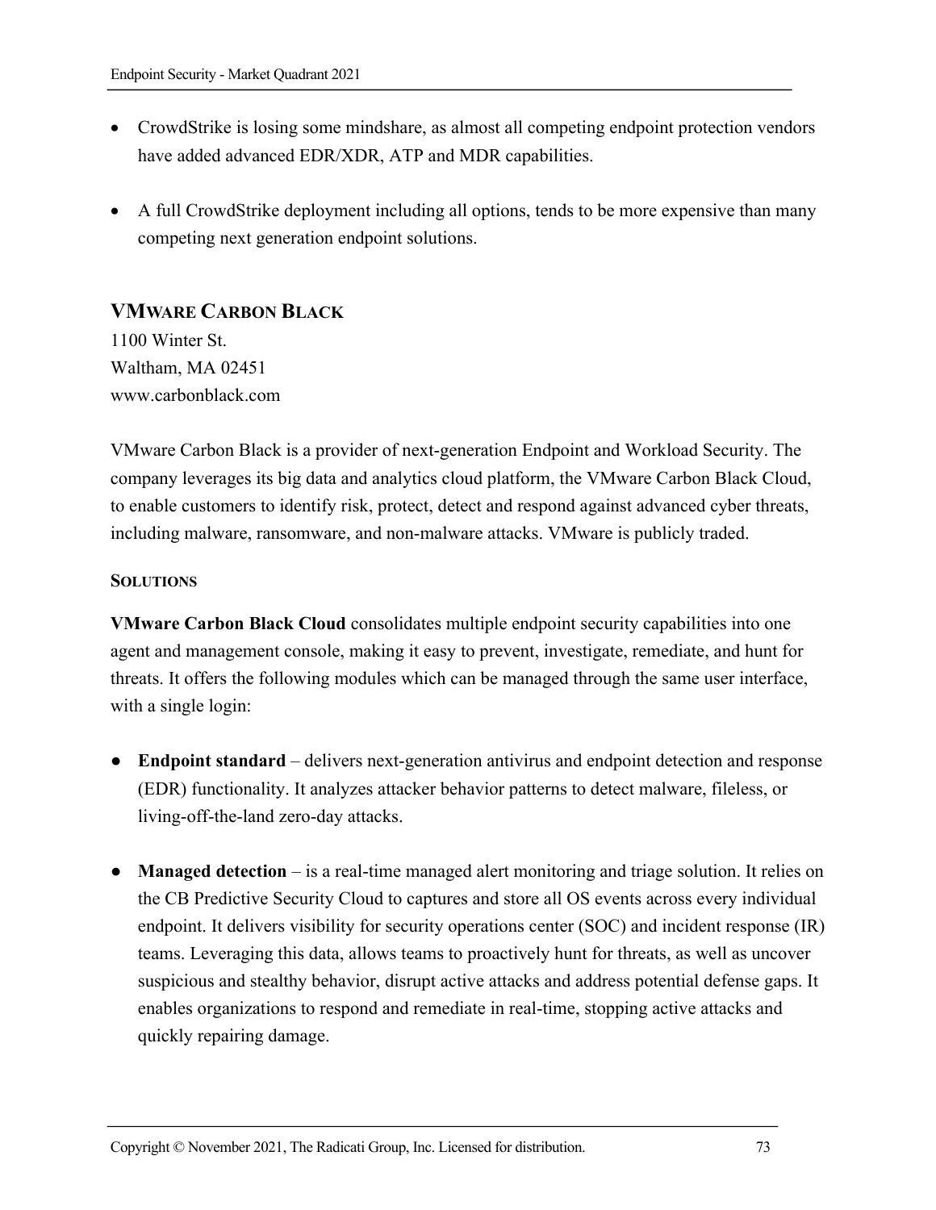- CrowdStrike is losing some mindshare, as almost all competing endpoint protection vendors have added advanced EDR/XDR, ATP and MDR capabilities.

- A full CrowdStrike deployment including all options, tends to be more expensive than many competing next generation endpoint solutions.

## VMWARE CARBON BLACK

1100 Winter St.
Waltham, MA 02451
www.carbonblack.com

VMware Carbon Black is a provider of next-generation Endpoint and Workload Security. The company leverages its big data and analytics cloud platform, the VMware Carbon Black Cloud, to enable customers to identify risk, protect, detect and respond against advanced cyber threats, including malware, ransomware, and non-malware attacks. VMware is publicly traded.

### SOLUTIONS

**VMware Carbon Black Cloud** consolidates multiple endpoint security capabilities into one agent and management console, making it easy to prevent, investigate, remediate, and hunt for threats. It offers the following modules which can be managed through the same user interface, with a single login:

- **Endpoint standard** – delivers next-generation antivirus and endpoint detection and response (EDR) functionality. It analyzes attacker behavior patterns to detect malware, fileless, or living-off-the-land zero-day attacks.

- **Managed detection** – is a real-time managed alert monitoring and triage solution. It relies on the CB Predictive Security Cloud to captures and store all OS events across every individual endpoint. It delivers visibility for security operations center (SOC) and incident response (IR) teams. Leveraging this data, allows teams to proactively hunt for threats, as well as uncover suspicious and stealthy behavior, disrupt active attacks and address potential defense gaps. It enables organizations to respond and remediate in real-time, stopping active attacks and quickly repairing damage.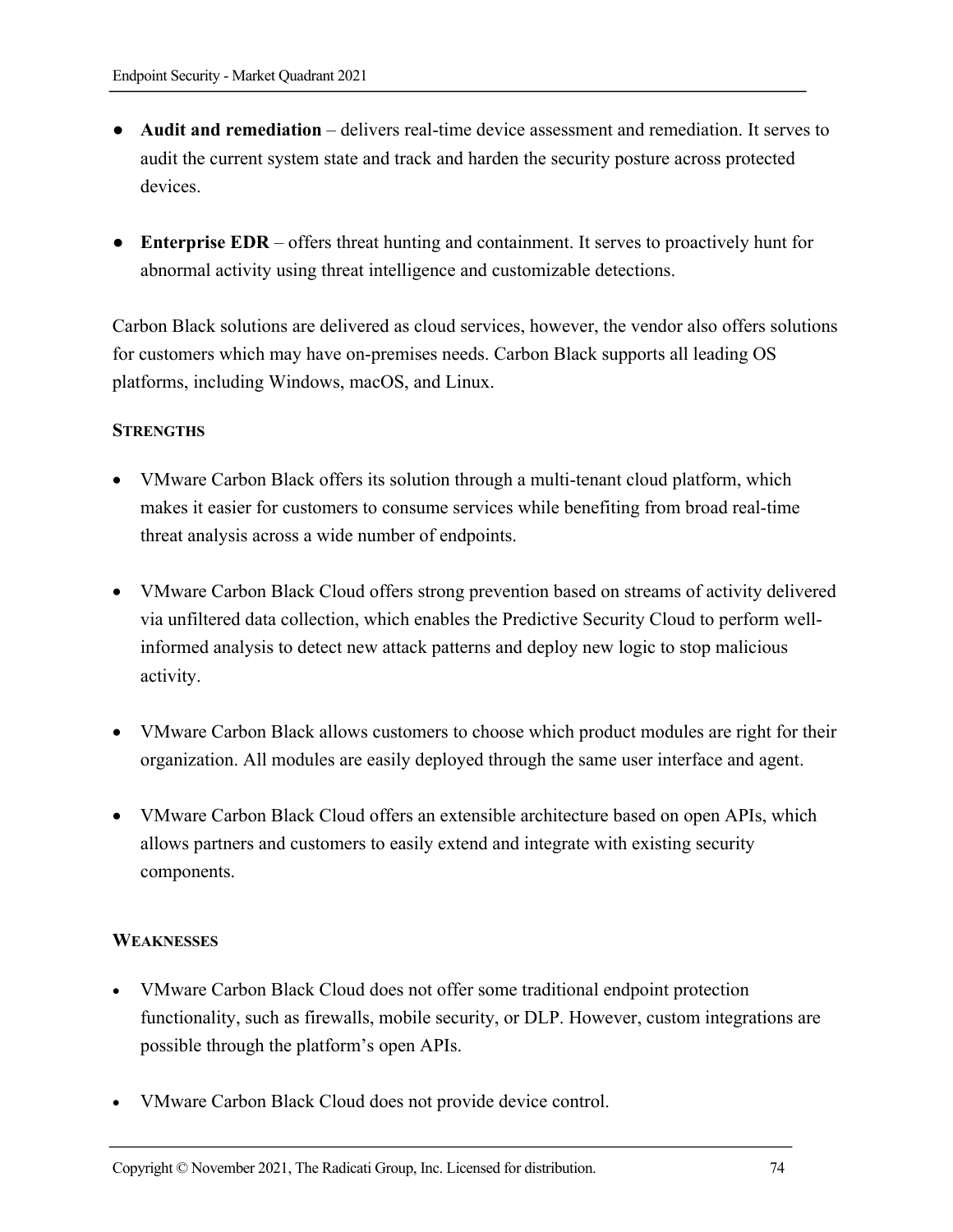- **Audit and remediation** – delivers real-time device assessment and remediation. It serves to audit the current system state and track and harden the security posture across protected devices.

- **Enterprise EDR** – offers threat hunting and containment. It serves to proactively hunt for abnormal activity using threat intelligence and customizable detections.

Carbon Black solutions are delivered as cloud services, however, the vendor also offers solutions for customers which may have on-premises needs. Carbon Black supports all leading OS platforms, including Windows, macOS, and Linux.

**STRENGTHS**

- VMware Carbon Black offers its solution through a multi-tenant cloud platform, which makes it easier for customers to consume services while benefiting from broad real-time threat analysis across a wide number of endpoints.

- VMware Carbon Black Cloud offers strong prevention based on streams of activity delivered via unfiltered data collection, which enables the Predictive Security Cloud to perform well-informed analysis to detect new attack patterns and deploy new logic to stop malicious activity.

- VMware Carbon Black allows customers to choose which product modules are right for their organization. All modules are easily deployed through the same user interface and agent.

- VMware Carbon Black Cloud offers an extensible architecture based on open APIs, which allows partners and customers to easily extend and integrate with existing security components.

**WEAKNESSES**

- VMware Carbon Black Cloud does not offer some traditional endpoint protection functionality, such as firewalls, mobile security, or DLP. However, custom integrations are possible through the platform's open APIs.

- VMware Carbon Black Cloud does not provide device control.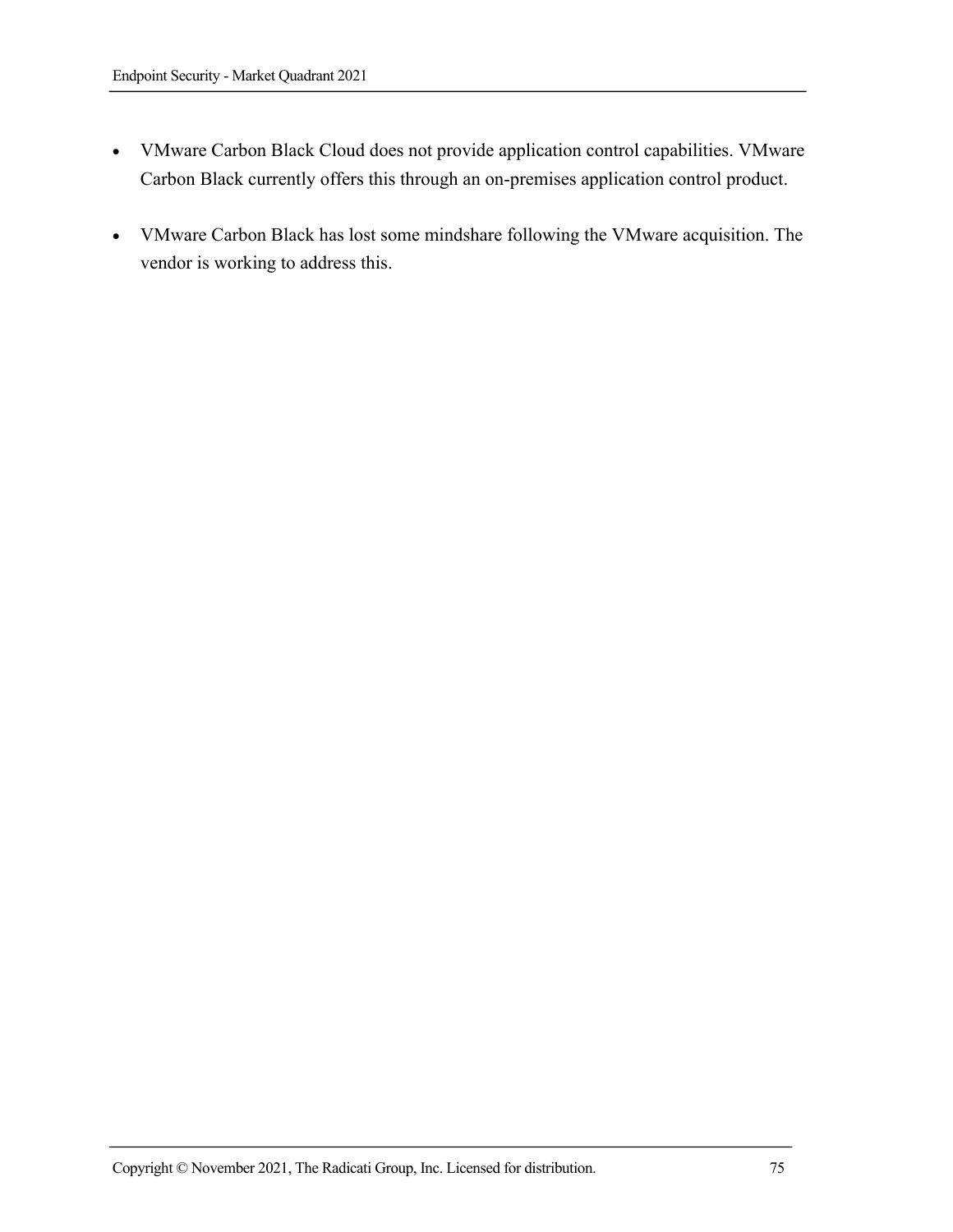- VMware Carbon Black Cloud does not provide application control capabilities. VMware Carbon Black currently offers this through an on-premises application control product.

- VMware Carbon Black has lost some mindshare following the VMware acquisition. The vendor is working to address this.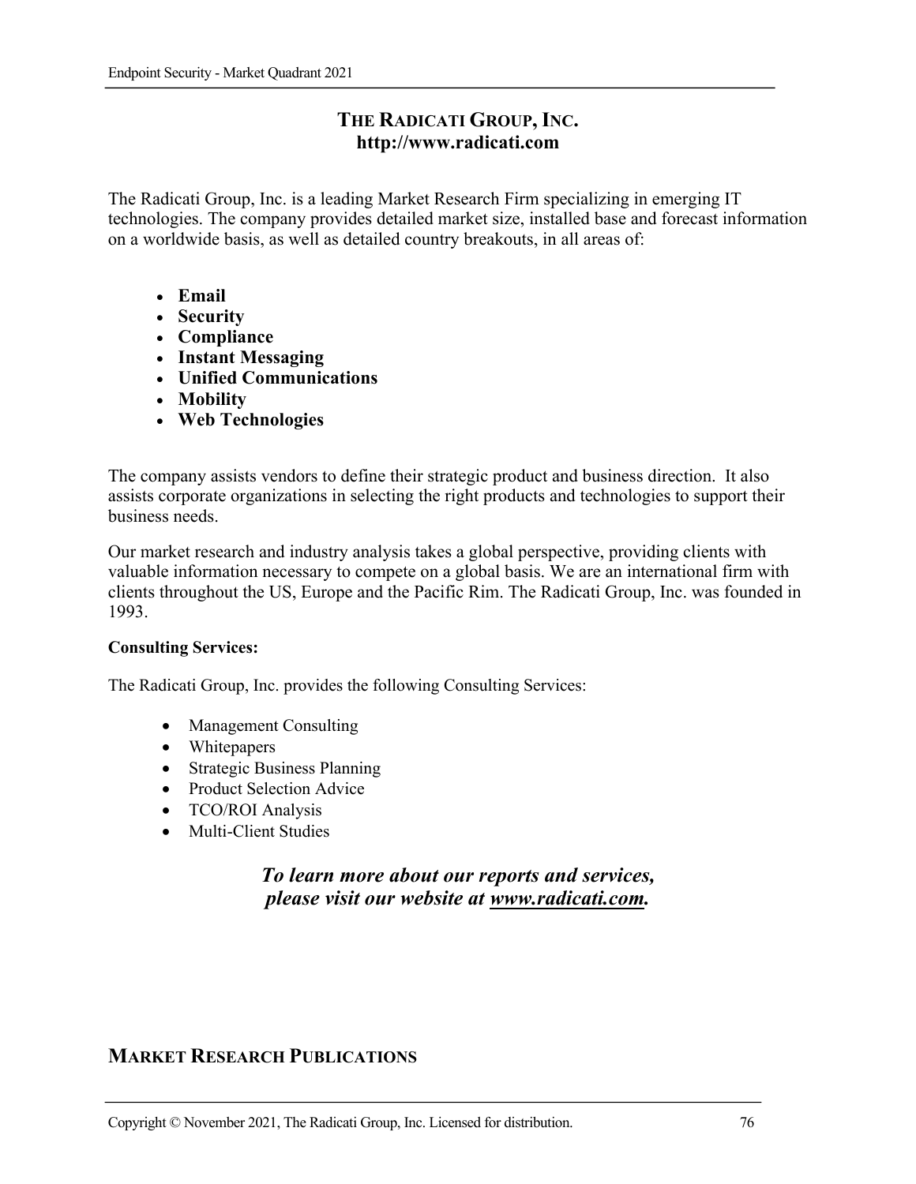## THE RADICATI GROUP, INC.
**http://www.radicati.com**

The Radicati Group, Inc. is a leading Market Research Firm specializing in emerging IT technologies. The company provides detailed market size, installed base and forecast information on a worldwide basis, as well as detailed country breakouts, in all areas of:

- **Email**
- **Security**
- **Compliance**
- **Instant Messaging**
- **Unified Communications**
- **Mobility**
- **Web Technologies**

The company assists vendors to define their strategic product and business direction. It also assists corporate organizations in selecting the right products and technologies to support their business needs.

Our market research and industry analysis takes a global perspective, providing clients with valuable information necessary to compete on a global basis. We are an international firm with clients throughout the US, Europe and the Pacific Rim. The Radicati Group, Inc. was founded in 1993.

**Consulting Services:**

The Radicati Group, Inc. provides the following Consulting Services:

- Management Consulting
- Whitepapers
- Strategic Business Planning
- Product Selection Advice
- TCO/ROI Analysis
- Multi-Client Studies

***To learn more about our reports and services, please visit our website at www.radicati.com.***

## MARKET RESEARCH PUBLICATIONS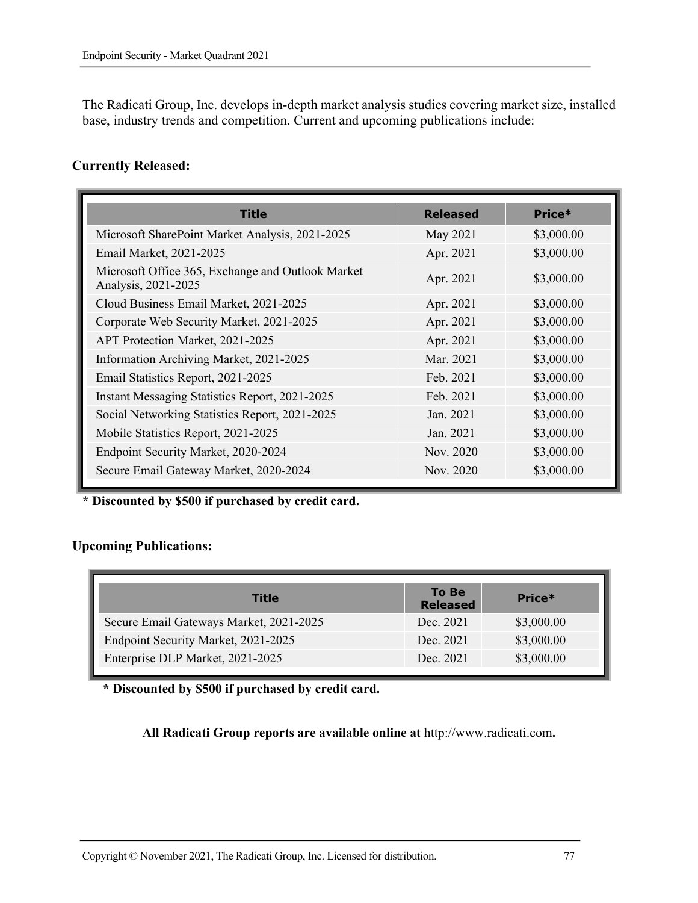The Radicati Group, Inc. develops in-depth market analysis studies covering market size, installed base, industry trends and competition. Current and upcoming publications include:

**Currently Released:**

| Title | Released | Price* |
| --- | --- | --- |
| Microsoft SharePoint Market Analysis, 2021-2025 | May 2021 | $3,000.00 |
| Email Market, 2021-2025 | Apr. 2021 | $3,000.00 |
| Microsoft Office 365, Exchange and Outlook Market Analysis, 2021-2025 | Apr. 2021 | $3,000.00 |
| Cloud Business Email Market, 2021-2025 | Apr. 2021 | $3,000.00 |
| Corporate Web Security Market, 2021-2025 | Apr. 2021 | $3,000.00 |
| APT Protection Market, 2021-2025 | Apr. 2021 | $3,000.00 |
| Information Archiving Market, 2021-2025 | Mar. 2021 | $3,000.00 |
| Email Statistics Report, 2021-2025 | Feb. 2021 | $3,000.00 |
| Instant Messaging Statistics Report, 2021-2025 | Feb. 2021 | $3,000.00 |
| Social Networking Statistics Report, 2021-2025 | Jan. 2021 | $3,000.00 |
| Mobile Statistics Report, 2021-2025 | Jan. 2021 | $3,000.00 |
| Endpoint Security Market, 2020-2024 | Nov. 2020 | $3,000.00 |
| Secure Email Gateway Market, 2020-2024 | Nov. 2020 | $3,000.00 |

**\* Discounted by $500 if purchased by credit card.**

**Upcoming Publications:**

| Title | To Be Released | Price* |
| --- | --- | --- |
| Secure Email Gateways Market, 2021-2025 | Dec. 2021 | $3,000.00 |
| Endpoint Security Market, 2021-2025 | Dec. 2021 | $3,000.00 |
| Enterprise DLP Market, 2021-2025 | Dec. 2021 | $3,000.00 |

**\* Discounted by $500 if purchased by credit card.**

**All Radicati Group reports are available online at** http://www.radicati.com**.**